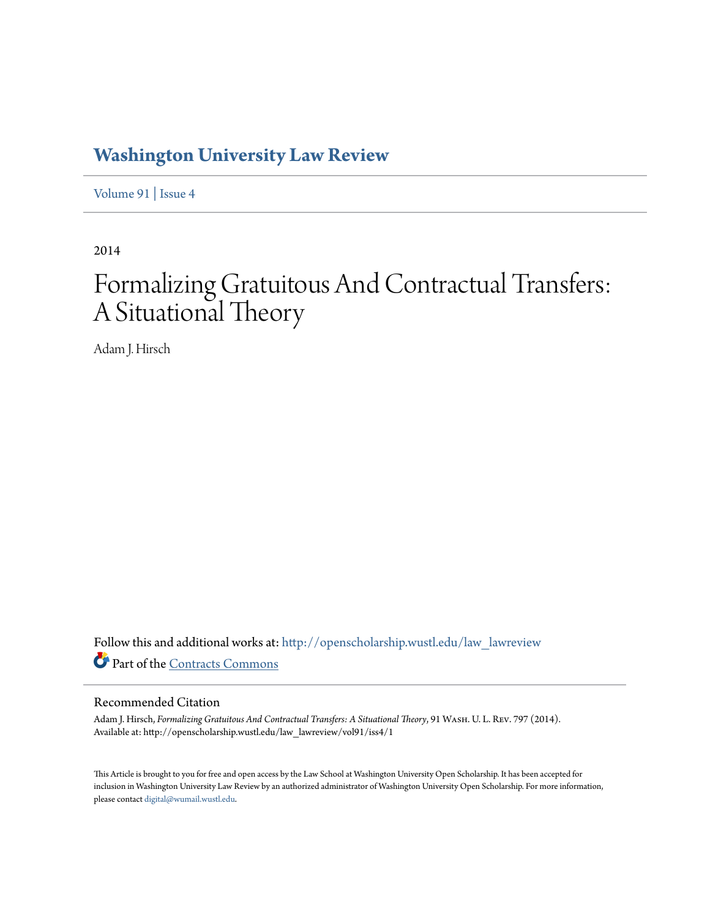# Washington University Law Review

Volume 91 | Issue 4

2014

# Formalizing Gratuitous And Contractual Transfers: A Situational Theory

Adam J. Hirsch

Follow this and additional works at: http://openscholarship.wustl.edu/law_lawreview

Part of the Contracts Commons

## Recommended Citation

Adam J. Hirsch, *Formalizing Gratuitous And Contractual Transfers: A Situational Theory*, 91 Wash. U. L. Rev. 797 (2014).
Available at: http://openscholarship.wustl.edu/law_lawreview/vol91/iss4/1

This Article is brought to you for free and open access by the Law School at Washington University Open Scholarship. It has been accepted for inclusion in Washington University Law Review by an authorized administrator of Washington University Open Scholarship. For more information, please contact digital@wumail.wustl.edu.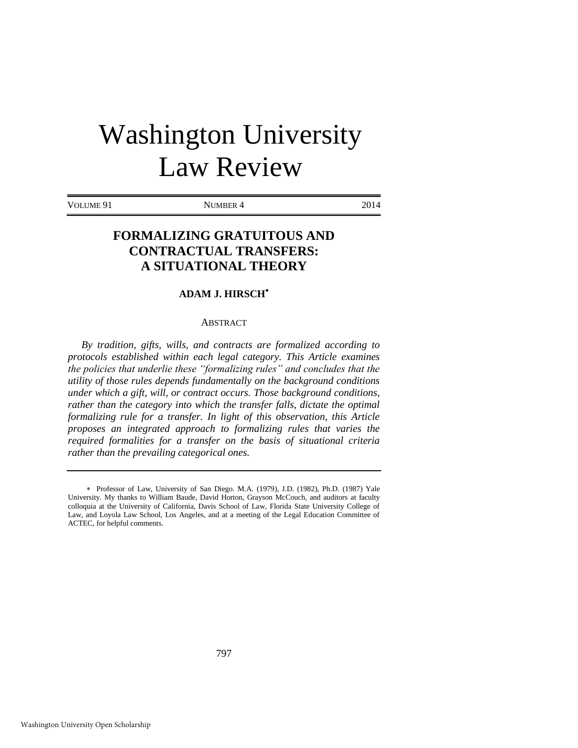# Washington University Law Review

VOLUME 91 NUMBER 4 2014

## FORMALIZING GRATUITOUS AND CONTRACTUAL TRANSFERS: A SITUATIONAL THEORY

**ADAM J. HIRSCH**[*]

ABSTRACT

*By tradition, gifts, wills, and contracts are formalized according to protocols established within each legal category. This Article examines the policies that underlie these "formalizing rules" and concludes that the utility of those rules depends fundamentally on the background conditions under which a gift, will, or contract occurs. Those background conditions, rather than the category into which the transfer falls, dictate the optimal formalizing rule for a transfer. In light of this observation, this Article proposes an integrated approach to formalizing rules that varies the required formalities for a transfer on the basis of situational criteria rather than the prevailing categorical ones.*

---

[*] Professor of Law, University of San Diego. M.A. (1979), J.D. (1982), Ph.D. (1987) Yale University. My thanks to William Baude, David Horton, Grayson McCouch, and auditors at faculty colloquia at the University of California, Davis School of Law, Florida State University College of Law, and Loyola Law School, Los Angeles, and at a meeting of the Legal Education Committee of ACTEC, for helpful comments.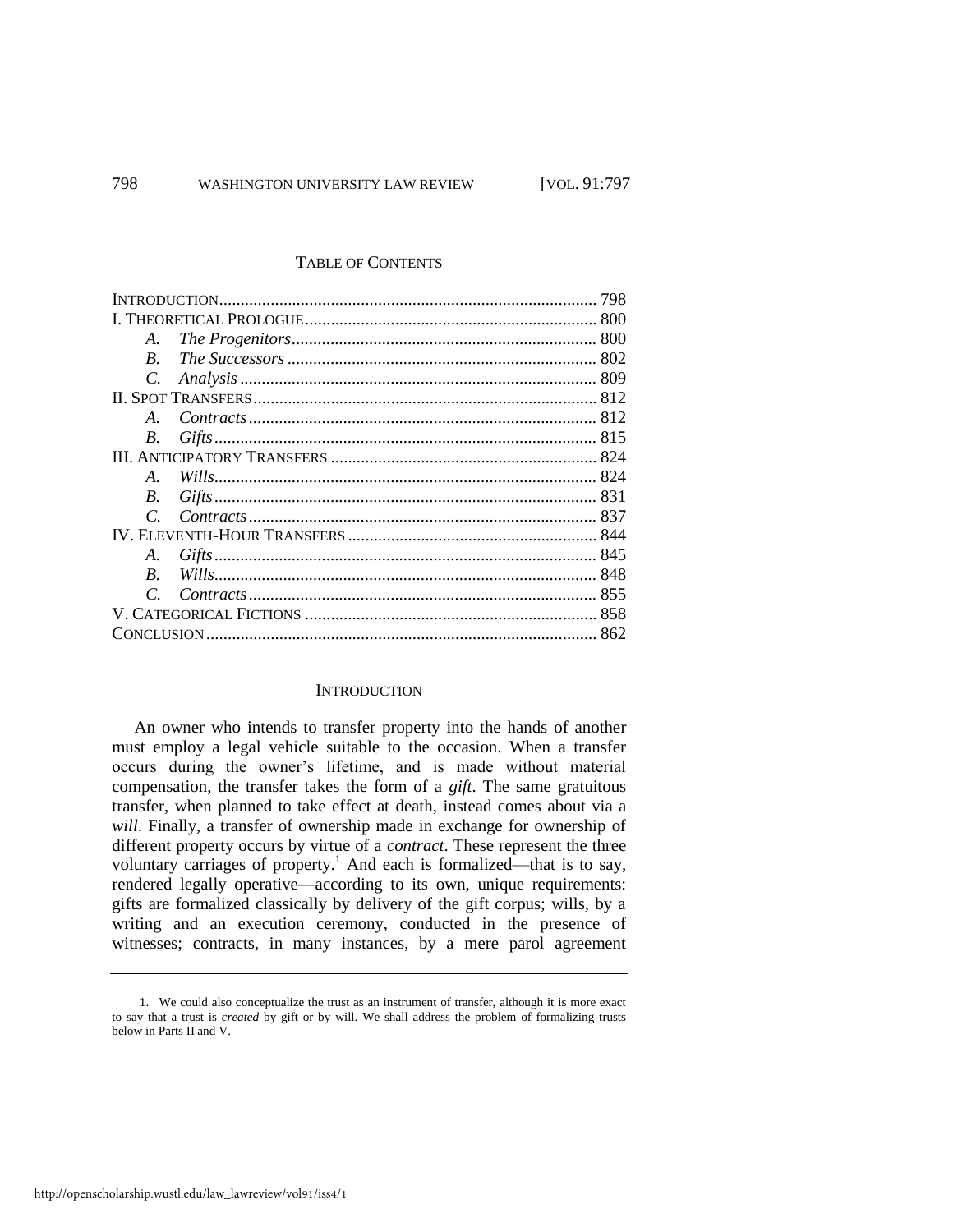## TABLE OF CONTENTS

| | |
|---|---|
| INTRODUCTION | 798 |
| I. THEORETICAL PROLOGUE | 800 |
| *A. The Progenitors* | 800 |
| *B. The Successors* | 802 |
| *C. Analysis* | 809 |
| II. SPOT TRANSFERS | 812 |
| *A. Contracts* | 812 |
| *B. Gifts* | 815 |
| III. ANTICIPATORY TRANSFERS | 824 |
| *A. Wills* | 824 |
| *B. Gifts* | 831 |
| *C. Contracts* | 837 |
| IV. ELEVENTH-HOUR TRANSFERS | 844 |
| *A. Gifts* | 845 |
| *B. Wills* | 848 |
| *C. Contracts* | 855 |
| V. CATEGORICAL FICTIONS | 858 |
| CONCLUSION | 862 |

## INTRODUCTION

An owner who intends to transfer property into the hands of another must employ a legal vehicle suitable to the occasion. When a transfer occurs during the owner's lifetime, and is made without material compensation, the transfer takes the form of a *gift*. The same gratuitous transfer, when planned to take effect at death, instead comes about via a *will*. Finally, a transfer of ownership made in exchange for ownership of different property occurs by virtue of a *contract*. These represent the three voluntary carriages of property.[1] And each is formalized—that is to say, rendered legally operative—according to its own, unique requirements: gifts are formalized classically by delivery of the gift corpus; wills, by a writing and an execution ceremony, conducted in the presence of witnesses; contracts, in many instances, by a mere parol agreement

1. We could also conceptualize the trust as an instrument of transfer, although it is more exact to say that a trust is *created* by gift or by will. We shall address the problem of formalizing trusts below in Parts II and V.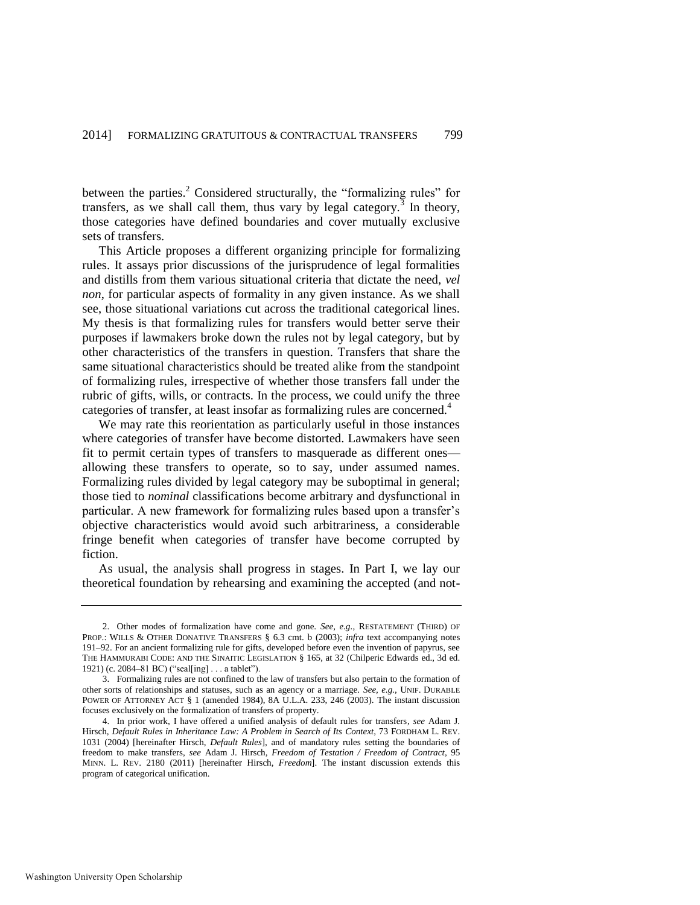between the parties.[2] Considered structurally, the "formalizing rules" for transfers, as we shall call them, thus vary by legal category.[3] In theory, those categories have defined boundaries and cover mutually exclusive sets of transfers.

This Article proposes a different organizing principle for formalizing rules. It assays prior discussions of the jurisprudence of legal formalities and distills from them various situational criteria that dictate the need, *vel non*, for particular aspects of formality in any given instance. As we shall see, those situational variations cut across the traditional categorical lines. My thesis is that formalizing rules for transfers would better serve their purposes if lawmakers broke down the rules not by legal category, but by other characteristics of the transfers in question. Transfers that share the same situational characteristics should be treated alike from the standpoint of formalizing rules, irrespective of whether those transfers fall under the rubric of gifts, wills, or contracts. In the process, we could unify the three categories of transfer, at least insofar as formalizing rules are concerned.[4]

We may rate this reorientation as particularly useful in those instances where categories of transfer have become distorted. Lawmakers have seen fit to permit certain types of transfers to masquerade as different ones—allowing these transfers to operate, so to say, under assumed names. Formalizing rules divided by legal category may be suboptimal in general; those tied to *nominal* classifications become arbitrary and dysfunctional in particular. A new framework for formalizing rules based upon a transfer's objective characteristics would avoid such arbitrariness, a considerable fringe benefit when categories of transfer have become corrupted by fiction.

As usual, the analysis shall progress in stages. In Part I, we lay our theoretical foundation by rehearsing and examining the accepted (and not-

---

2. Other modes of formalization have come and gone. *See, e.g.*, RESTATEMENT (THIRD) OF PROP.: WILLS & OTHER DONATIVE TRANSFERS § 6.3 cmt. b (2003); *infra* text accompanying notes 191–92. For an ancient formalizing rule for gifts, developed before even the invention of papyrus, see THE HAMMURABI CODE: AND THE SINAITIC LEGISLATION § 165, at 32 (Chilperic Edwards ed., 3d ed. 1921) (c. 2084–81 BC) ("seal[ing] . . . a tablet").

3. Formalizing rules are not confined to the law of transfers but also pertain to the formation of other sorts of relationships and statuses, such as an agency or a marriage. *See, e.g.*, UNIF. DURABLE POWER OF ATTORNEY ACT § 1 (amended 1984), 8A U.L.A. 233, 246 (2003). The instant discussion focuses exclusively on the formalization of transfers of property.

4. In prior work, I have offered a unified analysis of default rules for transfers, *see* Adam J. Hirsch, *Default Rules in Inheritance Law: A Problem in Search of Its Context*, 73 FORDHAM L. REV. 1031 (2004) [hereinafter Hirsch, *Default Rules*], and of mandatory rules setting the boundaries of freedom to make transfers, *see* Adam J. Hirsch, *Freedom of Testation / Freedom of Contract*, 95 MINN. L. REV. 2180 (2011) [hereinafter Hirsch, *Freedom*]. The instant discussion extends this program of categorical unification.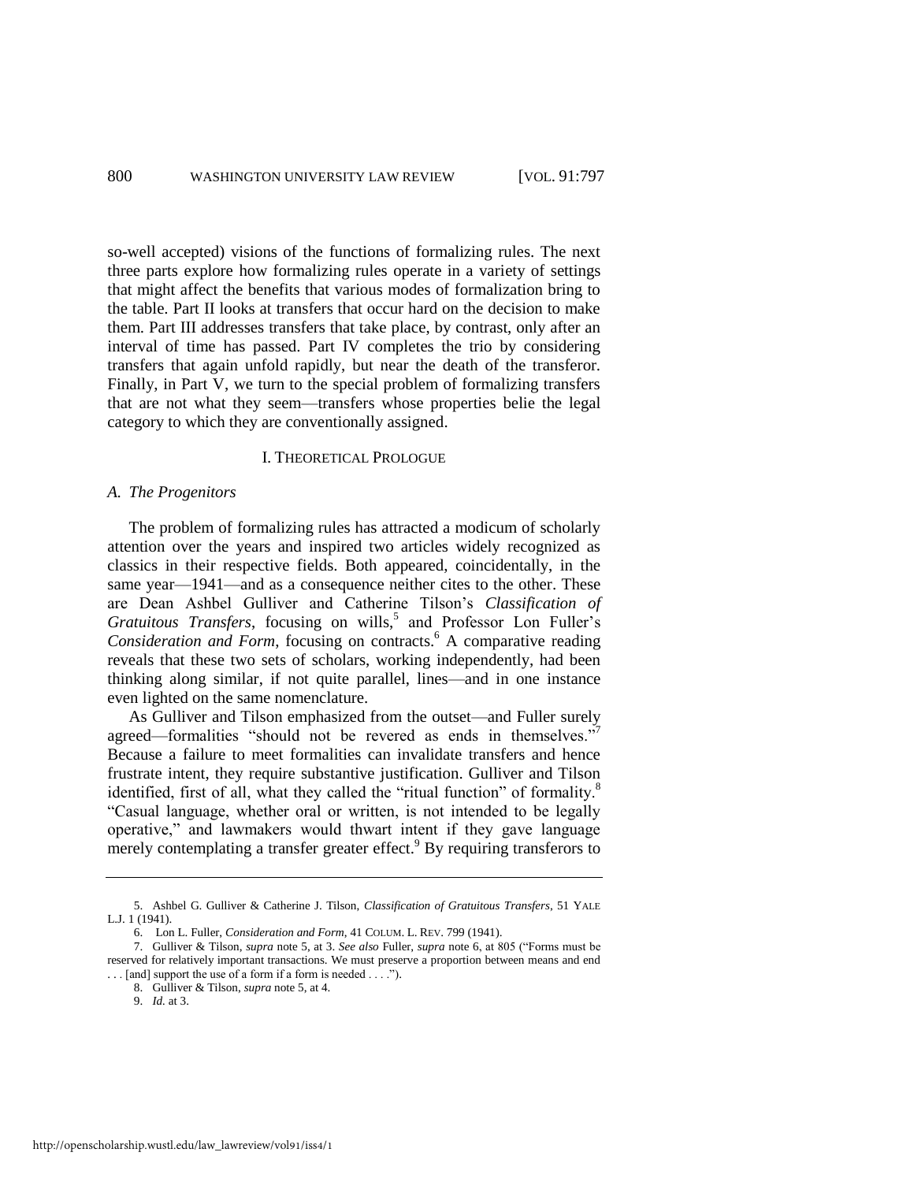so-well accepted) visions of the functions of formalizing rules. The next three parts explore how formalizing rules operate in a variety of settings that might affect the benefits that various modes of formalization bring to the table. Part II looks at transfers that occur hard on the decision to make them. Part III addresses transfers that take place, by contrast, only after an interval of time has passed. Part IV completes the trio by considering transfers that again unfold rapidly, but near the death of the transferor. Finally, in Part V, we turn to the special problem of formalizing transfers that are not what they seem—transfers whose properties belie the legal category to which they are conventionally assigned.

## I. THEORETICAL PROLOGUE

### *A. The Progenitors*

The problem of formalizing rules has attracted a modicum of scholarly attention over the years and inspired two articles widely recognized as classics in their respective fields. Both appeared, coincidentally, in the same year—1941—and as a consequence neither cites to the other. These are Dean Ashbel Gulliver and Catherine Tilson's *Classification of Gratuitous Transfers*, focusing on wills,[5] and Professor Lon Fuller's *Consideration and Form*, focusing on contracts.[6] A comparative reading reveals that these two sets of scholars, working independently, had been thinking along similar, if not quite parallel, lines—and in one instance even lighted on the same nomenclature.

As Gulliver and Tilson emphasized from the outset—and Fuller surely agreed—formalities "should not be revered as ends in themselves."[7] Because a failure to meet formalities can invalidate transfers and hence frustrate intent, they require substantive justification. Gulliver and Tilson identified, first of all, what they called the "ritual function" of formality.[8] "Casual language, whether oral or written, is not intended to be legally operative," and lawmakers would thwart intent if they gave language merely contemplating a transfer greater effect.[9] By requiring transferors to

---

5. Ashbel G. Gulliver & Catherine J. Tilson, *Classification of Gratuitous Transfers*, 51 YALE L.J. 1 (1941).

6. Lon L. Fuller, *Consideration and Form*, 41 COLUM. L. REV. 799 (1941).

7. Gulliver & Tilson, *supra* note 5, at 3. *See also* Fuller, *supra* note 6, at 805 ("Forms must be reserved for relatively important transactions. We must preserve a proportion between means and end . . . [and] support the use of a form if a form is needed . . . .").

8. Gulliver & Tilson, *supra* note 5, at 4.

9. *Id.* at 3.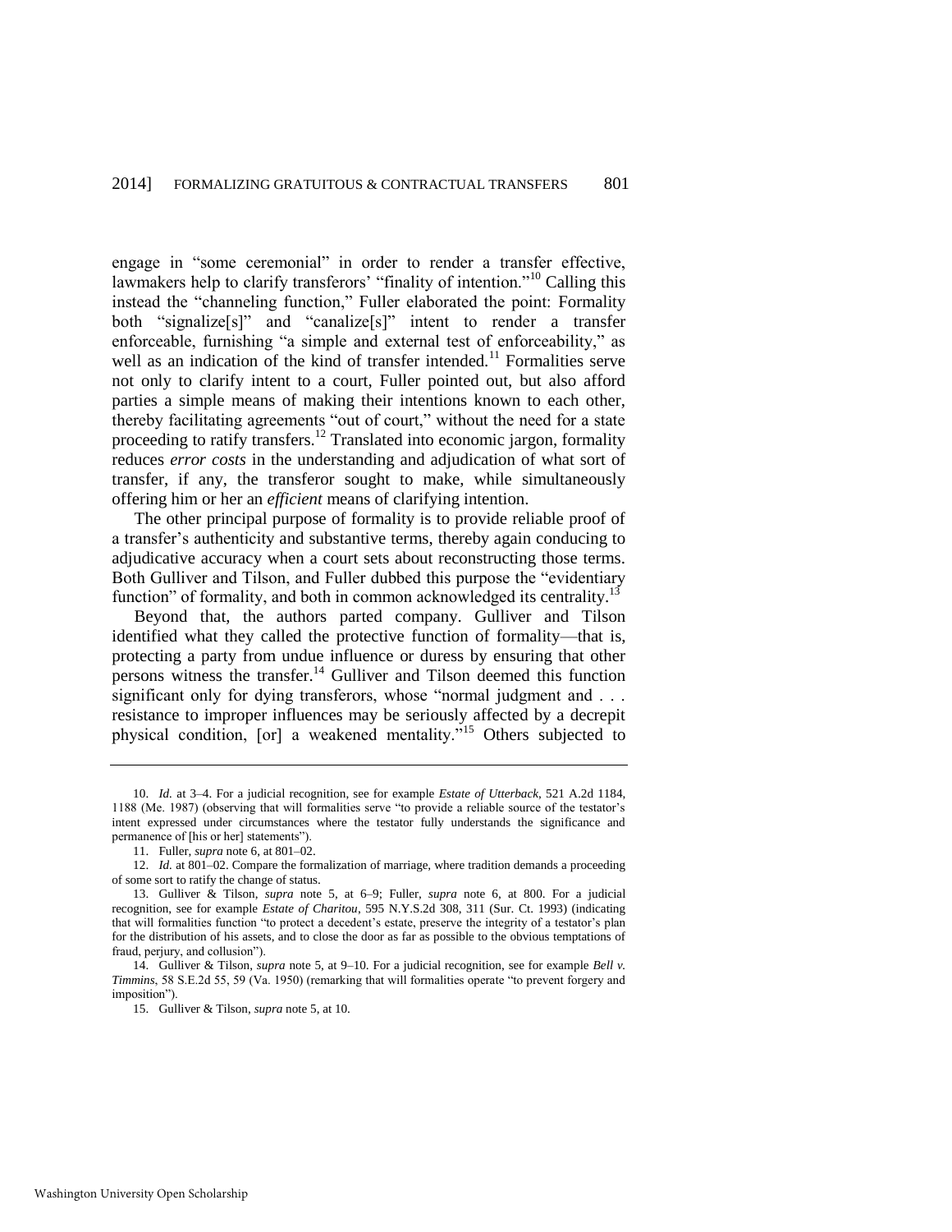engage in "some ceremonial" in order to render a transfer effective, lawmakers help to clarify transferors' "finality of intention."[10] Calling this instead the "channeling function," Fuller elaborated the point: Formality both "signalize[s]" and "canalize[s]" intent to render a transfer enforceable, furnishing "a simple and external test of enforceability," as well as an indication of the kind of transfer intended.[11] Formalities serve not only to clarify intent to a court, Fuller pointed out, but also afford parties a simple means of making their intentions known to each other, thereby facilitating agreements "out of court," without the need for a state proceeding to ratify transfers.[12] Translated into economic jargon, formality reduces *error costs* in the understanding and adjudication of what sort of transfer, if any, the transferor sought to make, while simultaneously offering him or her an *efficient* means of clarifying intention.

The other principal purpose of formality is to provide reliable proof of a transfer's authenticity and substantive terms, thereby again conducing to adjudicative accuracy when a court sets about reconstructing those terms. Both Gulliver and Tilson, and Fuller dubbed this purpose the "evidentiary function" of formality, and both in common acknowledged its centrality.[13]

Beyond that, the authors parted company. Gulliver and Tilson identified what they called the protective function of formality—that is, protecting a party from undue influence or duress by ensuring that other persons witness the transfer.[14] Gulliver and Tilson deemed this function significant only for dying transferors, whose "normal judgment and . . . resistance to improper influences may be seriously affected by a decrepit physical condition, [or] a weakened mentality."[15] Others subjected to

---

10. *Id.* at 3–4. For a judicial recognition, see for example *Estate of Utterback*, 521 A.2d 1184, 1188 (Me. 1987) (observing that will formalities serve "to provide a reliable source of the testator's intent expressed under circumstances where the testator fully understands the significance and permanence of [his or her] statements").

11. Fuller, *supra* note 6, at 801–02.

12. *Id.* at 801–02. Compare the formalization of marriage, where tradition demands a proceeding of some sort to ratify the change of status.

13. Gulliver & Tilson, *supra* note 5, at 6–9; Fuller, *supra* note 6, at 800. For a judicial recognition, see for example *Estate of Charitou*, 595 N.Y.S.2d 308, 311 (Sur. Ct. 1993) (indicating that will formalities function "to protect a decedent's estate, preserve the integrity of a testator's plan for the distribution of his assets, and to close the door as far as possible to the obvious temptations of fraud, perjury, and collusion").

14. Gulliver & Tilson, *supra* note 5, at 9–10. For a judicial recognition, see for example *Bell v. Timmins*, 58 S.E.2d 55, 59 (Va. 1950) (remarking that will formalities operate "to prevent forgery and imposition").

15. Gulliver & Tilson, *supra* note 5, at 10.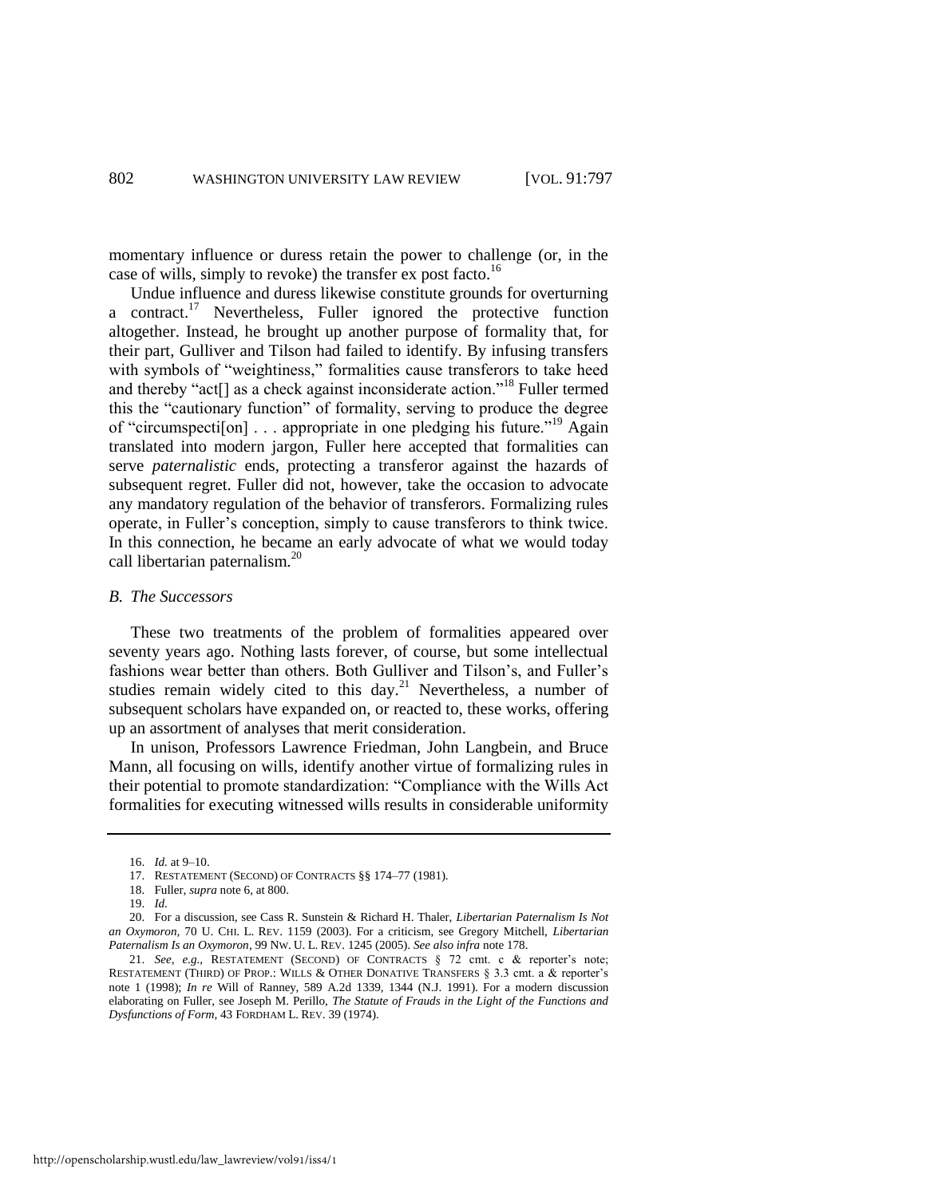momentary influence or duress retain the power to challenge (or, in the case of wills, simply to revoke) the transfer ex post facto.[16]

Undue influence and duress likewise constitute grounds for overturning a contract.[17] Nevertheless, Fuller ignored the protective function altogether. Instead, he brought up another purpose of formality that, for their part, Gulliver and Tilson had failed to identify. By infusing transfers with symbols of "weightiness," formalities cause transferors to take heed and thereby "act[] as a check against inconsiderate action."[18] Fuller termed this the "cautionary function" of formality, serving to produce the degree of "circumspecti[on] . . . appropriate in one pledging his future."[19] Again translated into modern jargon, Fuller here accepted that formalities can serve *paternalistic* ends, protecting a transferor against the hazards of subsequent regret. Fuller did not, however, take the occasion to advocate any mandatory regulation of the behavior of transferors. Formalizing rules operate, in Fuller's conception, simply to cause transferors to think twice. In this connection, he became an early advocate of what we would today call libertarian paternalism.[20]

### *B. The Successors*

These two treatments of the problem of formalities appeared over seventy years ago. Nothing lasts forever, of course, but some intellectual fashions wear better than others. Both Gulliver and Tilson's, and Fuller's studies remain widely cited to this day.[21] Nevertheless, a number of subsequent scholars have expanded on, or reacted to, these works, offering up an assortment of analyses that merit consideration.

In unison, Professors Lawrence Friedman, John Langbein, and Bruce Mann, all focusing on wills, identify another virtue of formalizing rules in their potential to promote standardization: "Compliance with the Wills Act formalities for executing witnessed wills results in considerable uniformity

---

16. *Id.* at 9–10.

17. RESTATEMENT (SECOND) OF CONTRACTS §§ 174–77 (1981).

18. Fuller, *supra* note 6, at 800.

19. *Id.*

20. For a discussion, see Cass R. Sunstein & Richard H. Thaler, *Libertarian Paternalism Is Not an Oxymoron*, 70 U. CHI. L. REV. 1159 (2003). For a criticism, see Gregory Mitchell, *Libertarian Paternalism Is an Oxymoron*, 99 NW. U. L. REV. 1245 (2005). *See also infra* note 178.

21. *See, e.g.*, RESTATEMENT (SECOND) OF CONTRACTS § 72 cmt. c & reporter's note; RESTATEMENT (THIRD) OF PROP.: WILLS & OTHER DONATIVE TRANSFERS § 3.3 cmt. a & reporter's note 1 (1998); *In re* Will of Ranney, 589 A.2d 1339, 1344 (N.J. 1991). For a modern discussion elaborating on Fuller, see Joseph M. Perillo, *The Statute of Frauds in the Light of the Functions and Dysfunctions of Form*, 43 FORDHAM L. REV. 39 (1974).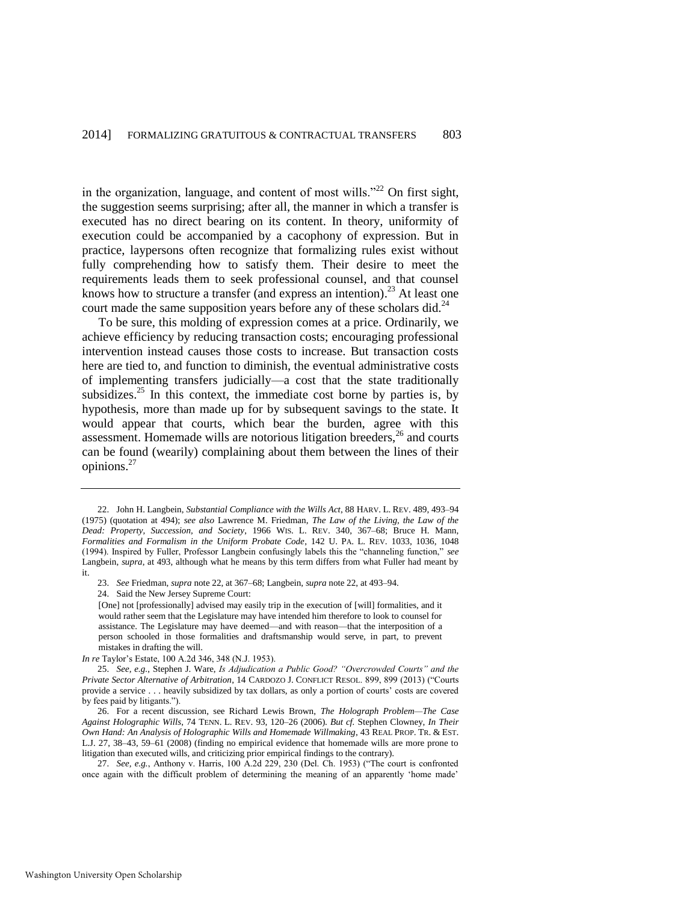in the organization, language, and content of most wills."[22] On first sight, the suggestion seems surprising; after all, the manner in which a transfer is executed has no direct bearing on its content. In theory, uniformity of execution could be accompanied by a cacophony of expression. But in practice, laypersons often recognize that formalizing rules exist without fully comprehending how to satisfy them. Their desire to meet the requirements leads them to seek professional counsel, and that counsel knows how to structure a transfer (and express an intention).[23] At least one court made the same supposition years before any of these scholars did.[24]

To be sure, this molding of expression comes at a price. Ordinarily, we achieve efficiency by reducing transaction costs; encouraging professional intervention instead causes those costs to increase. But transaction costs here are tied to, and function to diminish, the eventual administrative costs of implementing transfers judicially—a cost that the state traditionally subsidizes.[25] In this context, the immediate cost borne by parties is, by hypothesis, more than made up for by subsequent savings to the state. It would appear that courts, which bear the burden, agree with this assessment. Homemade wills are notorious litigation breeders,[26] and courts can be found (wearily) complaining about them between the lines of their opinions.[27]

---

22. John H. Langbein, *Substantial Compliance with the Wills Act*, 88 HARV. L. REV. 489, 493–94 (1975) (quotation at 494); *see also* Lawrence M. Friedman, *The Law of the Living, the Law of the Dead: Property, Succession, and Society*, 1966 WIS. L. REV. 340, 367–68; Bruce H. Mann, *Formalities and Formalism in the Uniform Probate Code*, 142 U. PA. L. REV. 1033, 1036, 1048 (1994). Inspired by Fuller, Professor Langbein confusingly labels this the "channeling function," *see* Langbein, *supra*, at 493, although what he means by this term differs from what Fuller had meant by it.

23. *See* Friedman, *supra* note 22, at 367–68; Langbein, *supra* note 22, at 493–94.

24. Said the New Jersey Supreme Court:

> [One] not [professionally] advised may easily trip in the execution of [will] formalities, and it would rather seem that the Legislature may have intended him therefore to look to counsel for assistance. The Legislature may have deemed—and with reason—that the interposition of a person schooled in those formalities and draftsmanship would serve, in part, to prevent mistakes in drafting the will.

*In re* Taylor's Estate, 100 A.2d 346, 348 (N.J. 1953).

25. *See, e.g.*, Stephen J. Ware, *Is Adjudication a Public Good? "Overcrowded Courts" and the Private Sector Alternative of Arbitration*, 14 CARDOZO J. CONFLICT RESOL. 899, 899 (2013) ("Courts provide a service . . . heavily subsidized by tax dollars, as only a portion of courts' costs are covered by fees paid by litigants.").

26. For a recent discussion, see Richard Lewis Brown, *The Holograph Problem—The Case Against Holographic Wills*, 74 TENN. L. REV. 93, 120–26 (2006). *But cf.* Stephen Clowney, *In Their Own Hand: An Analysis of Holographic Wills and Homemade Willmaking*, 43 REAL PROP. TR. & EST. L.J. 27, 38–43, 59–61 (2008) (finding no empirical evidence that homemade wills are more prone to litigation than executed wills, and criticizing prior empirical findings to the contrary).

27. *See, e.g.*, Anthony v. Harris, 100 A.2d 229, 230 (Del. Ch. 1953) ("The court is confronted once again with the difficult problem of determining the meaning of an apparently 'home made'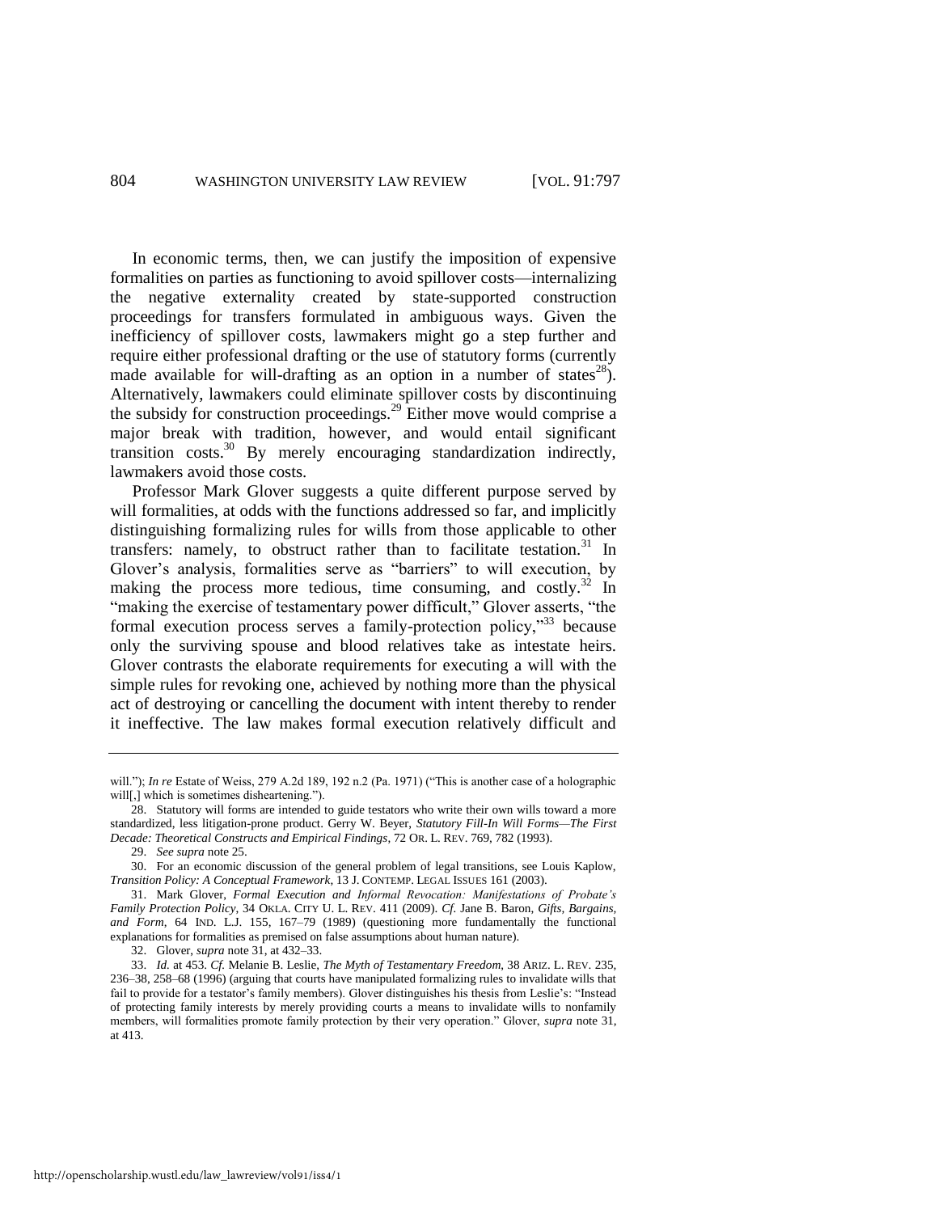In economic terms, then, we can justify the imposition of expensive formalities on parties as functioning to avoid spillover costs—internalizing the negative externality created by state-supported construction proceedings for transfers formulated in ambiguous ways. Given the inefficiency of spillover costs, lawmakers might go a step further and require either professional drafting or the use of statutory forms (currently made available for will-drafting as an option in a number of states[28]). Alternatively, lawmakers could eliminate spillover costs by discontinuing the subsidy for construction proceedings.[29] Either move would comprise a major break with tradition, however, and would entail significant transition costs.[30] By merely encouraging standardization indirectly, lawmakers avoid those costs.

Professor Mark Glover suggests a quite different purpose served by will formalities, at odds with the functions addressed so far, and implicitly distinguishing formalizing rules for wills from those applicable to other transfers: namely, to obstruct rather than to facilitate testation.[31] In Glover's analysis, formalities serve as "barriers" to will execution, by making the process more tedious, time consuming, and costly.[32] In "making the exercise of testamentary power difficult," Glover asserts, "the formal execution process serves a family-protection policy,"[33] because only the surviving spouse and blood relatives take as intestate heirs. Glover contrasts the elaborate requirements for executing a will with the simple rules for revoking one, achieved by nothing more than the physical act of destroying or cancelling the document with intent thereby to render it ineffective. The law makes formal execution relatively difficult and

---

will."); *In re* Estate of Weiss, 279 A.2d 189, 192 n.2 (Pa. 1971) ("This is another case of a holographic will[,] which is sometimes disheartening.").

28. Statutory will forms are intended to guide testators who write their own wills toward a more standardized, less litigation-prone product. Gerry W. Beyer, *Statutory Fill-In Will Forms—The First Decade: Theoretical Constructs and Empirical Findings*, 72 OR. L. REV. 769, 782 (1993).

29. *See supra* note 25.

30. For an economic discussion of the general problem of legal transitions, see Louis Kaplow, *Transition Policy: A Conceptual Framework*, 13 J. CONTEMP. LEGAL ISSUES 161 (2003).

31. Mark Glover, *Formal Execution and Informal Revocation: Manifestations of Probate's Family Protection Policy*, 34 OKLA. CITY U. L. REV. 411 (2009). *Cf.* Jane B. Baron, *Gifts, Bargains, and Form*, 64 IND. L.J. 155, 167–79 (1989) (questioning more fundamentally the functional explanations for formalities as premised on false assumptions about human nature).

32. Glover, *supra* note 31, at 432–33.

33. *Id.* at 453. *Cf.* Melanie B. Leslie, *The Myth of Testamentary Freedom*, 38 ARIZ. L. REV. 235, 236–38, 258–68 (1996) (arguing that courts have manipulated formalizing rules to invalidate wills that fail to provide for a testator's family members). Glover distinguishes his thesis from Leslie's: "Instead of protecting family interests by merely providing courts a means to invalidate wills to nonfamily members, will formalities promote family protection by their very operation." Glover, *supra* note 31, at 413.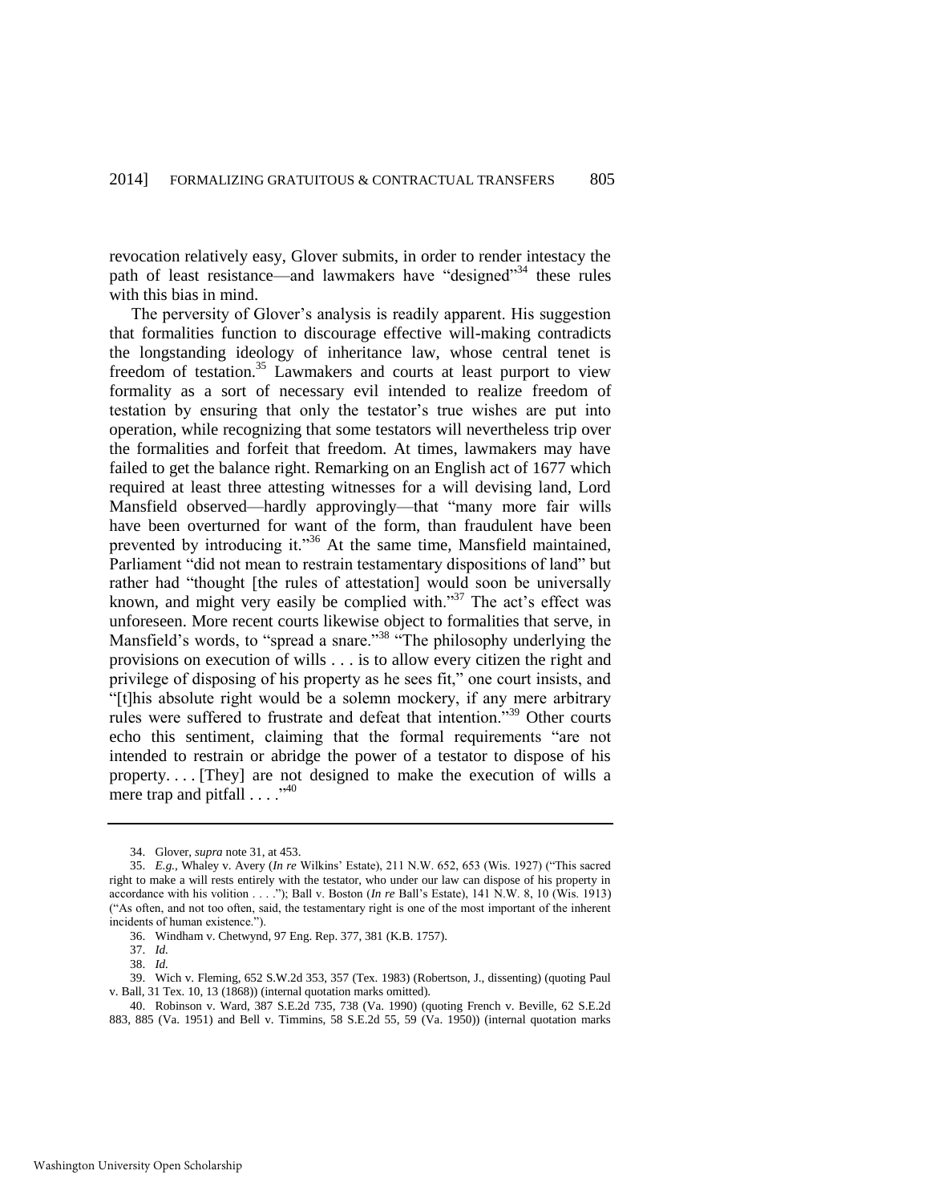revocation relatively easy, Glover submits, in order to render intestacy the path of least resistance—and lawmakers have "designed"[34] these rules with this bias in mind.

The perversity of Glover's analysis is readily apparent. His suggestion that formalities function to discourage effective will-making contradicts the longstanding ideology of inheritance law, whose central tenet is freedom of testation.[35] Lawmakers and courts at least purport to view formality as a sort of necessary evil intended to realize freedom of testation by ensuring that only the testator's true wishes are put into operation, while recognizing that some testators will nevertheless trip over the formalities and forfeit that freedom. At times, lawmakers may have failed to get the balance right. Remarking on an English act of 1677 which required at least three attesting witnesses for a will devising land, Lord Mansfield observed—hardly approvingly—that "many more fair wills have been overturned for want of the form, than fraudulent have been prevented by introducing it."[36] At the same time, Mansfield maintained, Parliament "did not mean to restrain testamentary dispositions of land" but rather had "thought [the rules of attestation] would soon be universally known, and might very easily be complied with."[37] The act's effect was unforeseen. More recent courts likewise object to formalities that serve, in Mansfield's words, to "spread a snare."[38] "The philosophy underlying the provisions on execution of wills . . . is to allow every citizen the right and privilege of disposing of his property as he sees fit," one court insists, and "[t]his absolute right would be a solemn mockery, if any mere arbitrary rules were suffered to frustrate and defeat that intention."[39] Other courts echo this sentiment, claiming that the formal requirements "are not intended to restrain or abridge the power of a testator to dispose of his property. . . . [They] are not designed to make the execution of wills a mere trap and pitfall . . . ."[40]

---

34. Glover, *supra* note 31, at 453.

35. *E.g.*, Whaley v. Avery (*In re* Wilkins' Estate), 211 N.W. 652, 653 (Wis. 1927) ("This sacred right to make a will rests entirely with the testator, who under our law can dispose of his property in accordance with his volition . . . ."); Ball v. Boston (*In re* Ball's Estate), 141 N.W. 8, 10 (Wis. 1913) ("As often, and not too often, said, the testamentary right is one of the most important of the inherent incidents of human existence.").

36. Windham v. Chetwynd, 97 Eng. Rep. 377, 381 (K.B. 1757).

37. *Id.*

38. *Id.*

39. Wich v. Fleming, 652 S.W.2d 353, 357 (Tex. 1983) (Robertson, J., dissenting) (quoting Paul v. Ball, 31 Tex. 10, 13 (1868)) (internal quotation marks omitted).

40. Robinson v. Ward, 387 S.E.2d 735, 738 (Va. 1990) (quoting French v. Beville, 62 S.E.2d 883, 885 (Va. 1951) and Bell v. Timmins, 58 S.E.2d 55, 59 (Va. 1950)) (internal quotation marks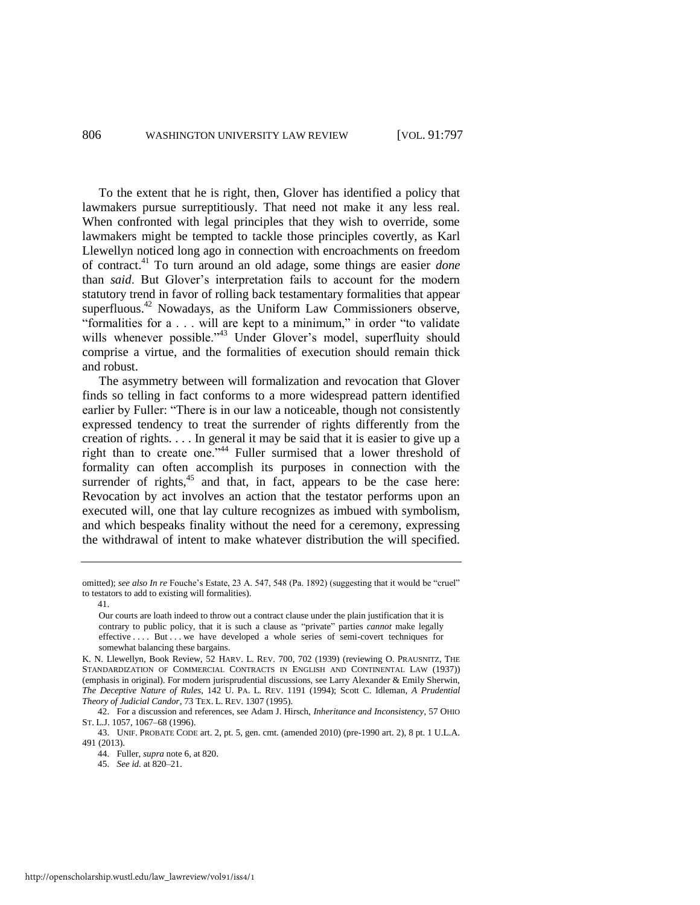To the extent that he is right, then, Glover has identified a policy that lawmakers pursue surreptitiously. That need not make it any less real. When confronted with legal principles that they wish to override, some lawmakers might be tempted to tackle those principles covertly, as Karl Llewellyn noticed long ago in connection with encroachments on freedom of contract.[41] To turn around an old adage, some things are easier *done* than *said*. But Glover's interpretation fails to account for the modern statutory trend in favor of rolling back testamentary formalities that appear superfluous.[42] Nowadays, as the Uniform Law Commissioners observe, "formalities for a . . . will are kept to a minimum," in order "to validate wills whenever possible."[43] Under Glover's model, superfluity should comprise a virtue, and the formalities of execution should remain thick and robust.

The asymmetry between will formalization and revocation that Glover finds so telling in fact conforms to a more widespread pattern identified earlier by Fuller: "There is in our law a noticeable, though not consistently expressed tendency to treat the surrender of rights differently from the creation of rights. . . . In general it may be said that it is easier to give up a right than to create one."[44] Fuller surmised that a lower threshold of formality can often accomplish its purposes in connection with the surrender of rights,[45] and that, in fact, appears to be the case here: Revocation by act involves an action that the testator performs upon an executed will, one that lay culture recognizes as imbued with symbolism, and which bespeaks finality without the need for a ceremony, expressing the withdrawal of intent to make whatever distribution the will specified.

---

omitted); *see also In re* Fouche's Estate, 23 A. 547, 548 (Pa. 1892) (suggesting that it would be "cruel" to testators to add to existing will formalities).

41.

> Our courts are loath indeed to throw out a contract clause under the plain justification that it is contrary to public policy, that it is such a clause as "private" parties *cannot* make legally effective . . . . But . . . we have developed a whole series of semi-covert techniques for somewhat balancing these bargains.

K. N. Llewellyn, Book Review, 52 HARV. L. REV. 700, 702 (1939) (reviewing O. PRAUSNITZ, THE STANDARDIZATION OF COMMERCIAL CONTRACTS IN ENGLISH AND CONTINENTAL LAW (1937)) (emphasis in original). For modern jurisprudential discussions, see Larry Alexander & Emily Sherwin, *The Deceptive Nature of Rules*, 142 U. PA. L. REV. 1191 (1994); Scott C. Idleman, *A Prudential Theory of Judicial Candor*, 73 TEX. L. REV. 1307 (1995).

42. For a discussion and references, see Adam J. Hirsch, *Inheritance and Inconsistency*, 57 OHIO ST. L.J. 1057, 1067–68 (1996).

43. UNIF. PROBATE CODE art. 2, pt. 5, gen. cmt. (amended 2010) (pre-1990 art. 2), 8 pt. 1 U.L.A. 491 (2013).

44. Fuller, *supra* note 6, at 820.

45. *See id.* at 820–21.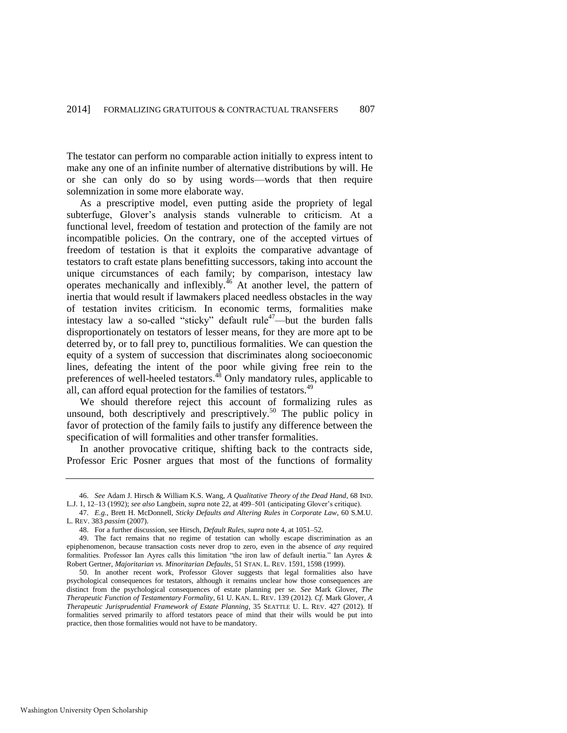The testator can perform no comparable action initially to express intent to make any one of an infinite number of alternative distributions by will. He or she can only do so by using words—words that then require solemnization in some more elaborate way.

As a prescriptive model, even putting aside the propriety of legal subterfuge, Glover's analysis stands vulnerable to criticism. At a functional level, freedom of testation and protection of the family are not incompatible policies. On the contrary, one of the accepted virtues of freedom of testation is that it exploits the comparative advantage of testators to craft estate plans benefitting successors, taking into account the unique circumstances of each family; by comparison, intestacy law operates mechanically and inflexibly.[46] At another level, the pattern of inertia that would result if lawmakers placed needless obstacles in the way of testation invites criticism. In economic terms, formalities make intestacy law a so-called "sticky" default rule[47]—but the burden falls disproportionately on testators of lesser means, for they are more apt to be deterred by, or to fall prey to, punctilious formalities. We can question the equity of a system of succession that discriminates along socioeconomic lines, defeating the intent of the poor while giving free rein to the preferences of well-heeled testators.[48] Only mandatory rules, applicable to all, can afford equal protection for the families of testators.[49]

We should therefore reject this account of formalizing rules as unsound, both descriptively and prescriptively.[50] The public policy in favor of protection of the family fails to justify any difference between the specification of will formalities and other transfer formalities.

In another provocative critique, shifting back to the contracts side, Professor Eric Posner argues that most of the functions of formality

---

46. *See* Adam J. Hirsch & William K.S. Wang, *A Qualitative Theory of the Dead Hand*, 68 IND. L.J. 1, 12–13 (1992); *see also* Langbein, *supra* note 22, at 499–501 (anticipating Glover's critique).

47. *E.g.*, Brett H. McDonnell, *Sticky Defaults and Altering Rules in Corporate Law*, 60 S.M.U. L. REV. 383 *passim* (2007).

48. For a further discussion, see Hirsch, *Default Rules*, *supra* note 4, at 1051–52.

49. The fact remains that no regime of testation can wholly escape discrimination as an epiphenomenon, because transaction costs never drop to zero, even in the absence of *any* required formalities. Professor Ian Ayres calls this limitation "the iron law of default inertia." Ian Ayres & Robert Gertner, *Majoritarian vs. Minoritarian Defaults*, 51 STAN. L. REV. 1591, 1598 (1999).

50. In another recent work, Professor Glover suggests that legal formalities also have psychological consequences for testators, although it remains unclear how those consequences are distinct from the psychological consequences of estate planning per se. *See* Mark Glover, *The Therapeutic Function of Testamentary Formality*, 61 U. KAN. L. REV. 139 (2012). *Cf.* Mark Glover, *A Therapeutic Jurisprudential Framework of Estate Planning*, 35 SEATTLE U. L. REV. 427 (2012). If formalities served primarily to afford testators peace of mind that their wills would be put into practice, then those formalities would not have to be mandatory.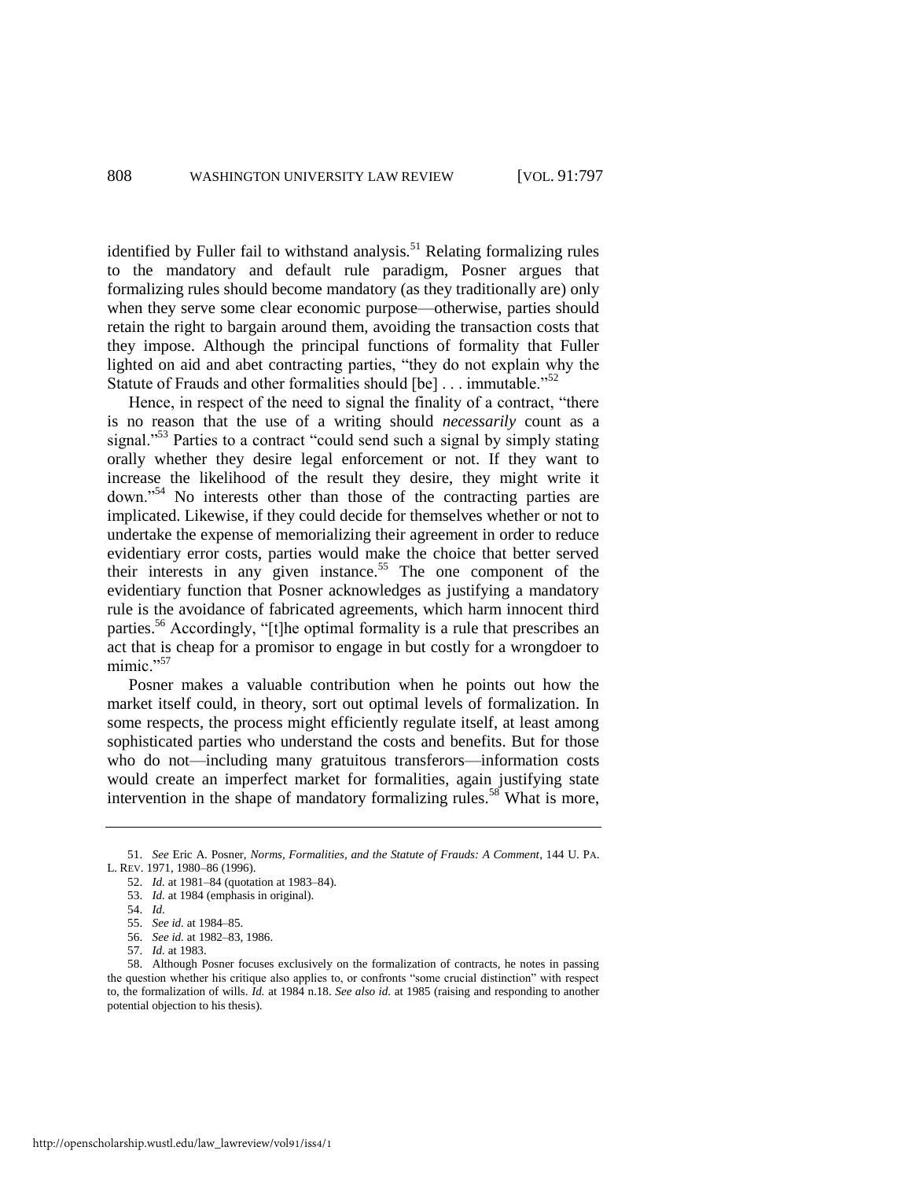identified by Fuller fail to withstand analysis.[51] Relating formalizing rules to the mandatory and default rule paradigm, Posner argues that formalizing rules should become mandatory (as they traditionally are) only when they serve some clear economic purpose—otherwise, parties should retain the right to bargain around them, avoiding the transaction costs that they impose. Although the principal functions of formality that Fuller lighted on aid and abet contracting parties, "they do not explain why the Statute of Frauds and other formalities should [be] . . . immutable."[52]

Hence, in respect of the need to signal the finality of a contract, "there is no reason that the use of a writing should *necessarily* count as a signal."[53] Parties to a contract "could send such a signal by simply stating orally whether they desire legal enforcement or not. If they want to increase the likelihood of the result they desire, they might write it down."[54] No interests other than those of the contracting parties are implicated. Likewise, if they could decide for themselves whether or not to undertake the expense of memorializing their agreement in order to reduce evidentiary error costs, parties would make the choice that better served their interests in any given instance.[55] The one component of the evidentiary function that Posner acknowledges as justifying a mandatory rule is the avoidance of fabricated agreements, which harm innocent third parties.[56] Accordingly, "[t]he optimal formality is a rule that prescribes an act that is cheap for a promisor to engage in but costly for a wrongdoer to mimic."[57]

Posner makes a valuable contribution when he points out how the market itself could, in theory, sort out optimal levels of formalization. In some respects, the process might efficiently regulate itself, at least among sophisticated parties who understand the costs and benefits. But for those who do not—including many gratuitous transferors—information costs would create an imperfect market for formalities, again justifying state intervention in the shape of mandatory formalizing rules.[58] What is more,

---

51. *See* Eric A. Posner, *Norms, Formalities, and the Statute of Frauds: A Comment*, 144 U. PA. L. REV. 1971, 1980–86 (1996).

52. *Id.* at 1981–84 (quotation at 1983–84).

53. *Id.* at 1984 (emphasis in original).

54. *Id.*

55. *See id.* at 1984–85.

56. *See id.* at 1982–83, 1986.

57. *Id.* at 1983.

58. Although Posner focuses exclusively on the formalization of contracts, he notes in passing the question whether his critique also applies to, or confronts "some crucial distinction" with respect to, the formalization of wills. *Id.* at 1984 n.18. *See also id.* at 1985 (raising and responding to another potential objection to his thesis).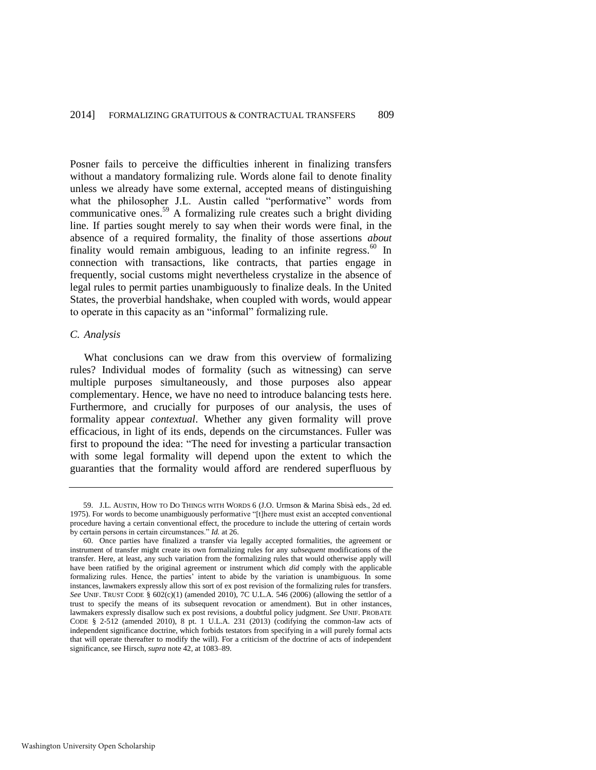Posner fails to perceive the difficulties inherent in finalizing transfers without a mandatory formalizing rule. Words alone fail to denote finality unless we already have some external, accepted means of distinguishing what the philosopher J.L. Austin called "performative" words from communicative ones.[59] A formalizing rule creates such a bright dividing line. If parties sought merely to say when their words were final, in the absence of a required formality, the finality of those assertions *about* finality would remain ambiguous, leading to an infinite regress.[60] In connection with transactions, like contracts, that parties engage in frequently, social customs might nevertheless crystalize in the absence of legal rules to permit parties unambiguously to finalize deals. In the United States, the proverbial handshake, when coupled with words, would appear to operate in this capacity as an "informal" formalizing rule.

### *C. Analysis*

What conclusions can we draw from this overview of formalizing rules? Individual modes of formality (such as witnessing) can serve multiple purposes simultaneously, and those purposes also appear complementary. Hence, we have no need to introduce balancing tests here. Furthermore, and crucially for purposes of our analysis, the uses of formality appear *contextual*. Whether any given formality will prove efficacious, in light of its ends, depends on the circumstances. Fuller was first to propound the idea: "The need for investing a particular transaction with some legal formality will depend upon the extent to which the guaranties that the formality would afford are rendered superfluous by

---

59. J.L. AUSTIN, HOW TO DO THINGS WITH WORDS 6 (J.O. Urmson & Marina Sbisà eds., 2d ed. 1975). For words to become unambiguously performative "[t]here must exist an accepted conventional procedure having a certain conventional effect, the procedure to include the uttering of certain words by certain persons in certain circumstances." *Id.* at 26.

60. Once parties have finalized a transfer via legally accepted formalities, the agreement or instrument of transfer might create its own formalizing rules for any *subsequent* modifications of the transfer. Here, at least, any such variation from the formalizing rules that would otherwise apply will have been ratified by the original agreement or instrument which *did* comply with the applicable formalizing rules. Hence, the parties' intent to abide by the variation is unambiguous. In some instances, lawmakers expressly allow this sort of ex post revision of the formalizing rules for transfers. *See* UNIF. TRUST CODE § 602(c)(1) (amended 2010), 7C U.L.A. 546 (2006) (allowing the settlor of a trust to specify the means of its subsequent revocation or amendment). But in other instances, lawmakers expressly disallow such ex post revisions, a doubtful policy judgment. *See* UNIF. PROBATE CODE § 2-512 (amended 2010), 8 pt. 1 U.L.A. 231 (2013) (codifying the common-law acts of independent significance doctrine, which forbids testators from specifying in a will purely formal acts that will operate thereafter to modify the will). For a criticism of the doctrine of acts of independent significance, see Hirsch, *supra* note 42, at 1083–89.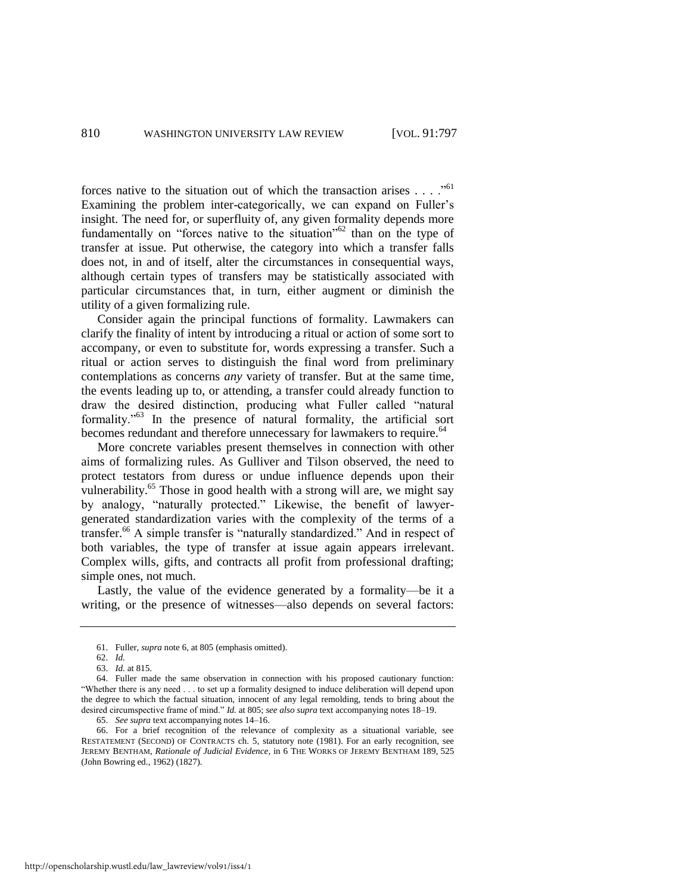forces native to the situation out of which the transaction arises . . . ."[61] Examining the problem inter-categorically, we can expand on Fuller's insight. The need for, or superfluity of, any given formality depends more fundamentally on "forces native to the situation"[62] than on the type of transfer at issue. Put otherwise, the category into which a transfer falls does not, in and of itself, alter the circumstances in consequential ways, although certain types of transfers may be statistically associated with particular circumstances that, in turn, either augment or diminish the utility of a given formalizing rule.

Consider again the principal functions of formality. Lawmakers can clarify the finality of intent by introducing a ritual or action of some sort to accompany, or even to substitute for, words expressing a transfer. Such a ritual or action serves to distinguish the final word from preliminary contemplations as concerns *any* variety of transfer. But at the same time, the events leading up to, or attending, a transfer could already function to draw the desired distinction, producing what Fuller called "natural formality."[63] In the presence of natural formality, the artificial sort becomes redundant and therefore unnecessary for lawmakers to require.[64]

More concrete variables present themselves in connection with other aims of formalizing rules. As Gulliver and Tilson observed, the need to protect testators from duress or undue influence depends upon their vulnerability.[65] Those in good health with a strong will are, we might say by analogy, "naturally protected." Likewise, the benefit of lawyer-generated standardization varies with the complexity of the terms of a transfer.[66] A simple transfer is "naturally standardized." And in respect of both variables, the type of transfer at issue again appears irrelevant. Complex wills, gifts, and contracts all profit from professional drafting; simple ones, not much.

Lastly, the value of the evidence generated by a formality—be it a writing, or the presence of witnesses—also depends on several factors:

---

61. Fuller, *supra* note 6, at 805 (emphasis omitted).

62. *Id.*

63. *Id.* at 815.

64. Fuller made the same observation in connection with his proposed cautionary function: "Whether there is any need . . . to set up a formality designed to induce deliberation will depend upon the degree to which the factual situation, innocent of any legal remolding, tends to bring about the desired circumspective frame of mind." *Id.* at 805; *see also supra* text accompanying notes 18–19.

65. *See supra* text accompanying notes 14–16.

66. For a brief recognition of the relevance of complexity as a situational variable, see RESTATEMENT (SECOND) OF CONTRACTS ch. 5, statutory note (1981). For an early recognition, see JEREMY BENTHAM, *Rationale of Judicial Evidence*, in 6 THE WORKS OF JEREMY BENTHAM 189, 525 (John Bowring ed., 1962) (1827).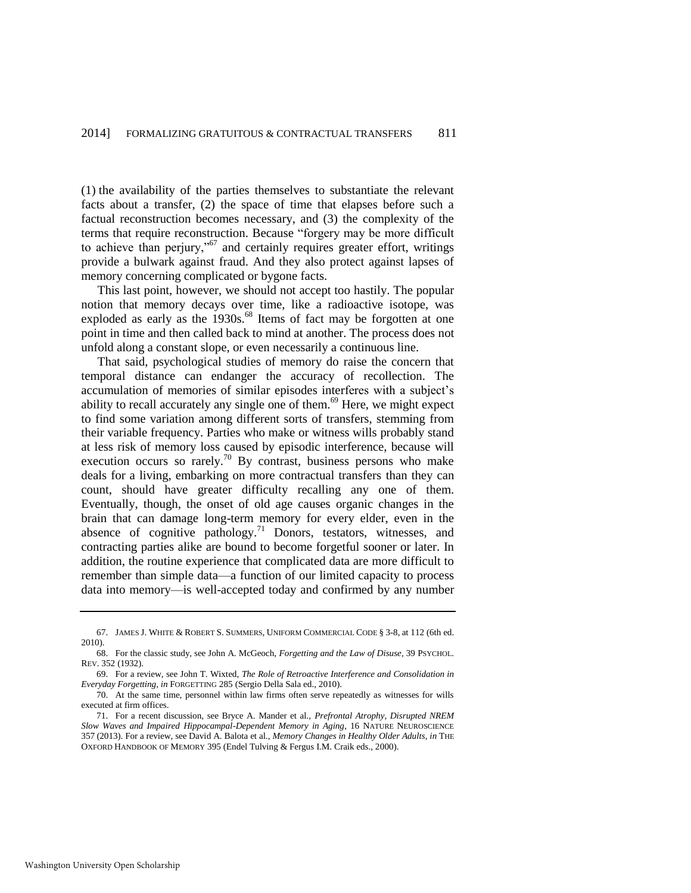(1) the availability of the parties themselves to substantiate the relevant facts about a transfer, (2) the space of time that elapses before such a factual reconstruction becomes necessary, and (3) the complexity of the terms that require reconstruction. Because "forgery may be more difficult to achieve than perjury,"[67] and certainly requires greater effort, writings provide a bulwark against fraud. And they also protect against lapses of memory concerning complicated or bygone facts.

This last point, however, we should not accept too hastily. The popular notion that memory decays over time, like a radioactive isotope, was exploded as early as the 1930s.[68] Items of fact may be forgotten at one point in time and then called back to mind at another. The process does not unfold along a constant slope, or even necessarily a continuous line.

That said, psychological studies of memory do raise the concern that temporal distance can endanger the accuracy of recollection. The accumulation of memories of similar episodes interferes with a subject's ability to recall accurately any single one of them.[69] Here, we might expect to find some variation among different sorts of transfers, stemming from their variable frequency. Parties who make or witness wills probably stand at less risk of memory loss caused by episodic interference, because will execution occurs so rarely.[70] By contrast, business persons who make deals for a living, embarking on more contractual transfers than they can count, should have greater difficulty recalling any one of them. Eventually, though, the onset of old age causes organic changes in the brain that can damage long-term memory for every elder, even in the absence of cognitive pathology.[71] Donors, testators, witnesses, and contracting parties alike are bound to become forgetful sooner or later. In addition, the routine experience that complicated data are more difficult to remember than simple data—a function of our limited capacity to process data into memory—is well-accepted today and confirmed by any number

---

67. JAMES J. WHITE & ROBERT S. SUMMERS, UNIFORM COMMERCIAL CODE § 3-8, at 112 (6th ed. 2010).

68. For the classic study, see John A. McGeoch, *Forgetting and the Law of Disuse*, 39 PSYCHOL. REV. 352 (1932).

69. For a review, see John T. Wixted, *The Role of Retroactive Interference and Consolidation in Everyday Forgetting*, *in* FORGETTING 285 (Sergio Della Sala ed., 2010).

70. At the same time, personnel within law firms often serve repeatedly as witnesses for wills executed at firm offices.

71. For a recent discussion, see Bryce A. Mander et al., *Prefrontal Atrophy, Disrupted NREM Slow Waves and Impaired Hippocampal-Dependent Memory in Aging*, 16 NATURE NEUROSCIENCE 357 (2013). For a review, see David A. Balota et al., *Memory Changes in Healthy Older Adults*, *in* THE OXFORD HANDBOOK OF MEMORY 395 (Endel Tulving & Fergus I.M. Craik eds., 2000).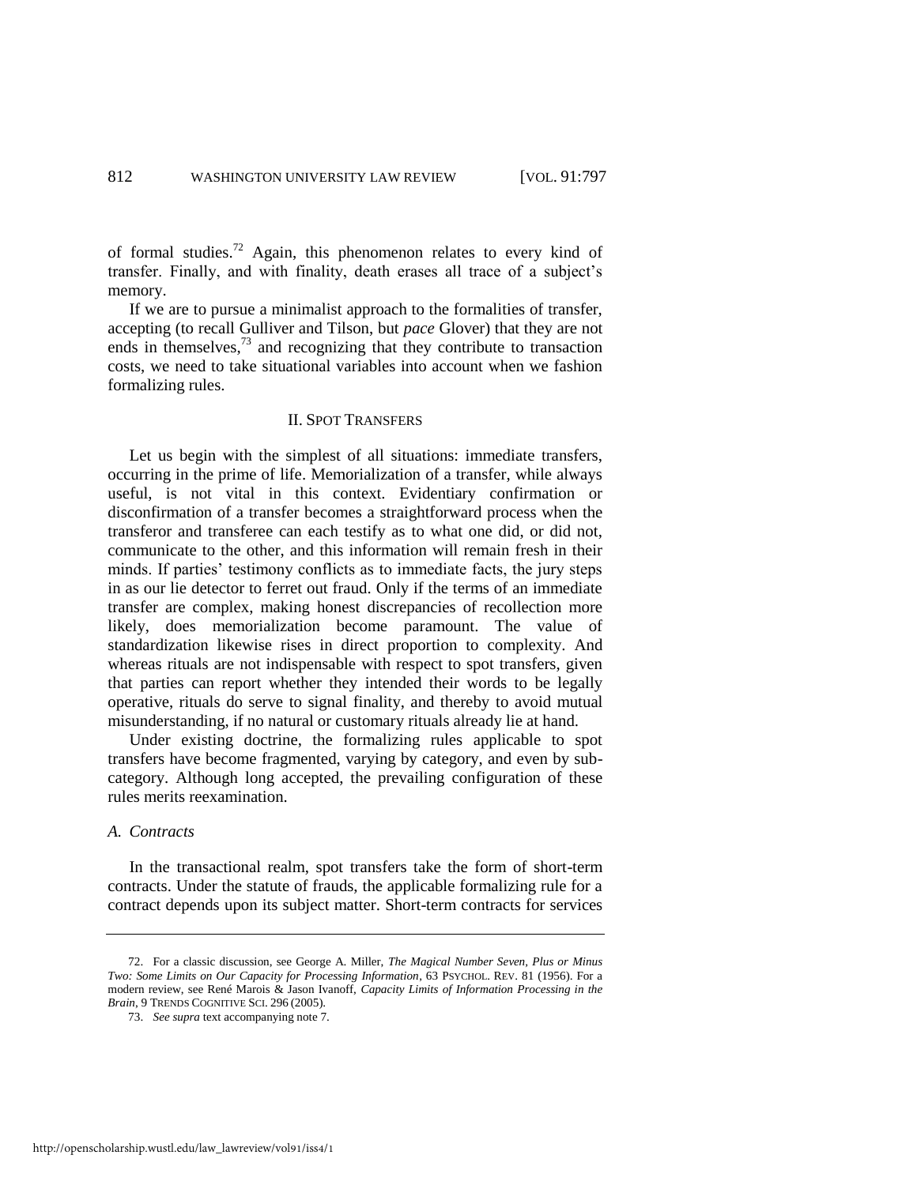of formal studies.[72] Again, this phenomenon relates to every kind of transfer. Finally, and with finality, death erases all trace of a subject's memory.

If we are to pursue a minimalist approach to the formalities of transfer, accepting (to recall Gulliver and Tilson, but *pace* Glover) that they are not ends in themselves,[73] and recognizing that they contribute to transaction costs, we need to take situational variables into account when we fashion formalizing rules.

## II. SPOT TRANSFERS

Let us begin with the simplest of all situations: immediate transfers, occurring in the prime of life. Memorialization of a transfer, while always useful, is not vital in this context. Evidentiary confirmation or disconfirmation of a transfer becomes a straightforward process when the transferor and transferee can each testify as to what one did, or did not, communicate to the other, and this information will remain fresh in their minds. If parties' testimony conflicts as to immediate facts, the jury steps in as our lie detector to ferret out fraud. Only if the terms of an immediate transfer are complex, making honest discrepancies of recollection more likely, does memorialization become paramount. The value of standardization likewise rises in direct proportion to complexity. And whereas rituals are not indispensable with respect to spot transfers, given that parties can report whether they intended their words to be legally operative, rituals do serve to signal finality, and thereby to avoid mutual misunderstanding, if no natural or customary rituals already lie at hand.

Under existing doctrine, the formalizing rules applicable to spot transfers have become fragmented, varying by category, and even by sub-category. Although long accepted, the prevailing configuration of these rules merits reexamination.

### *A. Contracts*

In the transactional realm, spot transfers take the form of short-term contracts. Under the statute of frauds, the applicable formalizing rule for a contract depends upon its subject matter. Short-term contracts for services

---

72. For a classic discussion, see George A. Miller, *The Magical Number Seven, Plus or Minus Two: Some Limits on Our Capacity for Processing Information*, 63 PSYCHOL. REV. 81 (1956). For a modern review, see René Marois & Jason Ivanoff, *Capacity Limits of Information Processing in the Brain*, 9 TRENDS COGNITIVE SCI. 296 (2005).

73. *See supra* text accompanying note 7.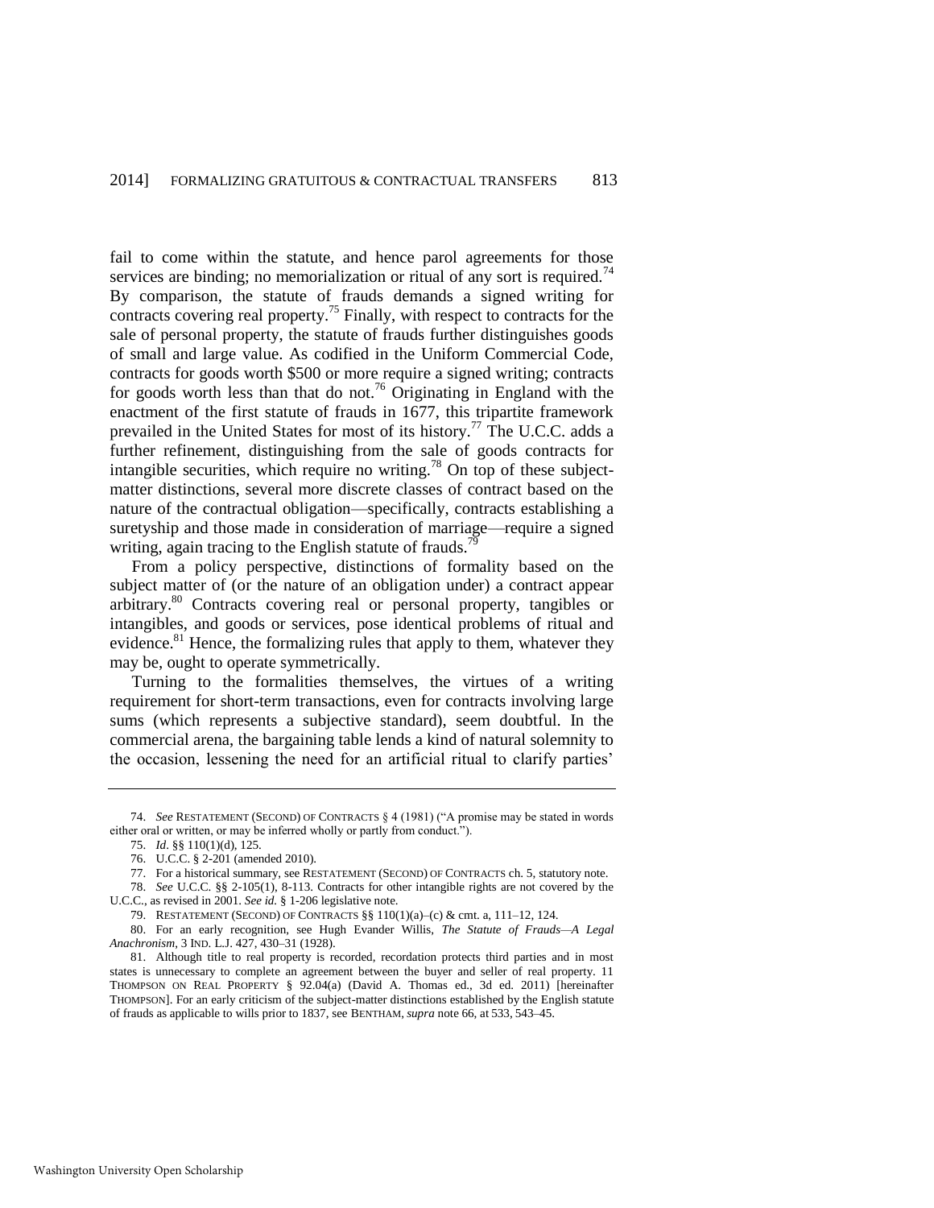fail to come within the statute, and hence parol agreements for those services are binding; no memorialization or ritual of any sort is required.[74] By comparison, the statute of frauds demands a signed writing for contracts covering real property.[75] Finally, with respect to contracts for the sale of personal property, the statute of frauds further distinguishes goods of small and large value. As codified in the Uniform Commercial Code, contracts for goods worth $500 or more require a signed writing; contracts for goods worth less than that do not.[76] Originating in England with the enactment of the first statute of frauds in 1677, this tripartite framework prevailed in the United States for most of its history.[77] The U.C.C. adds a further refinement, distinguishing from the sale of goods contracts for intangible securities, which require no writing.[78] On top of these subject-matter distinctions, several more discrete classes of contract based on the nature of the contractual obligation—specifically, contracts establishing a suretyship and those made in consideration of marriage—require a signed writing, again tracing to the English statute of frauds.[79]

From a policy perspective, distinctions of formality based on the subject matter of (or the nature of an obligation under) a contract appear arbitrary.[80] Contracts covering real or personal property, tangibles or intangibles, and goods or services, pose identical problems of ritual and evidence.[81] Hence, the formalizing rules that apply to them, whatever they may be, ought to operate symmetrically.

Turning to the formalities themselves, the virtues of a writing requirement for short-term transactions, even for contracts involving large sums (which represents a subjective standard), seem doubtful. In the commercial arena, the bargaining table lends a kind of natural solemnity to the occasion, lessening the need for an artificial ritual to clarify parties'

---

74. *See* RESTATEMENT (SECOND) OF CONTRACTS § 4 (1981) ("A promise may be stated in words either oral or written, or may be inferred wholly or partly from conduct.").

75. *Id*. §§ 110(1)(d), 125.

76. U.C.C. § 2-201 (amended 2010).

77. For a historical summary, see RESTATEMENT (SECOND) OF CONTRACTS ch. 5, statutory note.

78. *See* U.C.C. §§ 2-105(1), 8-113. Contracts for other intangible rights are not covered by the U.C.C., as revised in 2001. *See id.* § 1-206 legislative note.

79. RESTATEMENT (SECOND) OF CONTRACTS §§ 110(1)(a)–(c) & cmt. a, 111–12, 124.

80. For an early recognition, see Hugh Evander Willis, *The Statute of Frauds—A Legal Anachronism*, 3 IND. L.J. 427, 430–31 (1928).

81. Although title to real property is recorded, recordation protects third parties and in most states is unnecessary to complete an agreement between the buyer and seller of real property. 11 THOMPSON ON REAL PROPERTY § 92.04(a) (David A. Thomas ed., 3d ed. 2011) [hereinafter THOMPSON]. For an early criticism of the subject-matter distinctions established by the English statute of frauds as applicable to wills prior to 1837, see BENTHAM, *supra* note 66, at 533, 543–45.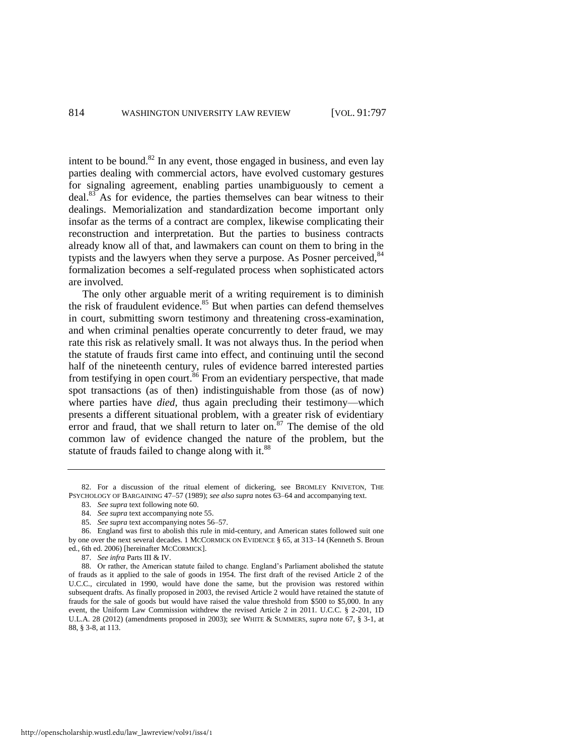intent to be bound.[82] In any event, those engaged in business, and even lay parties dealing with commercial actors, have evolved customary gestures for signaling agreement, enabling parties unambiguously to cement a deal.[83] As for evidence, the parties themselves can bear witness to their dealings. Memorialization and standardization become important only insofar as the terms of a contract are complex, likewise complicating their reconstruction and interpretation. But the parties to business contracts already know all of that, and lawmakers can count on them to bring in the typists and the lawyers when they serve a purpose. As Posner perceived,[84] formalization becomes a self-regulated process when sophisticated actors are involved.

The only other arguable merit of a writing requirement is to diminish the risk of fraudulent evidence.[85] But when parties can defend themselves in court, submitting sworn testimony and threatening cross-examination, and when criminal penalties operate concurrently to deter fraud, we may rate this risk as relatively small. It was not always thus. In the period when the statute of frauds first came into effect, and continuing until the second half of the nineteenth century, rules of evidence barred interested parties from testifying in open court.[86] From an evidentiary perspective, that made spot transactions (as of then) indistinguishable from those (as of now) where parties have *died*, thus again precluding their testimony—which presents a different situational problem, with a greater risk of evidentiary error and fraud, that we shall return to later on.[87] The demise of the old common law of evidence changed the nature of the problem, but the statute of frauds failed to change along with it.[88]

---

82. For a discussion of the ritual element of dickering, see BROMLEY KNIVETON, THE PSYCHOLOGY OF BARGAINING 47–57 (1989); *see also supra* notes 63–64 and accompanying text.

83. *See supra* text following note 60.

84. *See supra* text accompanying note 55.

85. *See supra* text accompanying notes 56–57.

86. England was first to abolish this rule in mid-century, and American states followed suit one by one over the next several decades. 1 MCCORMICK ON EVIDENCE § 65, at 313–14 (Kenneth S. Broun ed., 6th ed. 2006) [hereinafter MCCORMICK].

87. *See infra* Parts III & IV.

88. Or rather, the American statute failed to change. England's Parliament abolished the statute of frauds as it applied to the sale of goods in 1954. The first draft of the revised Article 2 of the U.C.C., circulated in 1990, would have done the same, but the provision was restored within subsequent drafts. As finally proposed in 2003, the revised Article 2 would have retained the statute of frauds for the sale of goods but would have raised the value threshold from $500 to $5,000. In any event, the Uniform Law Commission withdrew the revised Article 2 in 2011. U.C.C. § 2-201, 1D U.L.A. 28 (2012) (amendments proposed in 2003); *see* WHITE & SUMMERS, *supra* note 67, § 3-1, at 88, § 3-8, at 113.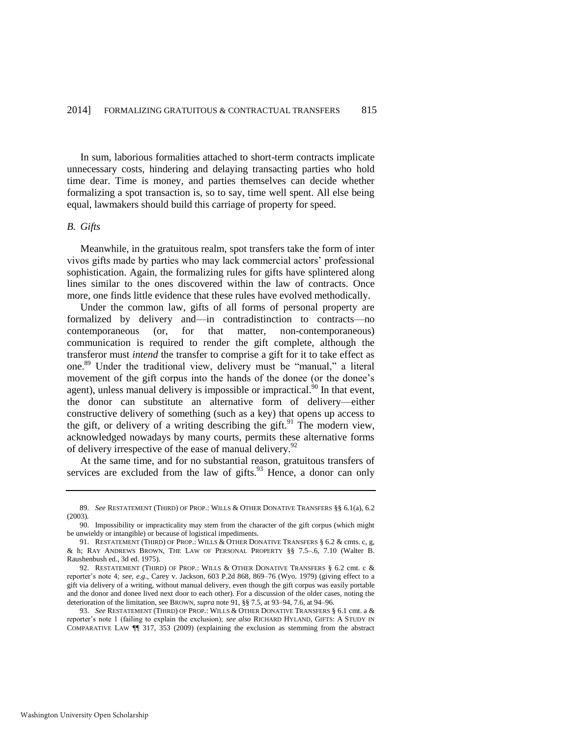In sum, laborious formalities attached to short-term contracts implicate unnecessary costs, hindering and delaying transacting parties who hold time dear. Time is money, and parties themselves can decide whether formalizing a spot transaction is, so to say, time well spent. All else being equal, lawmakers should build this carriage of property for speed.

### *B. Gifts*

Meanwhile, in the gratuitous realm, spot transfers take the form of inter vivos gifts made by parties who may lack commercial actors' professional sophistication. Again, the formalizing rules for gifts have splintered along lines similar to the ones discovered within the law of contracts. Once more, one finds little evidence that these rules have evolved methodically.

Under the common law, gifts of all forms of personal property are formalized by delivery and—in contradistinction to contracts—no contemporaneous (or, for that matter, non-contemporaneous) communication is required to render the gift complete, although the transferor must *intend* the transfer to comprise a gift for it to take effect as one.[89] Under the traditional view, delivery must be "manual," a literal movement of the gift corpus into the hands of the donee (or the donee's agent), unless manual delivery is impossible or impractical.[90] In that event, the donor can substitute an alternative form of delivery—either constructive delivery of something (such as a key) that opens up access to the gift, or delivery of a writing describing the gift.[91] The modern view, acknowledged nowadays by many courts, permits these alternative forms of delivery irrespective of the ease of manual delivery.[92]

At the same time, and for no substantial reason, gratuitous transfers of services are excluded from the law of gifts.[93] Hence, a donor can only

---

89. *See* RESTATEMENT (THIRD) OF PROP.: WILLS & OTHER DONATIVE TRANSFERS §§ 6.1(a), 6.2 (2003).

90. Impossibility or impracticality may stem from the character of the gift corpus (which might be unwieldy or intangible) or because of logistical impediments.

91. RESTATEMENT (THIRD) OF PROP.: WILLS & OTHER DONATIVE TRANSFERS § 6.2 & cmts. c, g, & h; RAY ANDREWS BROWN, THE LAW OF PERSONAL PROPERTY §§ 7.5–.6, 7.10 (Walter B. Raushenbush ed., 3d ed. 1975).

92. RESTATEMENT (THIRD) OF PROP.: WILLS & OTHER DONATIVE TRANSFERS § 6.2 cmt. c & reporter's note 4; *see, e.g.*, Carey v. Jackson, 603 P.2d 868, 869–76 (Wyo. 1979) (giving effect to a gift via delivery of a writing, without manual delivery, even though the gift corpus was easily portable and the donor and donee lived next door to each other). For a discussion of the older cases, noting the deterioration of the limitation, see BROWN, *supra* note 91, §§ 7.5, at 93–94, 7.6, at 94–96.

93. *See* RESTATEMENT (THIRD) OF PROP.: WILLS & OTHER DONATIVE TRANSFERS § 6.1 cmt. a & reporter's note 1 (failing to explain the exclusion); *see also* RICHARD HYLAND, GIFTS: A STUDY IN COMPARATIVE LAW ¶¶ 317, 353 (2009) (explaining the exclusion as stemming from the abstract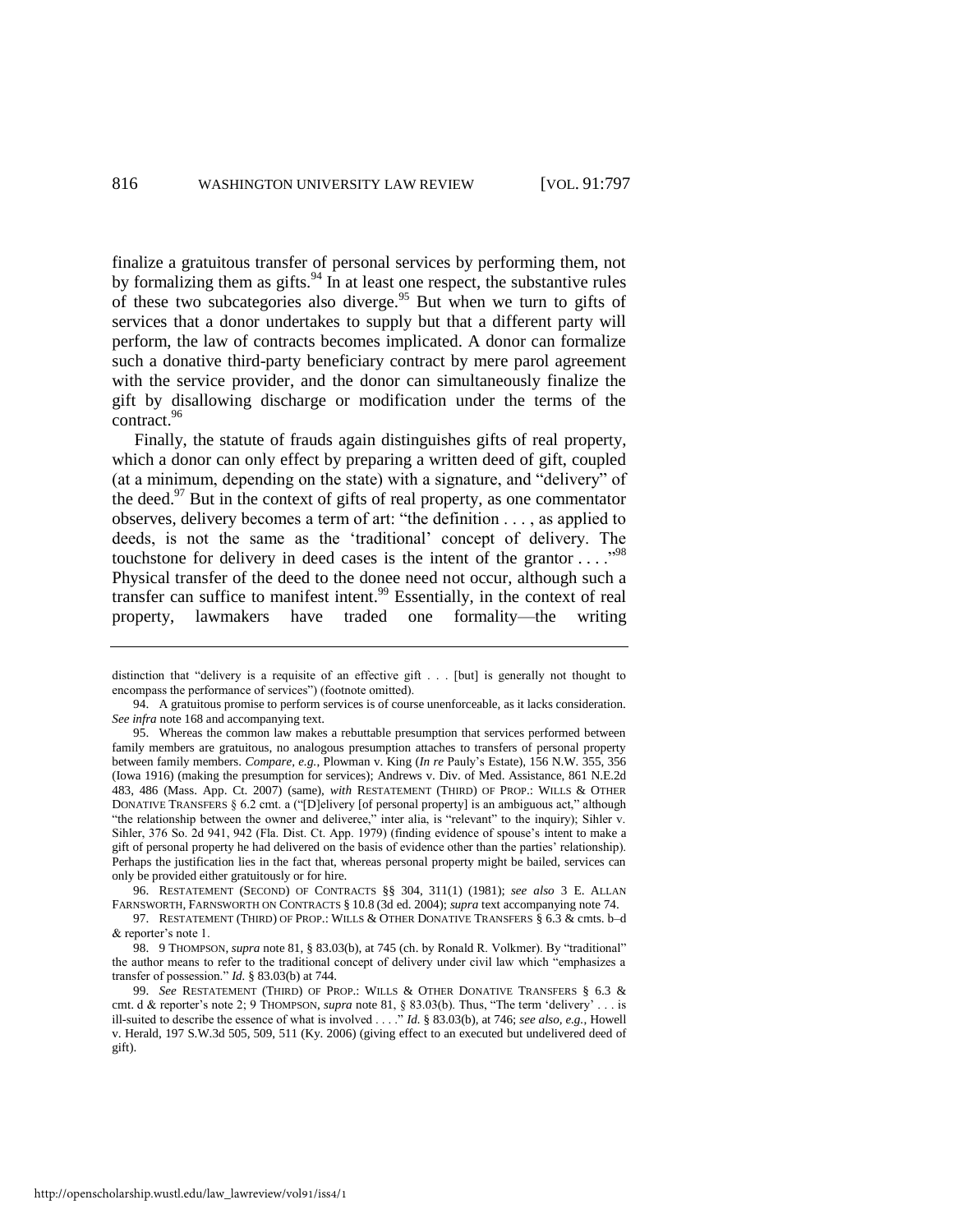finalize a gratuitous transfer of personal services by performing them, not by formalizing them as gifts.[94] In at least one respect, the substantive rules of these two subcategories also diverge.[95] But when we turn to gifts of services that a donor undertakes to supply but that a different party will perform, the law of contracts becomes implicated. A donor can formalize such a donative third-party beneficiary contract by mere parol agreement with the service provider, and the donor can simultaneously finalize the gift by disallowing discharge or modification under the terms of the contract.[96]

Finally, the statute of frauds again distinguishes gifts of real property, which a donor can only effect by preparing a written deed of gift, coupled (at a minimum, depending on the state) with a signature, and "delivery" of the deed.[97] But in the context of gifts of real property, as one commentator observes, delivery becomes a term of art: "the definition . . . , as applied to deeds, is not the same as the 'traditional' concept of delivery. The touchstone for delivery in deed cases is the intent of the grantor . . . ."[98] Physical transfer of the deed to the donee need not occur, although such a transfer can suffice to manifest intent.[99] Essentially, in the context of real property, lawmakers have traded one formality—the writing

---

distinction that "delivery is a requisite of an effective gift . . . [but] is generally not thought to encompass the performance of services") (footnote omitted).

94. A gratuitous promise to perform services is of course unenforceable, as it lacks consideration. *See infra* note 168 and accompanying text.

95. Whereas the common law makes a rebuttable presumption that services performed between family members are gratuitous, no analogous presumption attaches to transfers of personal property between family members. *Compare, e.g.*, Plowman v. King (*In re* Pauly's Estate), 156 N.W. 355, 356 (Iowa 1916) (making the presumption for services); Andrews v. Div. of Med. Assistance, 861 N.E.2d 483, 486 (Mass. App. Ct. 2007) (same), *with* RESTATEMENT (THIRD) OF PROP.: WILLS & OTHER DONATIVE TRANSFERS § 6.2 cmt. a ("[D]elivery [of personal property] is an ambiguous act," although "the relationship between the owner and deliveree," inter alia, is "relevant" to the inquiry); Sihler v. Sihler, 376 So. 2d 941, 942 (Fla. Dist. Ct. App. 1979) (finding evidence of spouse's intent to make a gift of personal property he had delivered on the basis of evidence other than the parties' relationship). Perhaps the justification lies in the fact that, whereas personal property might be bailed, services can only be provided either gratuitously or for hire.

96. RESTATEMENT (SECOND) OF CONTRACTS §§ 304, 311(1) (1981); *see also* 3 E. ALLAN FARNSWORTH, FARNSWORTH ON CONTRACTS § 10.8 (3d ed. 2004); *supra* text accompanying note 74.

97. RESTATEMENT (THIRD) OF PROP.: WILLS & OTHER DONATIVE TRANSFERS § 6.3 & cmts. b–d & reporter's note 1.

98. 9 THOMPSON, *supra* note 81, § 83.03(b), at 745 (ch. by Ronald R. Volkmer). By "traditional" the author means to refer to the traditional concept of delivery under civil law which "emphasizes a transfer of possession." *Id.* § 83.03(b) at 744.

99. *See* RESTATEMENT (THIRD) OF PROP.: WILLS & OTHER DONATIVE TRANSFERS § 6.3 & cmt. d & reporter's note 2; 9 THOMPSON, *supra* note 81, § 83.03(b). Thus, "The term 'delivery' . . . is ill-suited to describe the essence of what is involved . . . ." *Id.* § 83.03(b), at 746; *see also, e.g.*, Howell v. Herald, 197 S.W.3d 505, 509, 511 (Ky. 2006) (giving effect to an executed but undelivered deed of gift).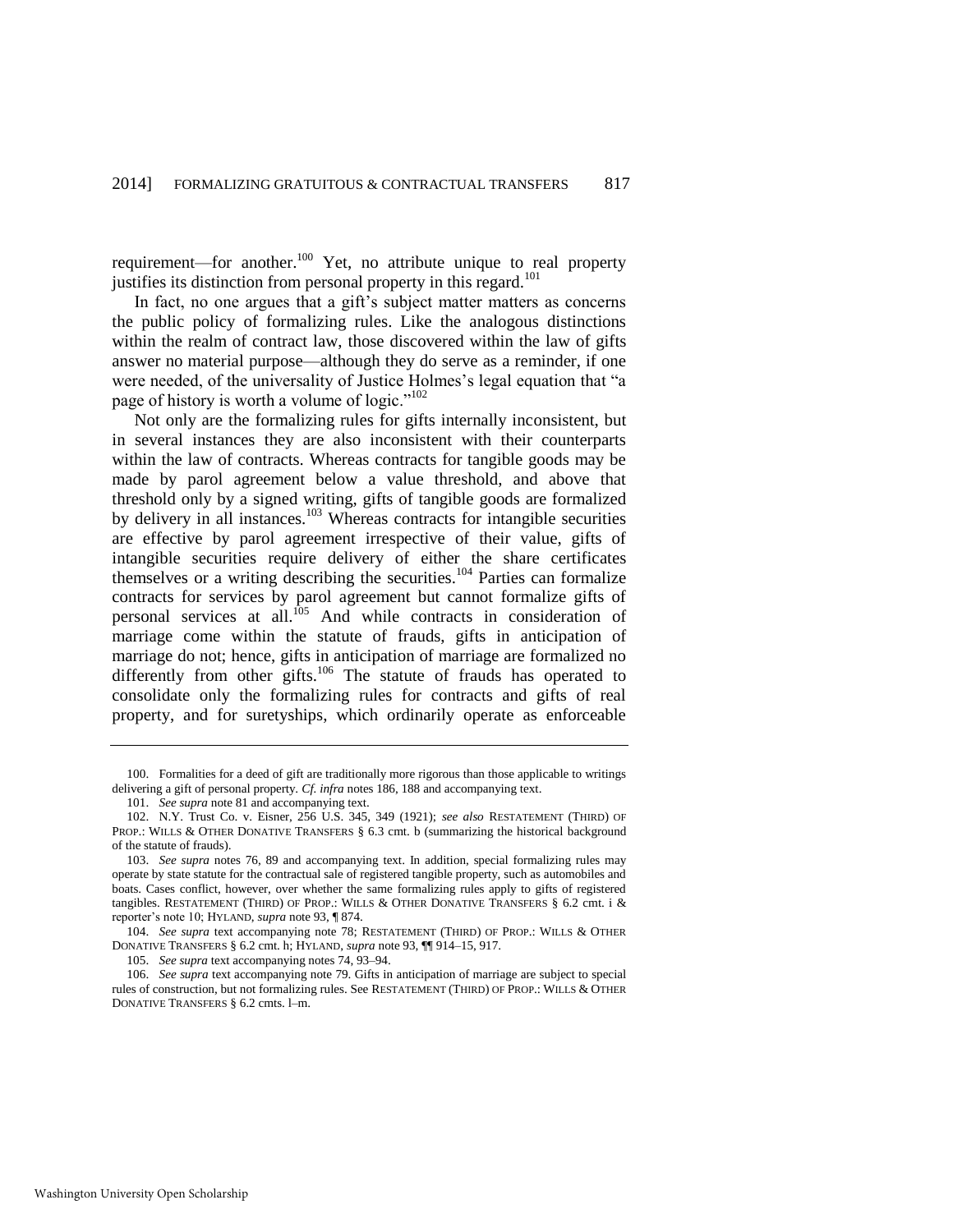requirement—for another.[100] Yet, no attribute unique to real property justifies its distinction from personal property in this regard.[101]

In fact, no one argues that a gift's subject matter matters as concerns the public policy of formalizing rules. Like the analogous distinctions within the realm of contract law, those discovered within the law of gifts answer no material purpose—although they do serve as a reminder, if one were needed, of the universality of Justice Holmes's legal equation that "a page of history is worth a volume of logic."[102]

Not only are the formalizing rules for gifts internally inconsistent, but in several instances they are also inconsistent with their counterparts within the law of contracts. Whereas contracts for tangible goods may be made by parol agreement below a value threshold, and above that threshold only by a signed writing, gifts of tangible goods are formalized by delivery in all instances.[103] Whereas contracts for intangible securities are effective by parol agreement irrespective of their value, gifts of intangible securities require delivery of either the share certificates themselves or a writing describing the securities.[104] Parties can formalize contracts for services by parol agreement but cannot formalize gifts of personal services at all.[105] And while contracts in consideration of marriage come within the statute of frauds, gifts in anticipation of marriage do not; hence, gifts in anticipation of marriage are formalized no differently from other gifts.[106] The statute of frauds has operated to consolidate only the formalizing rules for contracts and gifts of real property, and for suretyships, which ordinarily operate as enforceable

---

100. Formalities for a deed of gift are traditionally more rigorous than those applicable to writings delivering a gift of personal property. *Cf. infra* notes 186, 188 and accompanying text.

101. *See supra* note 81 and accompanying text.

102. N.Y. Trust Co. v. Eisner, 256 U.S. 345, 349 (1921); *see also* RESTATEMENT (THIRD) OF PROP.: WILLS & OTHER DONATIVE TRANSFERS § 6.3 cmt. b (summarizing the historical background of the statute of frauds).

103. *See supra* notes 76, 89 and accompanying text. In addition, special formalizing rules may operate by state statute for the contractual sale of registered tangible property, such as automobiles and boats. Cases conflict, however, over whether the same formalizing rules apply to gifts of registered tangibles. RESTATEMENT (THIRD) OF PROP.: WILLS & OTHER DONATIVE TRANSFERS § 6.2 cmt. i & reporter's note 10; HYLAND, *supra* note 93, ¶ 874.

104. *See supra* text accompanying note 78; RESTATEMENT (THIRD) OF PROP.: WILLS & OTHER DONATIVE TRANSFERS § 6.2 cmt. h; HYLAND, *supra* note 93, ¶¶ 914–15, 917.

105. *See supra* text accompanying notes 74, 93–94.

106. *See supra* text accompanying note 79. Gifts in anticipation of marriage are subject to special rules of construction, but not formalizing rules. See RESTATEMENT (THIRD) OF PROP.: WILLS & OTHER DONATIVE TRANSFERS § 6.2 cmts. l–m.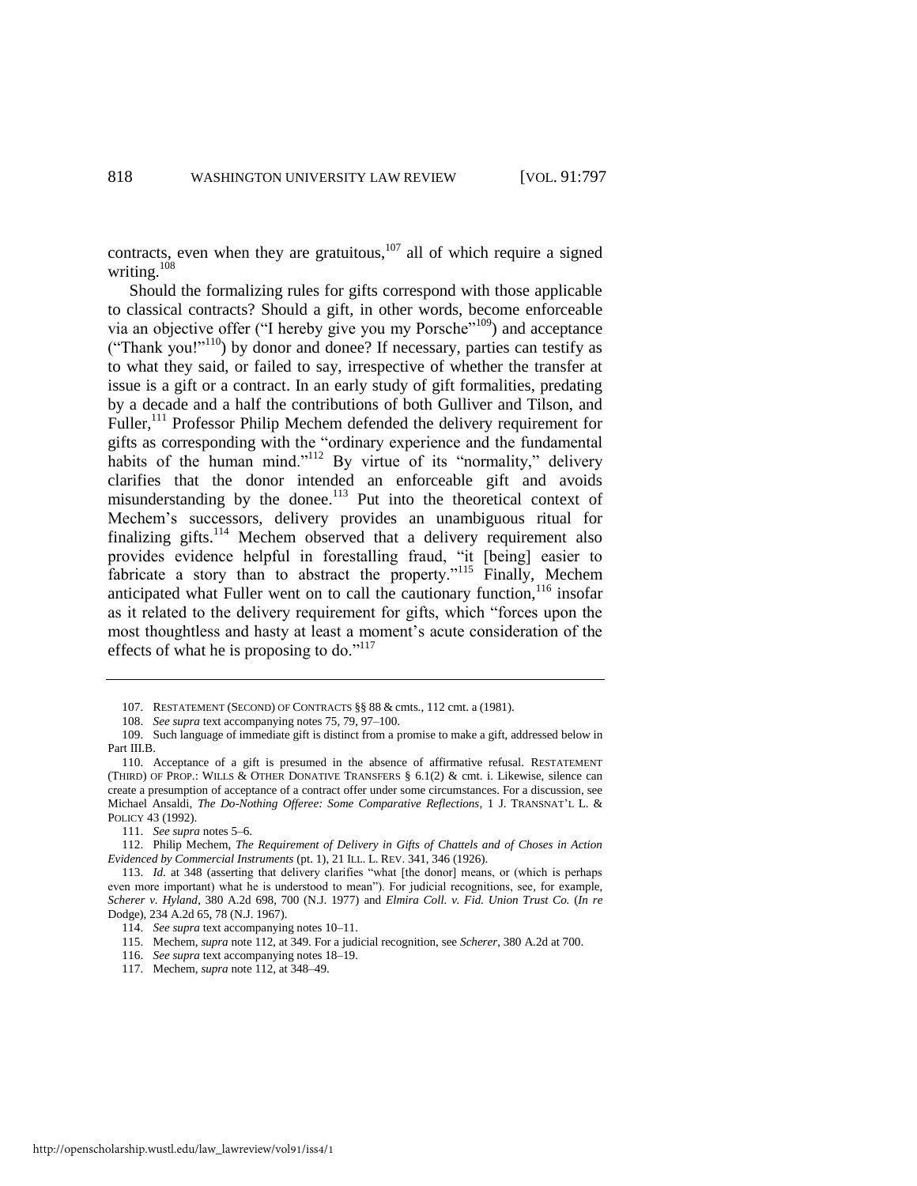contracts, even when they are gratuitous,[107] all of which require a signed writing.[108]

Should the formalizing rules for gifts correspond with those applicable to classical contracts? Should a gift, in other words, become enforceable via an objective offer ("I hereby give you my Porsche"[109]) and acceptance ("Thank you!"[110]) by donor and donee? If necessary, parties can testify as to what they said, or failed to say, irrespective of whether the transfer at issue is a gift or a contract. In an early study of gift formalities, predating by a decade and a half the contributions of both Gulliver and Tilson, and Fuller,[111] Professor Philip Mechem defended the delivery requirement for gifts as corresponding with the "ordinary experience and the fundamental habits of the human mind."[112] By virtue of its "normality," delivery clarifies that the donor intended an enforceable gift and avoids misunderstanding by the donee.[113] Put into the theoretical context of Mechem's successors, delivery provides an unambiguous ritual for finalizing gifts.[114] Mechem observed that a delivery requirement also provides evidence helpful in forestalling fraud, "it [being] easier to fabricate a story than to abstract the property."[115] Finally, Mechem anticipated what Fuller went on to call the cautionary function,[116] insofar as it related to the delivery requirement for gifts, which "forces upon the most thoughtless and hasty at least a moment's acute consideration of the effects of what he is proposing to do."[117]

---

107. RESTATEMENT (SECOND) OF CONTRACTS §§ 88 & cmts., 112 cmt. a (1981).

108. *See supra* text accompanying notes 75, 79, 97–100.

109. Such language of immediate gift is distinct from a promise to make a gift, addressed below in Part III.B.

110. Acceptance of a gift is presumed in the absence of affirmative refusal. RESTATEMENT (THIRD) OF PROP.: WILLS & OTHER DONATIVE TRANSFERS § 6.1(2) & cmt. i. Likewise, silence can create a presumption of acceptance of a contract offer under some circumstances. For a discussion, see Michael Ansaldi, *The Do-Nothing Offeree: Some Comparative Reflections*, 1 J. TRANSNAT'L L. & POLICY 43 (1992).

111. *See supra* notes 5–6.

112. Philip Mechem, *The Requirement of Delivery in Gifts of Chattels and of Choses in Action Evidenced by Commercial Instruments* (pt. 1), 21 ILL. L. REV. 341, 346 (1926).

113. *Id.* at 348 (asserting that delivery clarifies "what [the donor] means, or (which is perhaps even more important) what he is understood to mean"). For judicial recognitions, see, for example, *Scherer v. Hyland*, 380 A.2d 698, 700 (N.J. 1977) and *Elmira Coll. v. Fid. Union Trust Co.* (*In re* Dodge), 234 A.2d 65, 78 (N.J. 1967).

114. *See supra* text accompanying notes 10–11.

115. Mechem, *supra* note 112, at 349. For a judicial recognition, see *Scherer*, 380 A.2d at 700.

116. *See supra* text accompanying notes 18–19.

117. Mechem, *supra* note 112, at 348–49.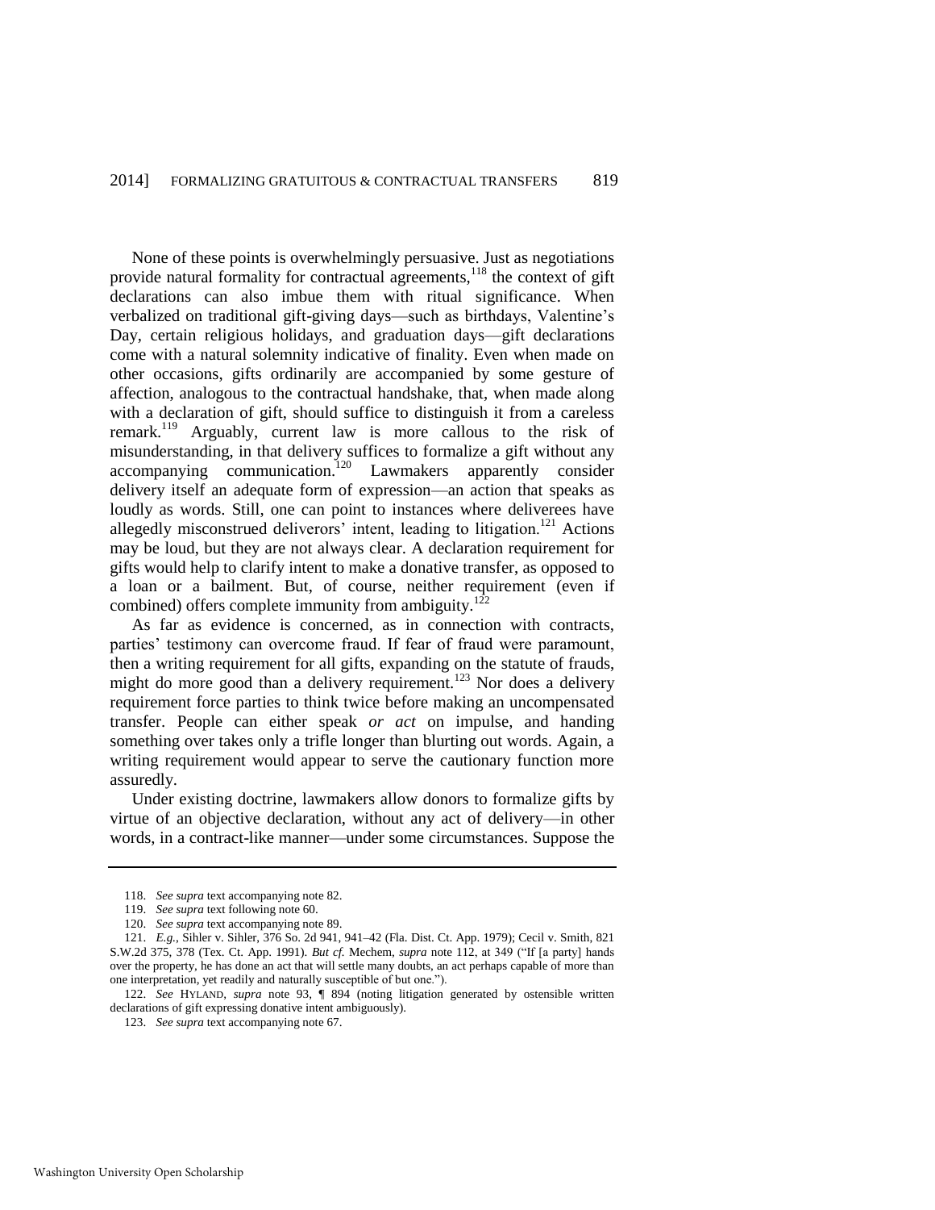None of these points is overwhelmingly persuasive. Just as negotiations provide natural formality for contractual agreements,[118] the context of gift declarations can also imbue them with ritual significance. When verbalized on traditional gift-giving days—such as birthdays, Valentine's Day, certain religious holidays, and graduation days—gift declarations come with a natural solemnity indicative of finality. Even when made on other occasions, gifts ordinarily are accompanied by some gesture of affection, analogous to the contractual handshake, that, when made along with a declaration of gift, should suffice to distinguish it from a careless remark.[119] Arguably, current law is more callous to the risk of misunderstanding, in that delivery suffices to formalize a gift without any accompanying communication.[120] Lawmakers apparently consider delivery itself an adequate form of expression—an action that speaks as loudly as words. Still, one can point to instances where deliverees have allegedly misconstrued deliverors' intent, leading to litigation.[121] Actions may be loud, but they are not always clear. A declaration requirement for gifts would help to clarify intent to make a donative transfer, as opposed to a loan or a bailment. But, of course, neither requirement (even if combined) offers complete immunity from ambiguity.[122]

As far as evidence is concerned, as in connection with contracts, parties' testimony can overcome fraud. If fear of fraud were paramount, then a writing requirement for all gifts, expanding on the statute of frauds, might do more good than a delivery requirement.[123] Nor does a delivery requirement force parties to think twice before making an uncompensated transfer. People can either speak *or act* on impulse, and handing something over takes only a trifle longer than blurting out words. Again, a writing requirement would appear to serve the cautionary function more assuredly.

Under existing doctrine, lawmakers allow donors to formalize gifts by virtue of an objective declaration, without any act of delivery—in other words, in a contract-like manner—under some circumstances. Suppose the

---

118. *See supra* text accompanying note 82.

119. *See supra* text following note 60.

120. *See supra* text accompanying note 89.

121. *E.g.*, Sihler v. Sihler, 376 So. 2d 941, 941–42 (Fla. Dist. Ct. App. 1979); Cecil v. Smith, 821 S.W.2d 375, 378 (Tex. Ct. App. 1991). *But cf.* Mechem, *supra* note 112, at 349 ("If [a party] hands over the property, he has done an act that will settle many doubts, an act perhaps capable of more than one interpretation, yet readily and naturally susceptible of but one.").

122. *See* HYLAND, *supra* note 93, ¶ 894 (noting litigation generated by ostensible written declarations of gift expressing donative intent ambiguously).

123. *See supra* text accompanying note 67.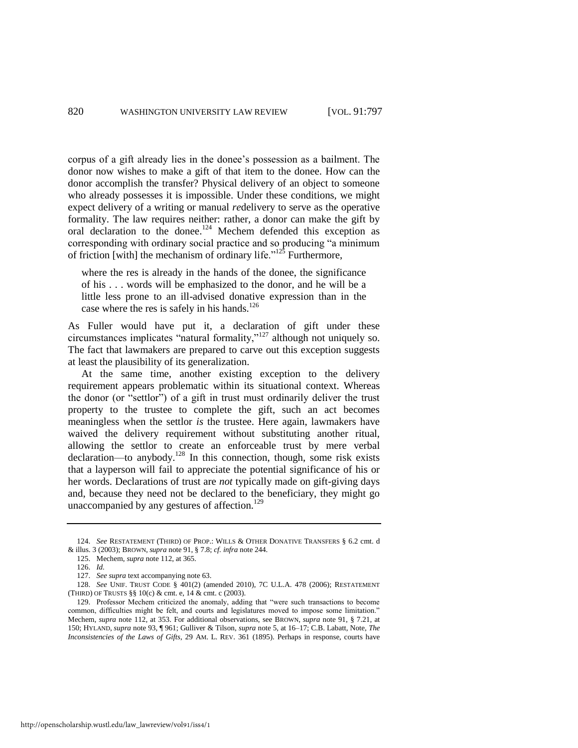corpus of a gift already lies in the donee's possession as a bailment. The donor now wishes to make a gift of that item to the donee. How can the donor accomplish the transfer? Physical delivery of an object to someone who already possesses it is impossible. Under these conditions, we might expect delivery of a writing or manual *re*delivery to serve as the operative formality. The law requires neither: rather, a donor can make the gift by oral declaration to the donee.[124] Mechem defended this exception as corresponding with ordinary social practice and so producing "a minimum of friction [with] the mechanism of ordinary life."[125] Furthermore,

> where the res is already in the hands of the donee, the significance of his . . . words will be emphasized to the donor, and he will be a little less prone to an ill-advised donative expression than in the case where the res is safely in his hands.[126]

As Fuller would have put it, a declaration of gift under these circumstances implicates "natural formality,"[127] although not uniquely so. The fact that lawmakers are prepared to carve out this exception suggests at least the plausibility of its generalization.

At the same time, another existing exception to the delivery requirement appears problematic within its situational context. Whereas the donor (or "settlor") of a gift in trust must ordinarily deliver the trust property to the trustee to complete the gift, such an act becomes meaningless when the settlor *is* the trustee. Here again, lawmakers have waived the delivery requirement without substituting another ritual, allowing the settlor to create an enforceable trust by mere verbal declaration—to anybody.[128] In this connection, though, some risk exists that a layperson will fail to appreciate the potential significance of his or her words. Declarations of trust are *not* typically made on gift-giving days and, because they need not be declared to the beneficiary, they might go unaccompanied by any gestures of affection.[129]

---

124. *See* RESTATEMENT (THIRD) OF PROP.: WILLS & OTHER DONATIVE TRANSFERS § 6.2 cmt. d & illus. 3 (2003); BROWN, *supra* note 91, § 7.8; *cf. infra* note 244.

125. Mechem, *supra* note 112, at 365.

126. *Id.*

127. *See supra* text accompanying note 63.

128. *See* UNIF. TRUST CODE § 401(2) (amended 2010), 7C U.L.A. 478 (2006); RESTATEMENT (THIRD) OF TRUSTS §§ 10(c) & cmt. e, 14 & cmt. c (2003).

129. Professor Mechem criticized the anomaly, adding that "were such transactions to become common, difficulties might be felt, and courts and legislatures moved to impose some limitation." Mechem, *supra* note 112, at 353. For additional observations, see BROWN, *supra* note 91, § 7.21, at 150; HYLAND, *supra* note 93, ¶ 961; Gulliver & Tilson, *supra* note 5, at 16–17; C.B. Labatt, Note, *The Inconsistencies of the Laws of Gifts*, 29 AM. L. REV. 361 (1895). Perhaps in response, courts have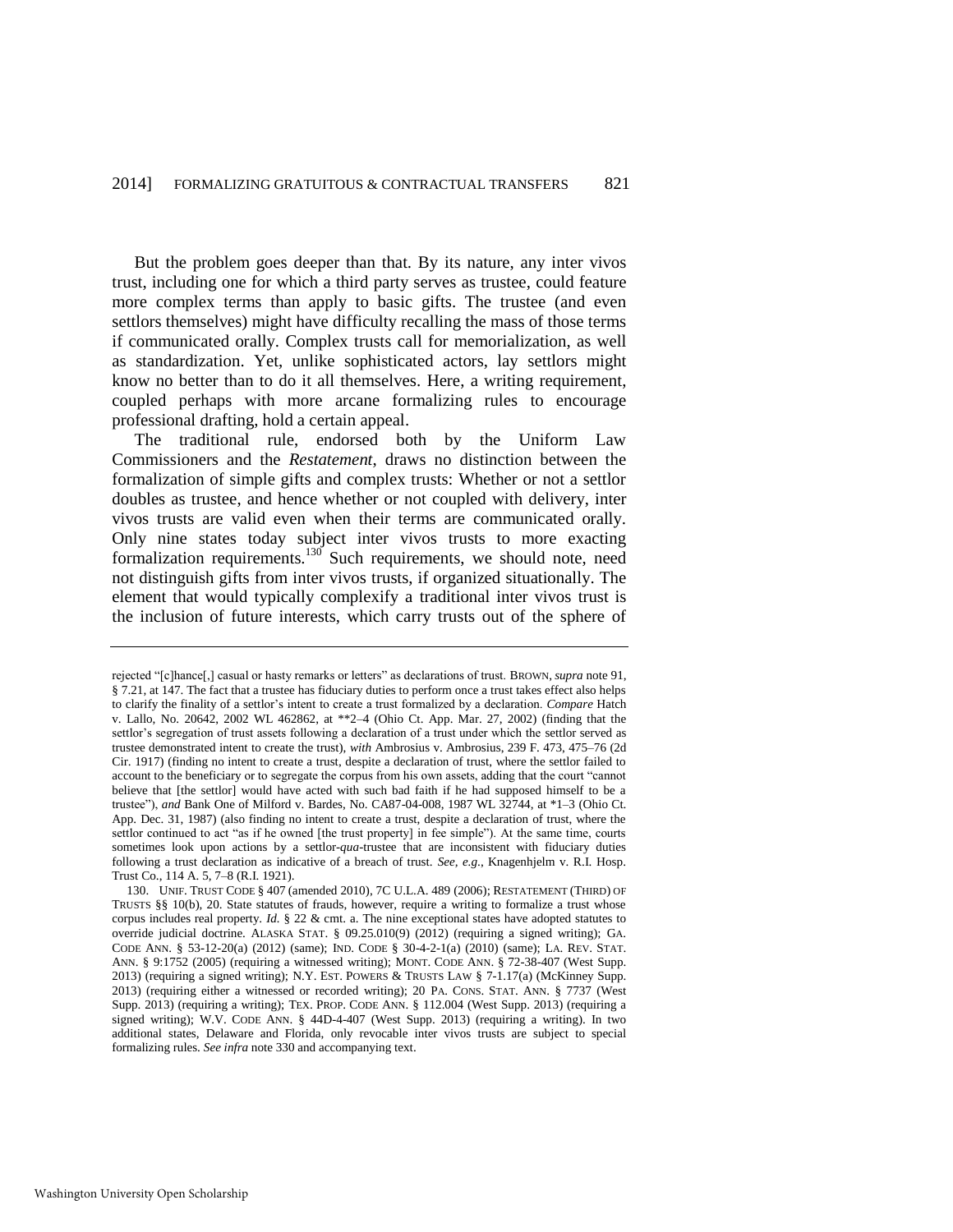But the problem goes deeper than that. By its nature, any inter vivos trust, including one for which a third party serves as trustee, could feature more complex terms than apply to basic gifts. The trustee (and even settlors themselves) might have difficulty recalling the mass of those terms if communicated orally. Complex trusts call for memorialization, as well as standardization. Yet, unlike sophisticated actors, lay settlors might know no better than to do it all themselves. Here, a writing requirement, coupled perhaps with more arcane formalizing rules to encourage professional drafting, hold a certain appeal.

The traditional rule, endorsed both by the Uniform Law Commissioners and the *Restatement*, draws no distinction between the formalization of simple gifts and complex trusts: Whether or not a settlor doubles as trustee, and hence whether or not coupled with delivery, inter vivos trusts are valid even when their terms are communicated orally. Only nine states today subject inter vivos trusts to more exacting formalization requirements.[130] Such requirements, we should note, need not distinguish gifts from inter vivos trusts, if organized situationally. The element that would typically complexify a traditional inter vivos trust is the inclusion of future interests, which carry trusts out of the sphere of

---

rejected "[c]hance[,] casual or hasty remarks or letters" as declarations of trust. BROWN, *supra* note 91, § 7.21, at 147. The fact that a trustee has fiduciary duties to perform once a trust takes effect also helps to clarify the finality of a settlor's intent to create a trust formalized by a declaration. *Compare* Hatch v. Lallo, No. 20642, 2002 WL 462862, at **2–4 (Ohio Ct. App. Mar. 27, 2002) (finding that the settlor's segregation of trust assets following a declaration of a trust under which the settlor served as trustee demonstrated intent to create the trust), *with* Ambrosius v. Ambrosius, 239 F. 473, 475–76 (2d Cir. 1917) (finding no intent to create a trust, despite a declaration of trust, where the settlor failed to account to the beneficiary or to segregate the corpus from his own assets, adding that the court "cannot believe that [the settlor] would have acted with such bad faith if he had supposed himself to be a trustee"), *and* Bank One of Milford v. Bardes, No. CA87-04-008, 1987 WL 32744, at *1–3 (Ohio Ct. App. Dec. 31, 1987) (also finding no intent to create a trust, despite a declaration of trust, where the settlor continued to act "as if he owned [the trust property] in fee simple"). At the same time, courts sometimes look upon actions by a settlor-*qua*-trustee that are inconsistent with fiduciary duties following a trust declaration as indicative of a breach of trust. *See, e.g.*, Knagenhjelm v. R.I. Hosp. Trust Co., 114 A. 5, 7–8 (R.I. 1921).

130. UNIF. TRUST CODE § 407 (amended 2010), 7C U.L.A. 489 (2006); RESTATEMENT (THIRD) OF TRUSTS §§ 10(b), 20. State statutes of frauds, however, require a writing to formalize a trust whose corpus includes real property. *Id.* § 22 & cmt. a. The nine exceptional states have adopted statutes to override judicial doctrine. ALASKA STAT. § 09.25.010(9) (2012) (requiring a signed writing); GA. CODE ANN. § 53-12-20(a) (2012) (same); IND. CODE § 30-4-2-1(a) (2010) (same); LA. REV. STAT. ANN. § 9:1752 (2005) (requiring a witnessed writing); MONT. CODE ANN. § 72-38-407 (West Supp. 2013) (requiring a signed writing); N.Y. EST. POWERS & TRUSTS LAW § 7-1.17(a) (McKinney Supp. 2013) (requiring either a witnessed or recorded writing); 20 PA. CONS. STAT. ANN. § 7737 (West Supp. 2013) (requiring a writing); TEX. PROP. CODE ANN. § 112.004 (West Supp. 2013) (requiring a signed writing); W.V. CODE ANN. § 44D-4-407 (West Supp. 2013) (requiring a writing). In two additional states, Delaware and Florida, only revocable inter vivos trusts are subject to special formalizing rules. *See infra* note 330 and accompanying text.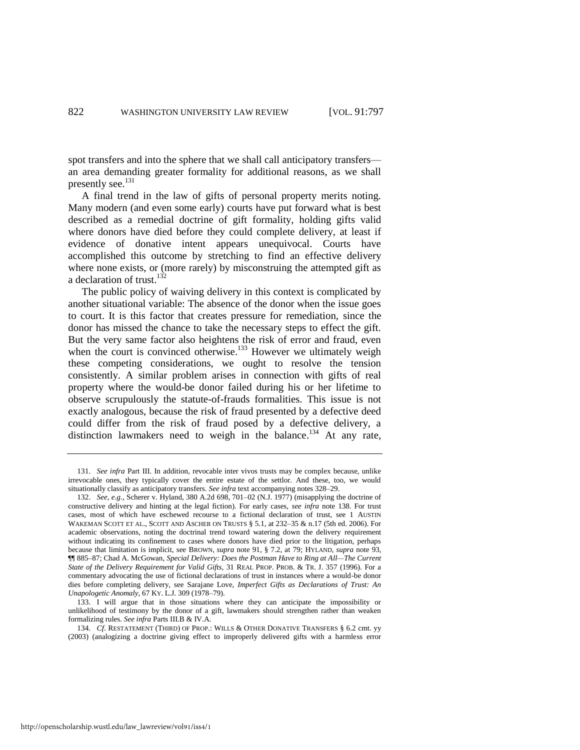spot transfers and into the sphere that we shall call anticipatory transfers—an area demanding greater formality for additional reasons, as we shall presently see.[131]

A final trend in the law of gifts of personal property merits noting. Many modern (and even some early) courts have put forward what is best described as a remedial doctrine of gift formality, holding gifts valid where donors have died before they could complete delivery, at least if evidence of donative intent appears unequivocal. Courts have accomplished this outcome by stretching to find an effective delivery where none exists, or (more rarely) by misconstruing the attempted gift as a declaration of trust.[132]

The public policy of waiving delivery in this context is complicated by another situational variable: The absence of the donor when the issue goes to court. It is this factor that creates pressure for remediation, since the donor has missed the chance to take the necessary steps to effect the gift. But the very same factor also heightens the risk of error and fraud, even when the court is convinced otherwise.[133] However we ultimately weigh these competing considerations, we ought to resolve the tension consistently. A similar problem arises in connection with gifts of real property where the would-be donor failed during his or her lifetime to observe scrupulously the statute-of-frauds formalities. This issue is not exactly analogous, because the risk of fraud presented by a defective deed could differ from the risk of fraud posed by a defective delivery, a distinction lawmakers need to weigh in the balance.[134] At any rate,

---

131. *See infra* Part III. In addition, revocable inter vivos trusts may be complex because, unlike irrevocable ones, they typically cover the entire estate of the settlor. And these, too, we would situationally classify as anticipatory transfers. *See infra* text accompanying notes 328–29.

132. *See, e.g.*, Scherer v. Hyland, 380 A.2d 698, 701–02 (N.J. 1977) (misapplying the doctrine of constructive delivery and hinting at the legal fiction). For early cases, *see infra* note 138. For trust cases, most of which have eschewed recourse to a fictional declaration of trust, see 1 AUSTIN WAKEMAN SCOTT ET AL., SCOTT AND ASCHER ON TRUSTS § 5.1, at 232–35 & n.17 (5th ed. 2006). For academic observations, noting the doctrinal trend toward watering down the delivery requirement without indicating its confinement to cases where donors have died prior to the litigation, perhaps because that limitation is implicit, see BROWN, *supra* note 91, § 7.2, at 79; HYLAND, *supra* note 93, ¶¶ 885–87; Chad A. McGowan, *Special Delivery: Does the Postman Have to Ring at All—The Current State of the Delivery Requirement for Valid Gifts*, 31 REAL PROP. PROB. & TR. J. 357 (1996). For a commentary advocating the use of fictional declarations of trust in instances where a would-be donor dies before completing delivery, see Sarajane Love, *Imperfect Gifts as Declarations of Trust: An Unapologetic Anomaly*, 67 KY. L.J. 309 (1978–79).

133. I will argue that in those situations where they can anticipate the impossibility or unlikelihood of testimony by the donor of a gift, lawmakers should strengthen rather than weaken formalizing rules. *See infra* Parts III.B & IV.A.

134. *Cf.* RESTATEMENT (THIRD) OF PROP.: WILLS & OTHER DONATIVE TRANSFERS § 6.2 cmt. yy (2003) (analogizing a doctrine giving effect to improperly delivered gifts with a harmless error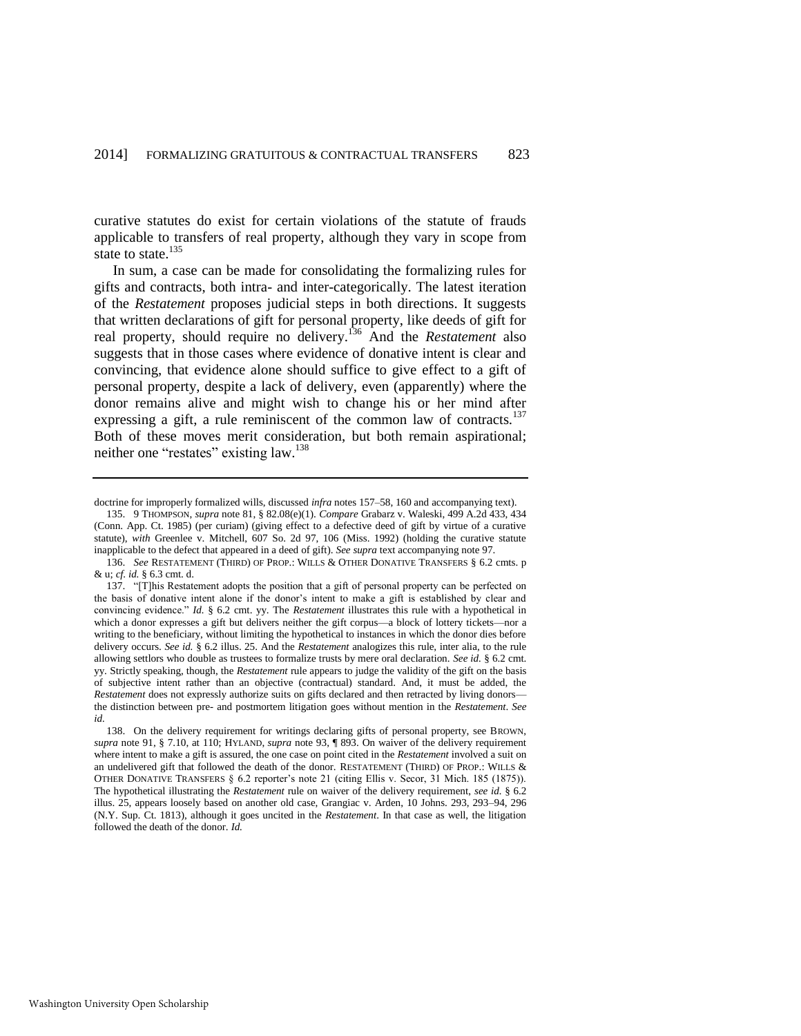curative statutes do exist for certain violations of the statute of frauds applicable to transfers of real property, although they vary in scope from state to state.[135]

In sum, a case can be made for consolidating the formalizing rules for gifts and contracts, both intra- and inter-categorically. The latest iteration of the *Restatement* proposes judicial steps in both directions. It suggests that written declarations of gift for personal property, like deeds of gift for real property, should require no delivery.[136] And the *Restatement* also suggests that in those cases where evidence of donative intent is clear and convincing, that evidence alone should suffice to give effect to a gift of personal property, despite a lack of delivery, even (apparently) where the donor remains alive and might wish to change his or her mind after expressing a gift, a rule reminiscent of the common law of contracts.[137] Both of these moves merit consideration, but both remain aspirational; neither one "restates" existing law.[138]

---

doctrine for improperly formalized wills, discussed *infra* notes 157–58, 160 and accompanying text).

135. 9 THOMPSON, *supra* note 81, § 82.08(e)(1). *Compare* Grabarz v. Waleski, 499 A.2d 433, 434 (Conn. App. Ct. 1985) (per curiam) (giving effect to a defective deed of gift by virtue of a curative statute), *with* Greenlee v. Mitchell, 607 So. 2d 97, 106 (Miss. 1992) (holding the curative statute inapplicable to the defect that appeared in a deed of gift). *See supra* text accompanying note 97.

136. *See* RESTATEMENT (THIRD) OF PROP.: WILLS & OTHER DONATIVE TRANSFERS § 6.2 cmts. p & u; *cf. id.* § 6.3 cmt. d.

137. "[T]his Restatement adopts the position that a gift of personal property can be perfected on the basis of donative intent alone if the donor's intent to make a gift is established by clear and convincing evidence." *Id.* § 6.2 cmt. yy. The *Restatement* illustrates this rule with a hypothetical in which a donor expresses a gift but delivers neither the gift corpus—a block of lottery tickets—nor a writing to the beneficiary, without limiting the hypothetical to instances in which the donor dies before delivery occurs. *See id.* § 6.2 illus. 25. And the *Restatement* analogizes this rule, inter alia, to the rule allowing settlors who double as trustees to formalize trusts by mere oral declaration. *See id.* § 6.2 cmt. yy. Strictly speaking, though, the *Restatement* rule appears to judge the validity of the gift on the basis of subjective intent rather than an objective (contractual) standard. And, it must be added, the *Restatement* does not expressly authorize suits on gifts declared and then retracted by living donors—the distinction between pre- and postmortem litigation goes without mention in the *Restatement*. *See id.*

138. On the delivery requirement for writings declaring gifts of personal property, see BROWN, *supra* note 91, § 7.10, at 110; HYLAND, *supra* note 93, ¶ 893. On waiver of the delivery requirement where intent to make a gift is assured, the one case on point cited in the *Restatement* involved a suit on an undelivered gift that followed the death of the donor. RESTATEMENT (THIRD) OF PROP.: WILLS & OTHER DONATIVE TRANSFERS § 6.2 reporter's note 21 (citing Ellis v. Secor, 31 Mich. 185 (1875)). The hypothetical illustrating the *Restatement* rule on waiver of the delivery requirement, *see id.* § 6.2 illus. 25, appears loosely based on another old case, Grangiac v. Arden, 10 Johns. 293, 293–94, 296 (N.Y. Sup. Ct. 1813), although it goes uncited in the *Restatement*. In that case as well, the litigation followed the death of the donor. *Id.*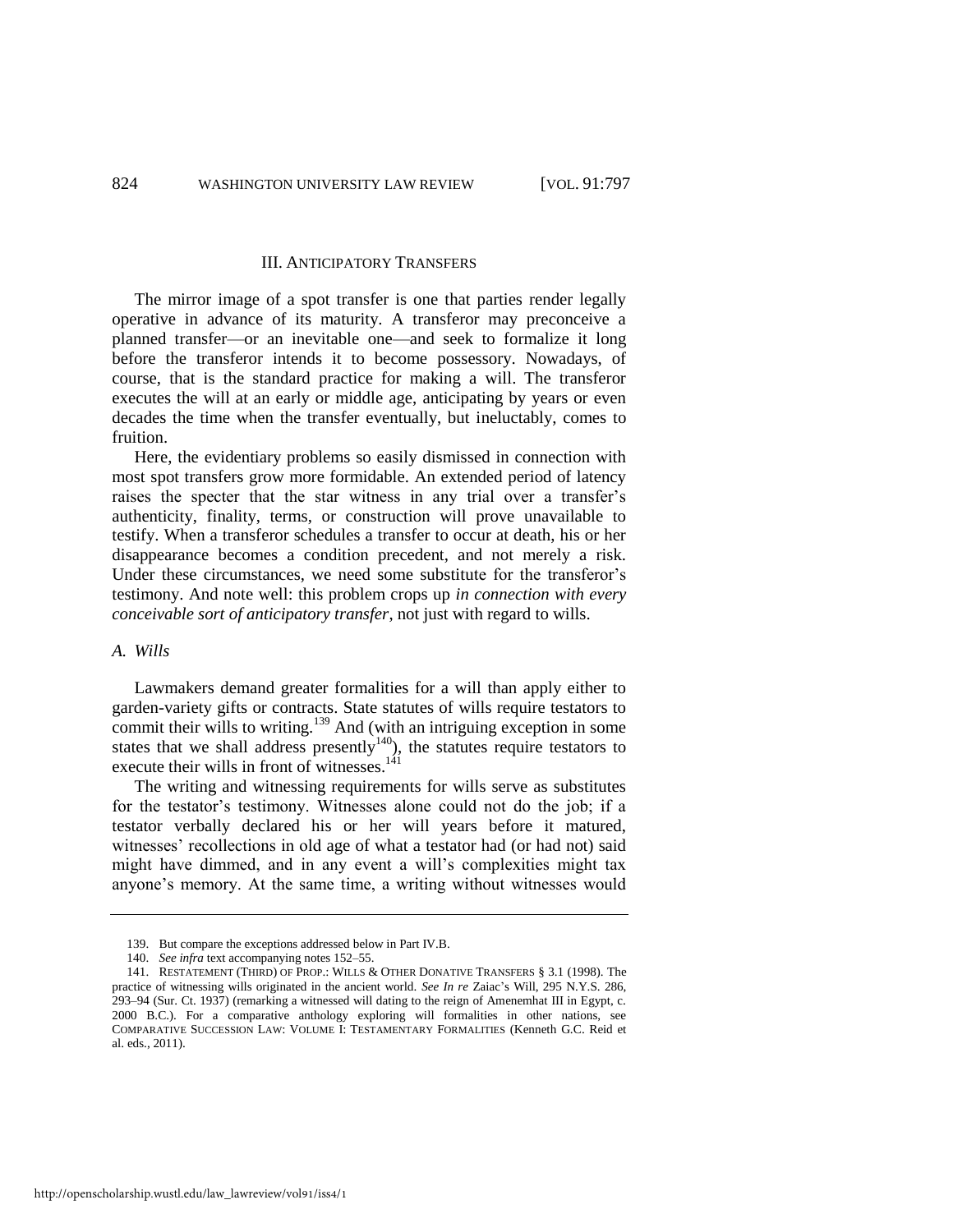## III. ANTICIPATORY TRANSFERS

The mirror image of a spot transfer is one that parties render legally operative in advance of its maturity. A transferor may preconceive a planned transfer—or an inevitable one—and seek to formalize it long before the transferor intends it to become possessory. Nowadays, of course, that is the standard practice for making a will. The transferor executes the will at an early or middle age, anticipating by years or even decades the time when the transfer eventually, but ineluctably, comes to fruition.

Here, the evidentiary problems so easily dismissed in connection with most spot transfers grow more formidable. An extended period of latency raises the specter that the star witness in any trial over a transfer's authenticity, finality, terms, or construction will prove unavailable to testify. When a transferor schedules a transfer to occur at death, his or her disappearance becomes a condition precedent, and not merely a risk. Under these circumstances, we need some substitute for the transferor's testimony. And note well: this problem crops up *in connection with every conceivable sort of anticipatory transfer*, not just with regard to wills.

### *A. Wills*

Lawmakers demand greater formalities for a will than apply either to garden-variety gifts or contracts. State statutes of wills require testators to commit their wills to writing.[139] And (with an intriguing exception in some states that we shall address presently[140]), the statutes require testators to execute their wills in front of witnesses.[141]

The writing and witnessing requirements for wills serve as substitutes for the testator's testimony. Witnesses alone could not do the job; if a testator verbally declared his or her will years before it matured, witnesses' recollections in old age of what a testator had (or had not) said might have dimmed, and in any event a will's complexities might tax anyone's memory. At the same time, a writing without witnesses would

---

139. But compare the exceptions addressed below in Part IV.B.

140. *See infra* text accompanying notes 152–55.

141. RESTATEMENT (THIRD) OF PROP.: WILLS & OTHER DONATIVE TRANSFERS § 3.1 (1998). The practice of witnessing wills originated in the ancient world. *See In re* Zaiac's Will, 295 N.Y.S. 286, 293–94 (Sur. Ct. 1937) (remarking a witnessed will dating to the reign of Amenemhat III in Egypt, c. 2000 B.C.). For a comparative anthology exploring will formalities in other nations, see COMPARATIVE SUCCESSION LAW: VOLUME I: TESTAMENTARY FORMALITIES (Kenneth G.C. Reid et al. eds., 2011).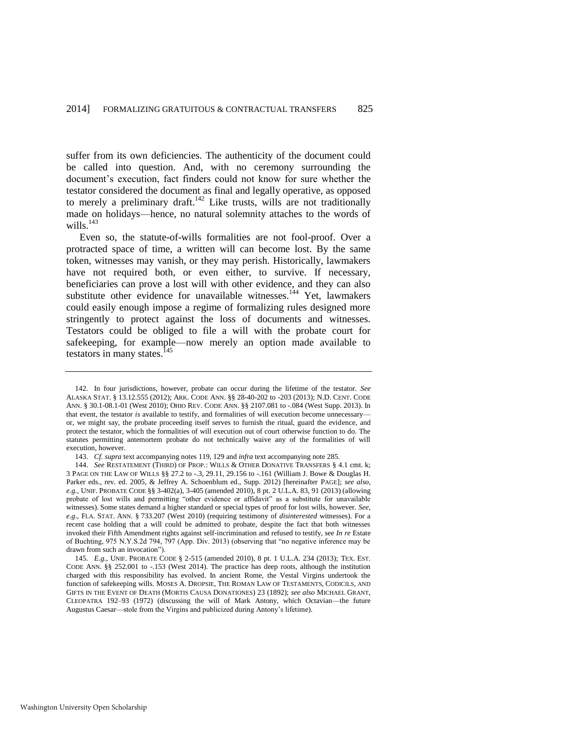suffer from its own deficiencies. The authenticity of the document could be called into question. And, with no ceremony surrounding the document's execution, fact finders could not know for sure whether the testator considered the document as final and legally operative, as opposed to merely a preliminary draft.[142] Like trusts, wills are not traditionally made on holidays—hence, no natural solemnity attaches to the words of wills.[143]

Even so, the statute-of-wills formalities are not fool-proof. Over a protracted space of time, a written will can become lost. By the same token, witnesses may vanish, or they may perish. Historically, lawmakers have not required both, or even either, to survive. If necessary, beneficiaries can prove a lost will with other evidence, and they can also substitute other evidence for unavailable witnesses.[144] Yet, lawmakers could easily enough impose a regime of formalizing rules designed more stringently to protect against the loss of documents and witnesses. Testators could be obliged to file a will with the probate court for safekeeping, for example—now merely an option made available to testators in many states.[145]

---

142. In four jurisdictions, however, probate can occur during the lifetime of the testator. *See* ALASKA STAT. § 13.12.555 (2012); ARK. CODE ANN. §§ 28-40-202 to -203 (2013); N.D. CENT. CODE ANN. § 30.1-08.1-01 (West 2010); OHIO REV. CODE ANN. §§ 2107.081 to -.084 (West Supp. 2013). In that event, the testator *is* available to testify, and formalities of will execution become unnecessary—or, we might say, the probate proceeding itself serves to furnish the ritual, guard the evidence, and protect the testator, which the formalities of will execution out of court otherwise function to do. The statutes permitting antemortem probate do not technically waive any of the formalities of will execution, however.

143. *Cf. supra* text accompanying notes 119, 129 and *infra* text accompanying note 285.

144. *See* RESTATEMENT (THIRD) OF PROP.: WILLS & OTHER DONATIVE TRANSFERS § 4.1 cmt. k; 3 PAGE ON THE LAW OF WILLS §§ 27.2 to -.3, 29.11, 29.156 to -.161 (William J. Bowe & Douglas H. Parker eds., rev. ed. 2005, & Jeffrey A. Schoenblum ed., Supp. 2012) [hereinafter PAGE]; *see also, e.g.*, UNIF. PROBATE CODE §§ 3-402(a), 3-405 (amended 2010), 8 pt. 2 U.L.A. 83, 91 (2013) (allowing probate of lost wills and permitting "other evidence or affidavit" as a substitute for unavailable witnesses). Some states demand a higher standard or special types of proof for lost wills, however. *See, e.g.*, FLA. STAT. ANN. § 733.207 (West 2010) (requiring testimony of *disinterested* witnesses). For a recent case holding that a will could be admitted to probate, despite the fact that both witnesses invoked their Fifth Amendment rights against self-incrimination and refused to testify, see *In re* Estate of Buchting, 975 N.Y.S.2d 794, 797 (App. Div. 2013) (observing that "no negative inference may be drawn from such an invocation").

145. *E.g.*, UNIF. PROBATE CODE § 2-515 (amended 2010), 8 pt. 1 U.L.A. 234 (2013); TEX. EST. CODE ANN. §§ 252.001 to -.153 (West 2014). The practice has deep roots, although the institution charged with this responsibility has evolved. In ancient Rome, the Vestal Virgins undertook the function of safekeeping wills. MOSES A. DROPSIE, THE ROMAN LAW OF TESTAMENTS, CODICILS, AND GIFTS IN THE EVENT OF DEATH (MORTIS CAUSA DONATIONES) 23 (1892); *see also* MICHAEL GRANT, CLEOPATRA 192–93 (1972) (discussing the will of Mark Antony, which Octavian—the future Augustus Caesar—stole from the Virgins and publicized during Antony's lifetime).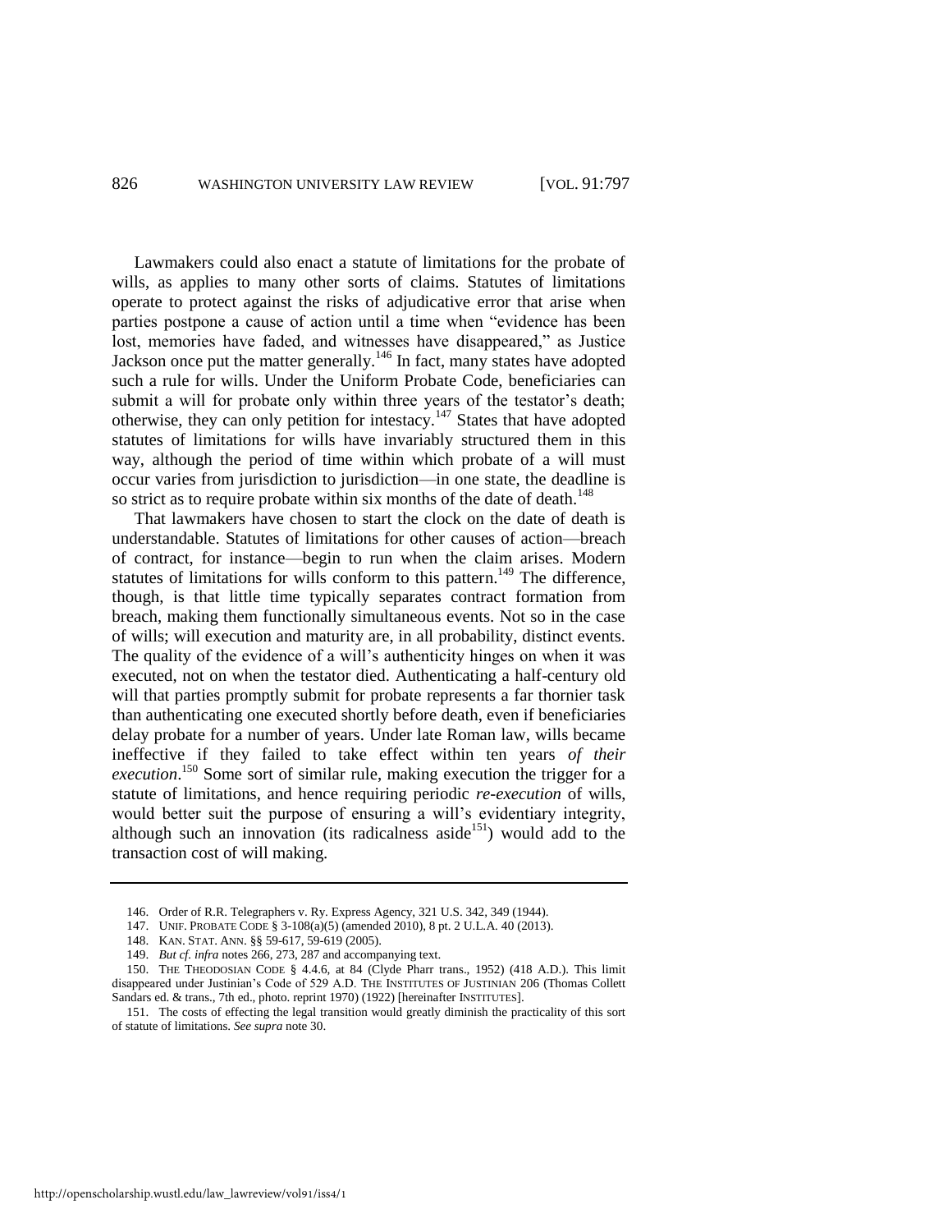Lawmakers could also enact a statute of limitations for the probate of wills, as applies to many other sorts of claims. Statutes of limitations operate to protect against the risks of adjudicative error that arise when parties postpone a cause of action until a time when "evidence has been lost, memories have faded, and witnesses have disappeared," as Justice Jackson once put the matter generally.[146] In fact, many states have adopted such a rule for wills. Under the Uniform Probate Code, beneficiaries can submit a will for probate only within three years of the testator's death; otherwise, they can only petition for intestacy.[147] States that have adopted statutes of limitations for wills have invariably structured them in this way, although the period of time within which probate of a will must occur varies from jurisdiction to jurisdiction—in one state, the deadline is so strict as to require probate within six months of the date of death.[148]

That lawmakers have chosen to start the clock on the date of death is understandable. Statutes of limitations for other causes of action—breach of contract, for instance—begin to run when the claim arises. Modern statutes of limitations for wills conform to this pattern.[149] The difference, though, is that little time typically separates contract formation from breach, making them functionally simultaneous events. Not so in the case of wills; will execution and maturity are, in all probability, distinct events. The quality of the evidence of a will's authenticity hinges on when it was executed, not on when the testator died. Authenticating a half-century old will that parties promptly submit for probate represents a far thornier task than authenticating one executed shortly before death, even if beneficiaries delay probate for a number of years. Under late Roman law, wills became ineffective if they failed to take effect within ten years *of their execution*.[150] Some sort of similar rule, making execution the trigger for a statute of limitations, and hence requiring periodic *re-execution* of wills, would better suit the purpose of ensuring a will's evidentiary integrity, although such an innovation (its radicalness aside[151]) would add to the transaction cost of will making.

---

146. Order of R.R. Telegraphers v. Ry. Express Agency, 321 U.S. 342, 349 (1944).

147. UNIF. PROBATE CODE § 3-108(a)(5) (amended 2010), 8 pt. 2 U.L.A. 40 (2013).

148. KAN. STAT. ANN. §§ 59-617, 59-619 (2005).

149. *But cf. infra* notes 266, 273, 287 and accompanying text.

150. THE THEODOSIAN CODE § 4.4.6, at 84 (Clyde Pharr trans., 1952) (418 A.D.). This limit disappeared under Justinian's Code of 529 A.D. THE INSTITUTES OF JUSTINIAN 206 (Thomas Collett Sandars ed. & trans., 7th ed., photo. reprint 1970) (1922) [hereinafter INSTITUTES].

151. The costs of effecting the legal transition would greatly diminish the practicality of this sort of statute of limitations. *See supra* note 30.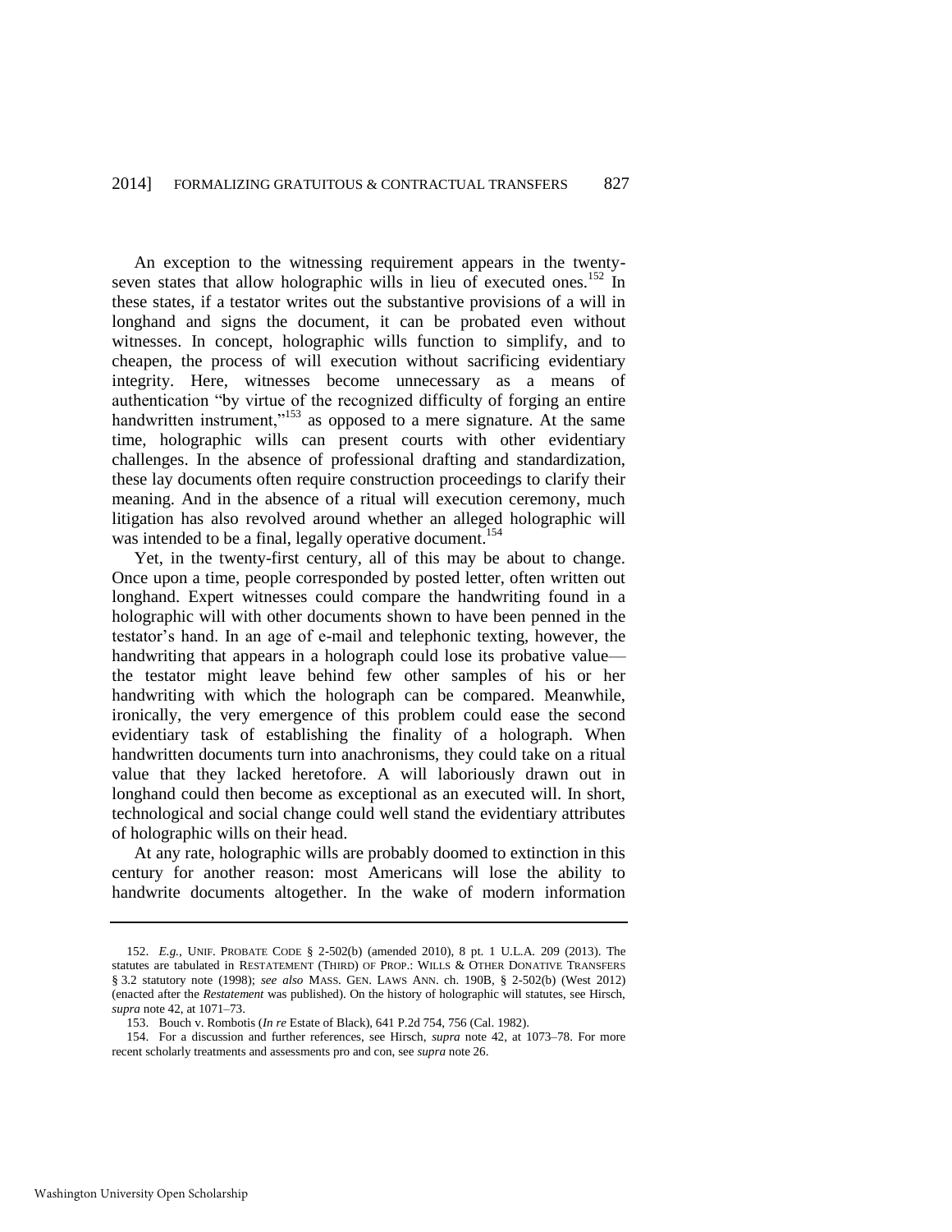An exception to the witnessing requirement appears in the twenty-seven states that allow holographic wills in lieu of executed ones.[152] In these states, if a testator writes out the substantive provisions of a will in longhand and signs the document, it can be probated even without witnesses. In concept, holographic wills function to simplify, and to cheapen, the process of will execution without sacrificing evidentiary integrity. Here, witnesses become unnecessary as a means of authentication "by virtue of the recognized difficulty of forging an entire handwritten instrument,"[153] as opposed to a mere signature. At the same time, holographic wills can present courts with other evidentiary challenges. In the absence of professional drafting and standardization, these lay documents often require construction proceedings to clarify their meaning. And in the absence of a ritual will execution ceremony, much litigation has also revolved around whether an alleged holographic will was intended to be a final, legally operative document.[154]

Yet, in the twenty-first century, all of this may be about to change. Once upon a time, people corresponded by posted letter, often written out longhand. Expert witnesses could compare the handwriting found in a holographic will with other documents shown to have been penned in the testator's hand. In an age of e-mail and telephonic texting, however, the handwriting that appears in a holograph could lose its probative value—the testator might leave behind few other samples of his or her handwriting with which the holograph can be compared. Meanwhile, ironically, the very emergence of this problem could ease the second evidentiary task of establishing the finality of a holograph. When handwritten documents turn into anachronisms, they could take on a ritual value that they lacked heretofore. A will laboriously drawn out in longhand could then become as exceptional as an executed will. In short, technological and social change could well stand the evidentiary attributes of holographic wills on their head.

At any rate, holographic wills are probably doomed to extinction in this century for another reason: most Americans will lose the ability to handwrite documents altogether. In the wake of modern information

---

152. *E.g.*, UNIF. PROBATE CODE § 2-502(b) (amended 2010), 8 pt. 1 U.L.A. 209 (2013). The statutes are tabulated in RESTATEMENT (THIRD) OF PROP.: WILLS & OTHER DONATIVE TRANSFERS § 3.2 statutory note (1998); *see also* MASS. GEN. LAWS ANN. ch. 190B, § 2-502(b) (West 2012) (enacted after the *Restatement* was published). On the history of holographic will statutes, see Hirsch, *supra* note 42, at 1071–73.

153. Bouch v. Rombotis (*In re* Estate of Black), 641 P.2d 754, 756 (Cal. 1982).

154. For a discussion and further references, see Hirsch, *supra* note 42, at 1073–78. For more recent scholarly treatments and assessments pro and con, see *supra* note 26.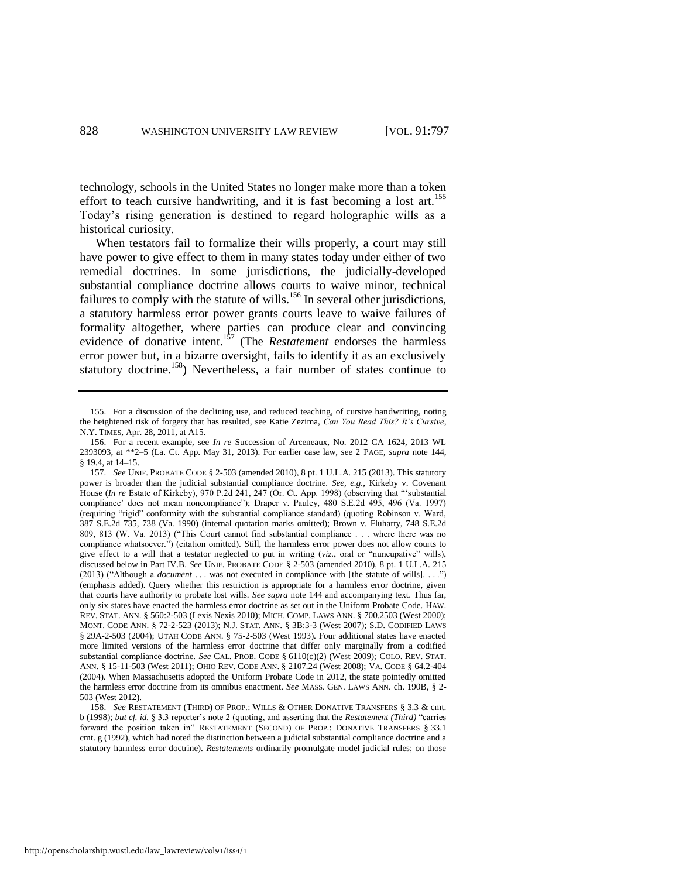technology, schools in the United States no longer make more than a token effort to teach cursive handwriting, and it is fast becoming a lost art.[155] Today's rising generation is destined to regard holographic wills as a historical curiosity.

When testators fail to formalize their wills properly, a court may still have power to give effect to them in many states today under either of two remedial doctrines. In some jurisdictions, the judicially-developed substantial compliance doctrine allows courts to waive minor, technical failures to comply with the statute of wills.[156] In several other jurisdictions, a statutory harmless error power grants courts leave to waive failures of formality altogether, where parties can produce clear and convincing evidence of donative intent.[157] (The *Restatement* endorses the harmless error power but, in a bizarre oversight, fails to identify it as an exclusively statutory doctrine.[158]) Nevertheless, a fair number of states continue to

---

155. For a discussion of the declining use, and reduced teaching, of cursive handwriting, noting the heightened risk of forgery that has resulted, see Katie Zezima, *Can You Read This? It's Cursive*, N.Y. TIMES, Apr. 28, 2011, at A15.

156. For a recent example, see *In re* Succession of Arceneaux, No. 2012 CA 1624, 2013 WL 2393093, at **2–5 (La. Ct. App. May 31, 2013). For earlier case law, see 2 PAGE, *supra* note 144, § 19.4, at 14–15.

157. *See* UNIF. PROBATE CODE § 2-503 (amended 2010), 8 pt. 1 U.L.A. 215 (2013). This statutory power is broader than the judicial substantial compliance doctrine. *See, e.g.*, Kirkeby v. Covenant House (*In re* Estate of Kirkeby), 970 P.2d 241, 247 (Or. Ct. App. 1998) (observing that "'substantial compliance' does not mean noncompliance"); Draper v. Pauley, 480 S.E.2d 495, 496 (Va. 1997) (requiring "rigid" conformity with the substantial compliance standard) (quoting Robinson v. Ward, 387 S.E.2d 735, 738 (Va. 1990) (internal quotation marks omitted); Brown v. Fluharty, 748 S.E.2d 809, 813 (W. Va. 2013) ("This Court cannot find substantial compliance . . . where there was no compliance whatsoever.") (citation omitted). Still, the harmless error power does not allow courts to give effect to a will that a testator neglected to put in writing (*viz.*, oral or "nuncupative" wills), discussed below in Part IV.B. *See* UNIF. PROBATE CODE § 2-503 (amended 2010), 8 pt. 1 U.L.A. 215 (2013) ("Although a *document* . . . was not executed in compliance with [the statute of wills]. . . .") (emphasis added). Query whether this restriction is appropriate for a harmless error doctrine, given that courts have authority to probate lost wills. *See supra* note 144 and accompanying text. Thus far, only six states have enacted the harmless error doctrine as set out in the Uniform Probate Code. HAW. REV. STAT. ANN. § 560:2-503 (Lexis Nexis 2010); MICH. COMP. LAWS ANN. § 700.2503 (West 2000); MONT. CODE ANN. § 72-2-523 (2013); N.J. STAT. ANN. § 3B:3-3 (West 2007); S.D. CODIFIED LAWS § 29A-2-503 (2004); UTAH CODE ANN. § 75-2-503 (West 1993). Four additional states have enacted more limited versions of the harmless error doctrine that differ only marginally from a codified substantial compliance doctrine. *See* CAL. PROB. CODE § 6110(c)(2) (West 2009); COLO. REV. STAT. ANN. § 15-11-503 (West 2011); OHIO REV. CODE ANN. § 2107.24 (West 2008); VA. CODE § 64.2-404 (2004). When Massachusetts adopted the Uniform Probate Code in 2012, the state pointedly omitted the harmless error doctrine from its omnibus enactment. *See* MASS. GEN. LAWS ANN. ch. 190B, § 2-503 (West 2012).

158. *See* RESTATEMENT (THIRD) OF PROP.: WILLS & OTHER DONATIVE TRANSFERS § 3.3 & cmt. b (1998); *but cf. id.* § 3.3 reporter's note 2 (quoting, and asserting that the *Restatement (Third)* "carries forward the position taken in" RESTATEMENT (SECOND) OF PROP.: DONATIVE TRANSFERS § 33.1 cmt. g (1992), which had noted the distinction between a judicial substantial compliance doctrine and a statutory harmless error doctrine). *Restatements* ordinarily promulgate model judicial rules; on those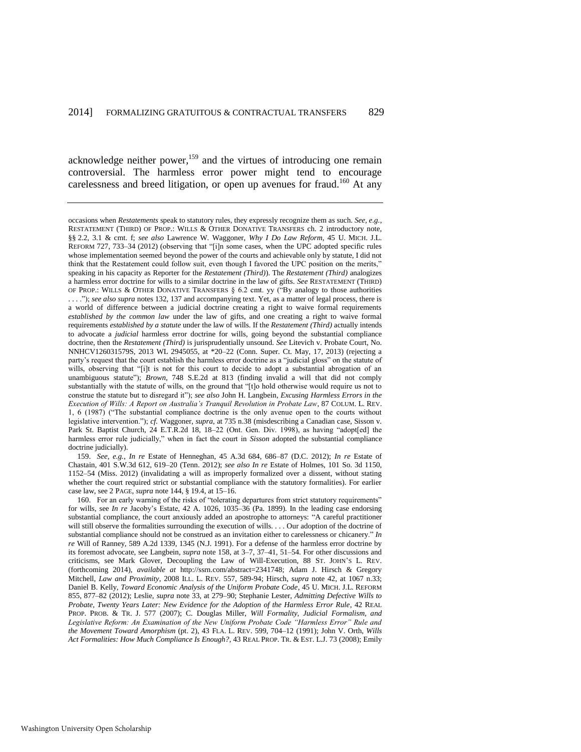acknowledge neither power,[159] and the virtues of introducing one remain controversial. The harmless error power might tend to encourage carelessness and breed litigation, or open up avenues for fraud.[160] At any

---

occasions when *Restatements* speak to statutory rules, they expressly recognize them as such. *See, e.g.*, RESTATEMENT (THIRD) OF PROP.: WILLS & OTHER DONATIVE TRANSFERS ch. 2 introductory note, §§ 2.2, 3.1 & cmt. f; *see also* Lawrence W. Waggoner, *Why I Do Law Reform*, 45 U. MICH. J.L. REFORM 727, 733–34 (2012) (observing that "[i]n some cases, when the UPC adopted specific rules whose implementation seemed beyond the power of the courts and achievable only by statute, I did not think that the Restatement could follow suit, even though I favored the UPC position on the merits," speaking in his capacity as Reporter for the *Restatement (Third)*). The *Restatement (Third)* analogizes a harmless error doctrine for wills to a similar doctrine in the law of gifts. *See* RESTATEMENT (THIRD) OF PROP.: WILLS & OTHER DONATIVE TRANSFERS § 6.2 cmt. yy ("By analogy to those authorities . . . ."); *see also supra* notes 132, 137 and accompanying text. Yet, as a matter of legal process, there is a world of difference between a judicial doctrine creating a right to waive formal requirements *established by the common law* under the law of gifts, and one creating a right to waive formal requirements *established by a statute* under the law of wills. If the *Restatement (Third)* actually intends to advocate a *judicial* harmless error doctrine for wills, going beyond the substantial compliance doctrine, then the *Restatement (Third)* is jurisprudentially unsound. *See* Litevich v. Probate Court, No. NNHCV126031579S, 2013 WL 2945055, at *20–22 (Conn. Super. Ct. May, 17, 2013) (rejecting a party's request that the court establish the harmless error doctrine as a "judicial gloss" on the statute of wills, observing that "[i]t is not for this court to decide to adopt a substantial abrogation of an unambiguous statute"); *Brown*, 748 S.E.2d at 813 (finding invalid a will that did not comply substantially with the statute of wills, on the ground that "[t]o hold otherwise would require us not to construe the statute but to disregard it"); *see also* John H. Langbein, *Excusing Harmless Errors in the Execution of Wills: A Report on Australia's Tranquil Revolution in Probate Law*, 87 COLUM. L. REV. 1, 6 (1987) ("The substantial compliance doctrine is the only avenue open to the courts without legislative intervention."); *cf.* Waggoner, *supra*, at 735 n.38 (misdescribing a Canadian case, Sisson v. Park St. Baptist Church, 24 E.T.R.2d 18, 18–22 (Ont. Gen. Div. 1998), as having "adopt[ed] the harmless error rule judicially," when in fact the court in *Sisson* adopted the substantial compliance doctrine judicially).

159. *See, e.g.*, *In re* Estate of Henneghan, 45 A.3d 684, 686–87 (D.C. 2012); *In re* Estate of Chastain, 401 S.W.3d 612, 619–20 (Tenn. 2012); *see also In re* Estate of Holmes, 101 So. 3d 1150, 1152–54 (Miss. 2012) (invalidating a will as improperly formalized over a dissent, without stating whether the court required strict or substantial compliance with the statutory formalities). For earlier case law, see 2 PAGE, *supra* note 144, § 19.4, at 15–16.

160. For an early warning of the risks of "tolerating departures from strict statutory requirements" for wills, see *In re* Jacoby's Estate, 42 A. 1026, 1035–36 (Pa. 1899). In the leading case endorsing substantial compliance, the court anxiously added an apostrophe to attorneys: "A careful practitioner will still observe the formalities surrounding the execution of wills. . . . Our adoption of the doctrine of substantial compliance should not be construed as an invitation either to carelessness or chicanery." *In re* Will of Ranney, 589 A.2d 1339, 1345 (N.J. 1991). For a defense of the harmless error doctrine by its foremost advocate, see Langbein, *supra* note 158, at 3–7, 37–41, 51–54. For other discussions and criticisms, see Mark Glover, Decoupling the Law of Will-Execution, 88 ST. JOHN'S L. REV. (forthcoming 2014), *available at* http://ssrn.com/abstract=2341748; Adam J. Hirsch & Gregory Mitchell, *Law and Proximity*, 2008 ILL. L. REV. 557, 589-94; Hirsch, *supra* note 42, at 1067 n.33; Daniel B. Kelly, *Toward Economic Analysis of the Uniform Probate Code*, 45 U. MICH. J.L. REFORM 855, 877–82 (2012); Leslie, *supra* note 33, at 279–90; Stephanie Lester, *Admitting Defective Wills to Probate, Twenty Years Later: New Evidence for the Adoption of the Harmless Error Rule*, 42 REAL PROP. PROB. & TR. J. 577 (2007); C. Douglas Miller, *Will Formality, Judicial Formalism, and Legislative Reform: An Examination of the New Uniform Probate Code "Harmless Error" Rule and the Movement Toward Amorphism* (pt. 2), 43 FLA. L. REV. 599, 704–12 (1991); John V. Orth, *Wills Act Formalities: How Much Compliance Is Enough?*, 43 REAL PROP. TR. & EST. L.J. 73 (2008); Emily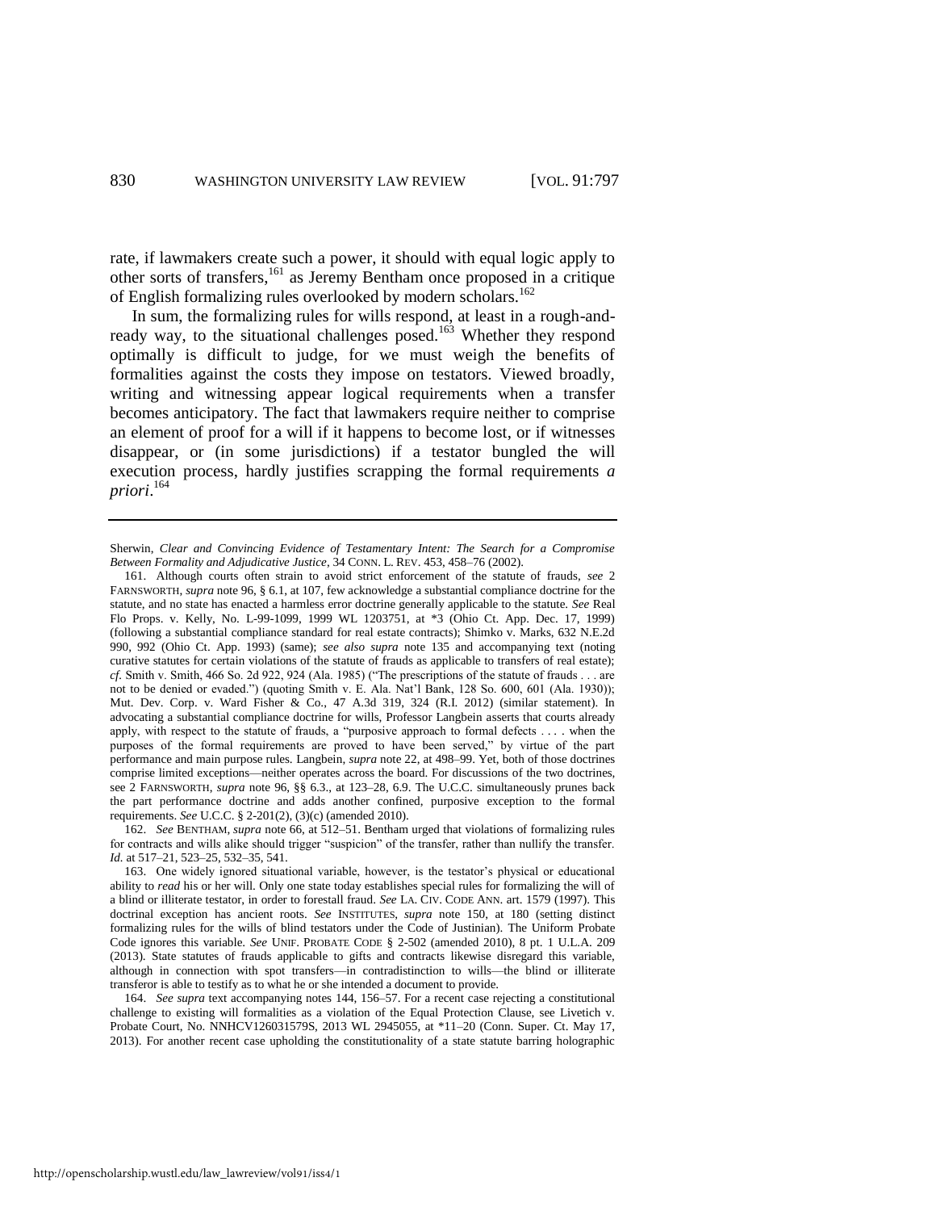rate, if lawmakers create such a power, it should with equal logic apply to other sorts of transfers,[161] as Jeremy Bentham once proposed in a critique of English formalizing rules overlooked by modern scholars.[162]

In sum, the formalizing rules for wills respond, at least in a rough-and-ready way, to the situational challenges posed.[163] Whether they respond optimally is difficult to judge, for we must weigh the benefits of formalities against the costs they impose on testators. Viewed broadly, writing and witnessing appear logical requirements when a transfer becomes anticipatory. The fact that lawmakers require neither to comprise an element of proof for a will if it happens to become lost, or if witnesses disappear, or (in some jurisdictions) if a testator bungled the will execution process, hardly justifies scrapping the formal requirements *a priori*.[164]

---

Sherwin, *Clear and Convincing Evidence of Testamentary Intent: The Search for a Compromise Between Formality and Adjudicative Justice*, 34 CONN. L. REV. 453, 458–76 (2002).

161. Although courts often strain to avoid strict enforcement of the statute of frauds, *see* 2 FARNSWORTH, *supra* note 96, § 6.1, at 107, few acknowledge a substantial compliance doctrine for the statute, and no state has enacted a harmless error doctrine generally applicable to the statute. *See* Real Flo Props. v. Kelly, No. L-99-1099, 1999 WL 1203751, at *3 (Ohio Ct. App. Dec. 17, 1999) (following a substantial compliance standard for real estate contracts); Shimko v. Marks, 632 N.E.2d 990, 992 (Ohio Ct. App. 1993) (same); *see also supra* note 135 and accompanying text (noting curative statutes for certain violations of the statute of frauds as applicable to transfers of real estate); *cf.* Smith v. Smith, 466 So. 2d 922, 924 (Ala. 1985) ("The prescriptions of the statute of frauds . . . are not to be denied or evaded.") (quoting Smith v. E. Ala. Nat'l Bank, 128 So. 600, 601 (Ala. 1930)); Mut. Dev. Corp. v. Ward Fisher & Co., 47 A.3d 319, 324 (R.I. 2012) (similar statement). In advocating a substantial compliance doctrine for wills, Professor Langbein asserts that courts already apply, with respect to the statute of frauds, a "purposive approach to formal defects . . . . when the purposes of the formal requirements are proved to have been served," by virtue of the part performance and main purpose rules. Langbein, *supra* note 22, at 498–99. Yet, both of those doctrines comprise limited exceptions—neither operates across the board. For discussions of the two doctrines, see 2 FARNSWORTH, *supra* note 96, §§ 6.3., at 123–28, 6.9. The U.C.C. simultaneously prunes back the part performance doctrine and adds another confined, purposive exception to the formal requirements. *See* U.C.C. § 2-201(2), (3)(c) (amended 2010).

162. *See* BENTHAM, *supra* note 66, at 512–51. Bentham urged that violations of formalizing rules for contracts and wills alike should trigger "suspicion" of the transfer, rather than nullify the transfer. *Id.* at 517–21, 523–25, 532–35, 541.

163. One widely ignored situational variable, however, is the testator's physical or educational ability to *read* his or her will. Only one state today establishes special rules for formalizing the will of a blind or illiterate testator, in order to forestall fraud. *See* LA. CIV. CODE ANN. art. 1579 (1997). This doctrinal exception has ancient roots. *See* INSTITUTES, *supra* note 150, at 180 (setting distinct formalizing rules for the wills of blind testators under the Code of Justinian). The Uniform Probate Code ignores this variable. *See* UNIF. PROBATE CODE § 2-502 (amended 2010), 8 pt. 1 U.L.A. 209 (2013). State statutes of frauds applicable to gifts and contracts likewise disregard this variable, although in connection with spot transfers—in contradistinction to wills—the blind or illiterate transferor is able to testify as to what he or she intended a document to provide.

164. *See supra* text accompanying notes 144, 156–57. For a recent case rejecting a constitutional challenge to existing will formalities as a violation of the Equal Protection Clause, see Livetich v. Probate Court, No. NNHCV126031579S, 2013 WL 2945055, at *11–20 (Conn. Super. Ct. May 17, 2013). For another recent case upholding the constitutionality of a state statute barring holographic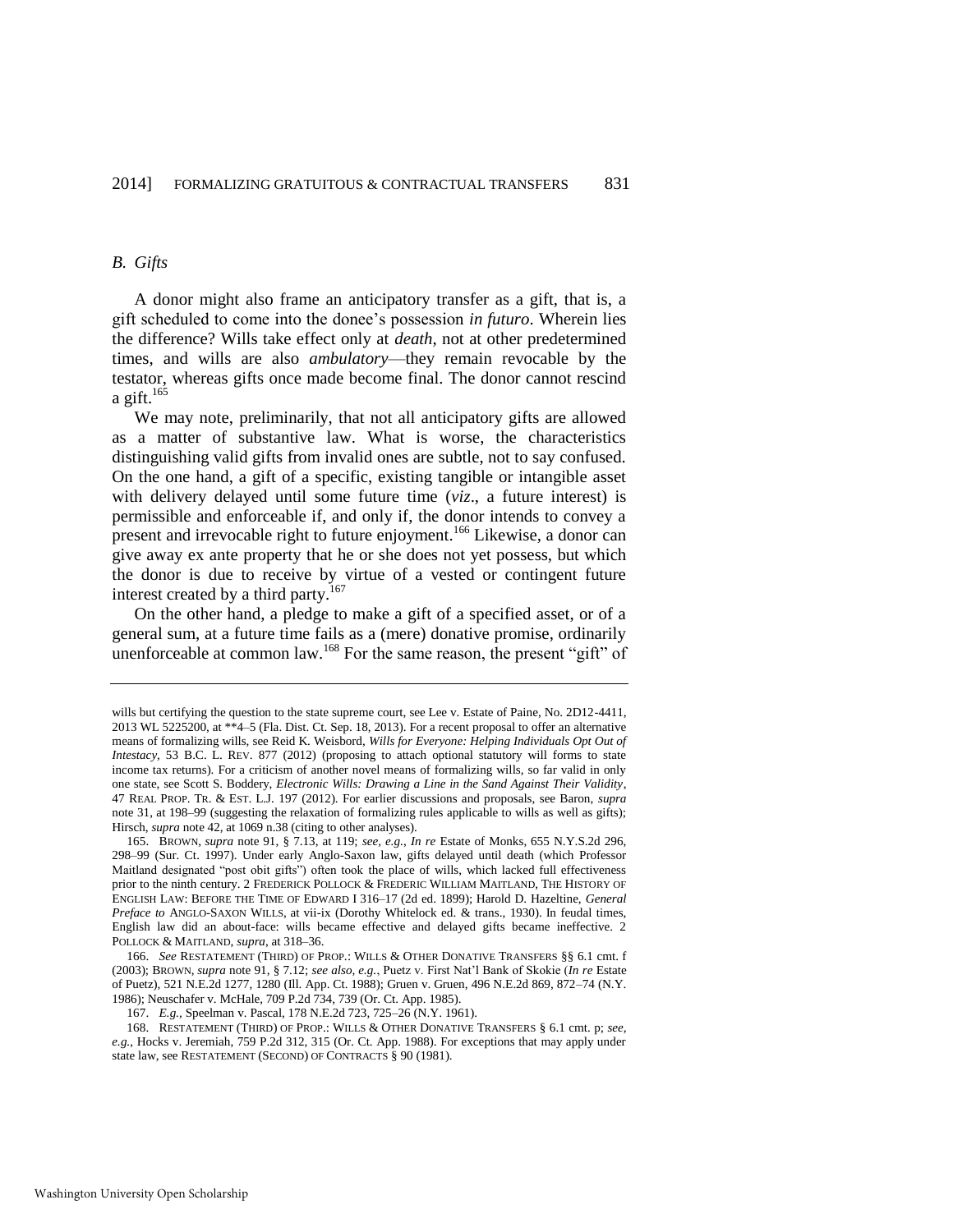### *B. Gifts*

A donor might also frame an anticipatory transfer as a gift, that is, a gift scheduled to come into the donee's possession *in futuro*. Wherein lies the difference? Wills take effect only at *death*, not at other predetermined times, and wills are also *ambulatory*—they remain revocable by the testator, whereas gifts once made become final. The donor cannot rescind a gift.[165]

We may note, preliminarily, that not all anticipatory gifts are allowed as a matter of substantive law. What is worse, the characteristics distinguishing valid gifts from invalid ones are subtle, not to say confused. On the one hand, a gift of a specific, existing tangible or intangible asset with delivery delayed until some future time (*viz*., a future interest) is permissible and enforceable if, and only if, the donor intends to convey a present and irrevocable right to future enjoyment.[166] Likewise, a donor can give away ex ante property that he or she does not yet possess, but which the donor is due to receive by virtue of a vested or contingent future interest created by a third party.[167]

On the other hand, a pledge to make a gift of a specified asset, or of a general sum, at a future time fails as a (mere) donative promise, ordinarily unenforceable at common law.[168] For the same reason, the present "gift" of

---

wills but certifying the question to the state supreme court, see Lee v. Estate of Paine, No. 2D12-4411, 2013 WL 5225200, at **4–5 (Fla. Dist. Ct. Sep. 18, 2013). For a recent proposal to offer an alternative means of formalizing wills, see Reid K. Weisbord, *Wills for Everyone: Helping Individuals Opt Out of Intestacy*, 53 B.C. L. REV. 877 (2012) (proposing to attach optional statutory will forms to state income tax returns). For a criticism of another novel means of formalizing wills, so far valid in only one state, see Scott S. Boddery, *Electronic Wills: Drawing a Line in the Sand Against Their Validity*, 47 REAL PROP. TR. & EST. L.J. 197 (2012). For earlier discussions and proposals, see Baron, *supra* note 31, at 198–99 (suggesting the relaxation of formalizing rules applicable to wills as well as gifts); Hirsch, *supra* note 42, at 1069 n.38 (citing to other analyses).

165. BROWN, *supra* note 91, § 7.13, at 119; *see, e.g.*, *In re* Estate of Monks, 655 N.Y.S.2d 296, 298–99 (Sur. Ct. 1997). Under early Anglo-Saxon law, gifts delayed until death (which Professor Maitland designated "post obit gifts") often took the place of wills, which lacked full effectiveness prior to the ninth century. 2 FREDERICK POLLOCK & FREDERIC WILLIAM MAITLAND, THE HISTORY OF ENGLISH LAW: BEFORE THE TIME OF EDWARD I 316–17 (2d ed. 1899); Harold D. Hazeltine, *General Preface to* ANGLO-SAXON WILLS, at vii-ix (Dorothy Whitelock ed. & trans., 1930). In feudal times, English law did an about-face: wills became effective and delayed gifts became ineffective. 2 POLLOCK & MAITLAND, *supra*, at 318–36.

166. *See* RESTATEMENT (THIRD) OF PROP.: WILLS & OTHER DONATIVE TRANSFERS §§ 6.1 cmt. f (2003); BROWN, *supra* note 91, § 7.12; *see also, e.g.*, Puetz v. First Nat'l Bank of Skokie (*In re* Estate of Puetz), 521 N.E.2d 1277, 1280 (Ill. App. Ct. 1988); Gruen v. Gruen, 496 N.E.2d 869, 872–74 (N.Y. 1986); Neuschafer v. McHale, 709 P.2d 734, 739 (Or. Ct. App. 1985).

167. *E.g.*, Speelman v. Pascal, 178 N.E.2d 723, 725–26 (N.Y. 1961).

168. RESTATEMENT (THIRD) OF PROP.: WILLS & OTHER DONATIVE TRANSFERS § 6.1 cmt. p; *see, e.g.*, Hocks v. Jeremiah, 759 P.2d 312, 315 (Or. Ct. App. 1988). For exceptions that may apply under state law, see RESTATEMENT (SECOND) OF CONTRACTS § 90 (1981).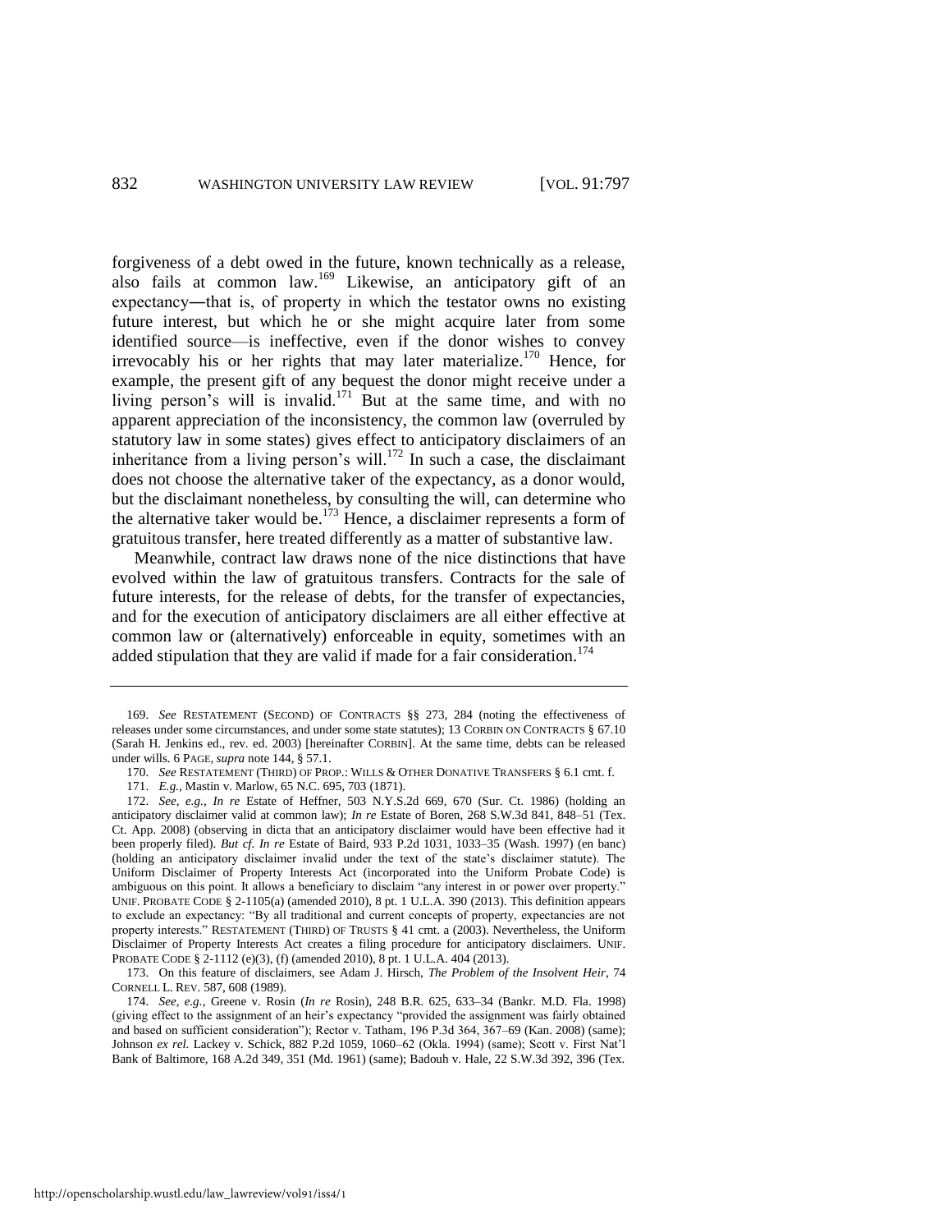forgiveness of a debt owed in the future, known technically as a release, also fails at common law.[169] Likewise, an anticipatory gift of an expectancy—that is, of property in which the testator owns no existing future interest, but which he or she might acquire later from some identified source—is ineffective, even if the donor wishes to convey irrevocably his or her rights that may later materialize.[170] Hence, for example, the present gift of any bequest the donor might receive under a living person's will is invalid.[171] But at the same time, and with no apparent appreciation of the inconsistency, the common law (overruled by statutory law in some states) gives effect to anticipatory disclaimers of an inheritance from a living person's will.[172] In such a case, the disclaimant does not choose the alternative taker of the expectancy, as a donor would, but the disclaimant nonetheless, by consulting the will, can determine who the alternative taker would be.[173] Hence, a disclaimer represents a form of gratuitous transfer, here treated differently as a matter of substantive law.

Meanwhile, contract law draws none of the nice distinctions that have evolved within the law of gratuitous transfers. Contracts for the sale of future interests, for the release of debts, for the transfer of expectancies, and for the execution of anticipatory disclaimers are all either effective at common law or (alternatively) enforceable in equity, sometimes with an added stipulation that they are valid if made for a fair consideration.[174]

---

169. *See* RESTATEMENT (SECOND) OF CONTRACTS §§ 273, 284 (noting the effectiveness of releases under some circumstances, and under some state statutes); 13 CORBIN ON CONTRACTS § 67.10 (Sarah H. Jenkins ed., rev. ed. 2003) [hereinafter CORBIN]. At the same time, debts can be released under wills. 6 PAGE, *supra* note 144, § 57.1.

170. *See* RESTATEMENT (THIRD) OF PROP.: WILLS & OTHER DONATIVE TRANSFERS § 6.1 cmt. f.

171. *E.g.*, Mastin v. Marlow, 65 N.C. 695, 703 (1871).

172. *See, e.g.*, *In re* Estate of Heffner, 503 N.Y.S.2d 669, 670 (Sur. Ct. 1986) (holding an anticipatory disclaimer valid at common law); *In re* Estate of Boren, 268 S.W.3d 841, 848–51 (Tex. Ct. App. 2008) (observing in dicta that an anticipatory disclaimer would have been effective had it been properly filed). *But cf. In re* Estate of Baird, 933 P.2d 1031, 1033–35 (Wash. 1997) (en banc) (holding an anticipatory disclaimer invalid under the text of the state's disclaimer statute). The Uniform Disclaimer of Property Interests Act (incorporated into the Uniform Probate Code) is ambiguous on this point. It allows a beneficiary to disclaim "any interest in or power over property." UNIF. PROBATE CODE § 2-1105(a) (amended 2010), 8 pt. 1 U.L.A. 390 (2013). This definition appears to exclude an expectancy: "By all traditional and current concepts of property, expectancies are not property interests." RESTATEMENT (THIRD) OF TRUSTS § 41 cmt. a (2003). Nevertheless, the Uniform Disclaimer of Property Interests Act creates a filing procedure for anticipatory disclaimers. UNIF. PROBATE CODE § 2-1112 (e)(3), (f) (amended 2010), 8 pt. 1 U.L.A. 404 (2013).

173. On this feature of disclaimers, see Adam J. Hirsch, *The Problem of the Insolvent Heir*, 74 CORNELL L. REV. 587, 608 (1989).

174. *See, e.g.*, Greene v. Rosin (*In re* Rosin), 248 B.R. 625, 633–34 (Bankr. M.D. Fla. 1998) (giving effect to the assignment of an heir's expectancy "provided the assignment was fairly obtained and based on sufficient consideration"); Rector v. Tatham, 196 P.3d 364, 367–69 (Kan. 2008) (same); Johnson *ex rel.* Lackey v. Schick, 882 P.2d 1059, 1060–62 (Okla. 1994) (same); Scott v. First Nat'l Bank of Baltimore, 168 A.2d 349, 351 (Md. 1961) (same); Badouh v. Hale, 22 S.W.3d 392, 396 (Tex.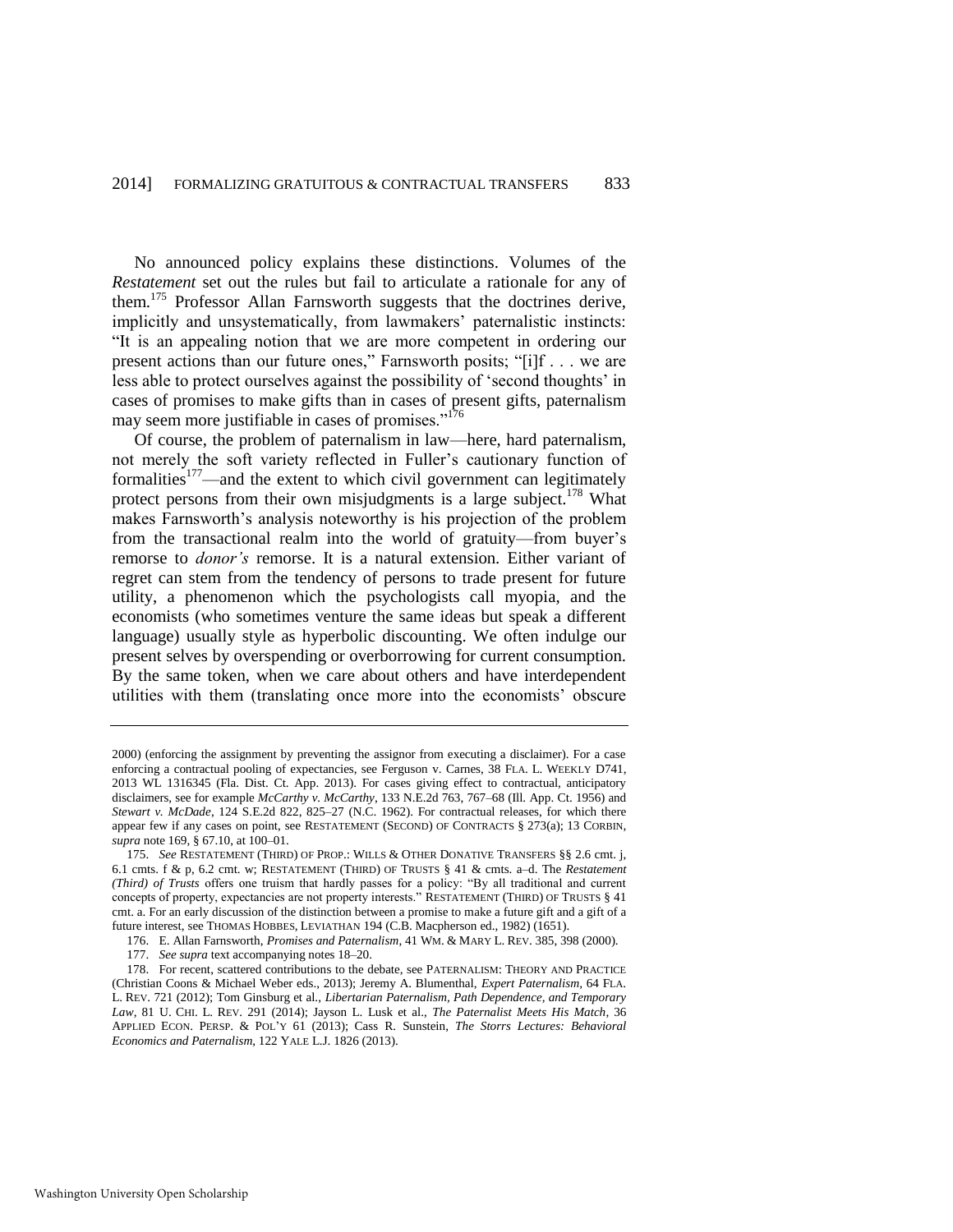No announced policy explains these distinctions. Volumes of the *Restatement* set out the rules but fail to articulate a rationale for any of them.[175] Professor Allan Farnsworth suggests that the doctrines derive, implicitly and unsystematically, from lawmakers' paternalistic instincts: "It is an appealing notion that we are more competent in ordering our present actions than our future ones," Farnsworth posits; "[i]f . . . we are less able to protect ourselves against the possibility of 'second thoughts' in cases of promises to make gifts than in cases of present gifts, paternalism may seem more justifiable in cases of promises."[176]

Of course, the problem of paternalism in law—here, hard paternalism, not merely the soft variety reflected in Fuller's cautionary function of formalities[177]—and the extent to which civil government can legitimately protect persons from their own misjudgments is a large subject.[178] What makes Farnsworth's analysis noteworthy is his projection of the problem from the transactional realm into the world of gratuity—from buyer's remorse to *donor's* remorse. It is a natural extension. Either variant of regret can stem from the tendency of persons to trade present for future utility, a phenomenon which the psychologists call myopia, and the economists (who sometimes venture the same ideas but speak a different language) usually style as hyperbolic discounting. We often indulge our present selves by overspending or overborrowing for current consumption. By the same token, when we care about others and have interdependent utilities with them (translating once more into the economists' obscure

---

2000) (enforcing the assignment by preventing the assignor from executing a disclaimer). For a case enforcing a contractual pooling of expectancies, see Ferguson v. Carnes, 38 FLA. L. WEEKLY D741, 2013 WL 1316345 (Fla. Dist. Ct. App. 2013). For cases giving effect to contractual, anticipatory disclaimers, see for example *McCarthy v. McCarthy*, 133 N.E.2d 763, 767–68 (Ill. App. Ct. 1956) and *Stewart v. McDade*, 124 S.E.2d 822, 825–27 (N.C. 1962). For contractual releases, for which there appear few if any cases on point, see RESTATEMENT (SECOND) OF CONTRACTS § 273(a); 13 CORBIN, *supra* note 169, § 67.10, at 100–01.

175. *See* RESTATEMENT (THIRD) OF PROP.: WILLS & OTHER DONATIVE TRANSFERS §§ 2.6 cmt. j, 6.1 cmts. f & p, 6.2 cmt. w; RESTATEMENT (THIRD) OF TRUSTS § 41 & cmts. a–d. The *Restatement (Third) of Trusts* offers one truism that hardly passes for a policy: "By all traditional and current concepts of property, expectancies are not property interests." RESTATEMENT (THIRD) OF TRUSTS § 41 cmt. a. For an early discussion of the distinction between a promise to make a future gift and a gift of a future interest, see THOMAS HOBBES, LEVIATHAN 194 (C.B. Macpherson ed., 1982) (1651).

176. E. Allan Farnsworth, *Promises and Paternalism*, 41 WM. & MARY L. REV. 385, 398 (2000).

177. *See supra* text accompanying notes 18–20.

178. For recent, scattered contributions to the debate, see PATERNALISM: THEORY AND PRACTICE (Christian Coons & Michael Weber eds., 2013); Jeremy A. Blumenthal, *Expert Paternalism*, 64 FLA. L. REV. 721 (2012); Tom Ginsburg et al., *Libertarian Paternalism, Path Dependence, and Temporary Law*, 81 U. CHI. L. REV. 291 (2014); Jayson L. Lusk et al., *The Paternalist Meets His Match*, 36 APPLIED ECON. PERSP. & POL'Y 61 (2013); Cass R. Sunstein, *The Storrs Lectures: Behavioral Economics and Paternalism*, 122 YALE L.J. 1826 (2013).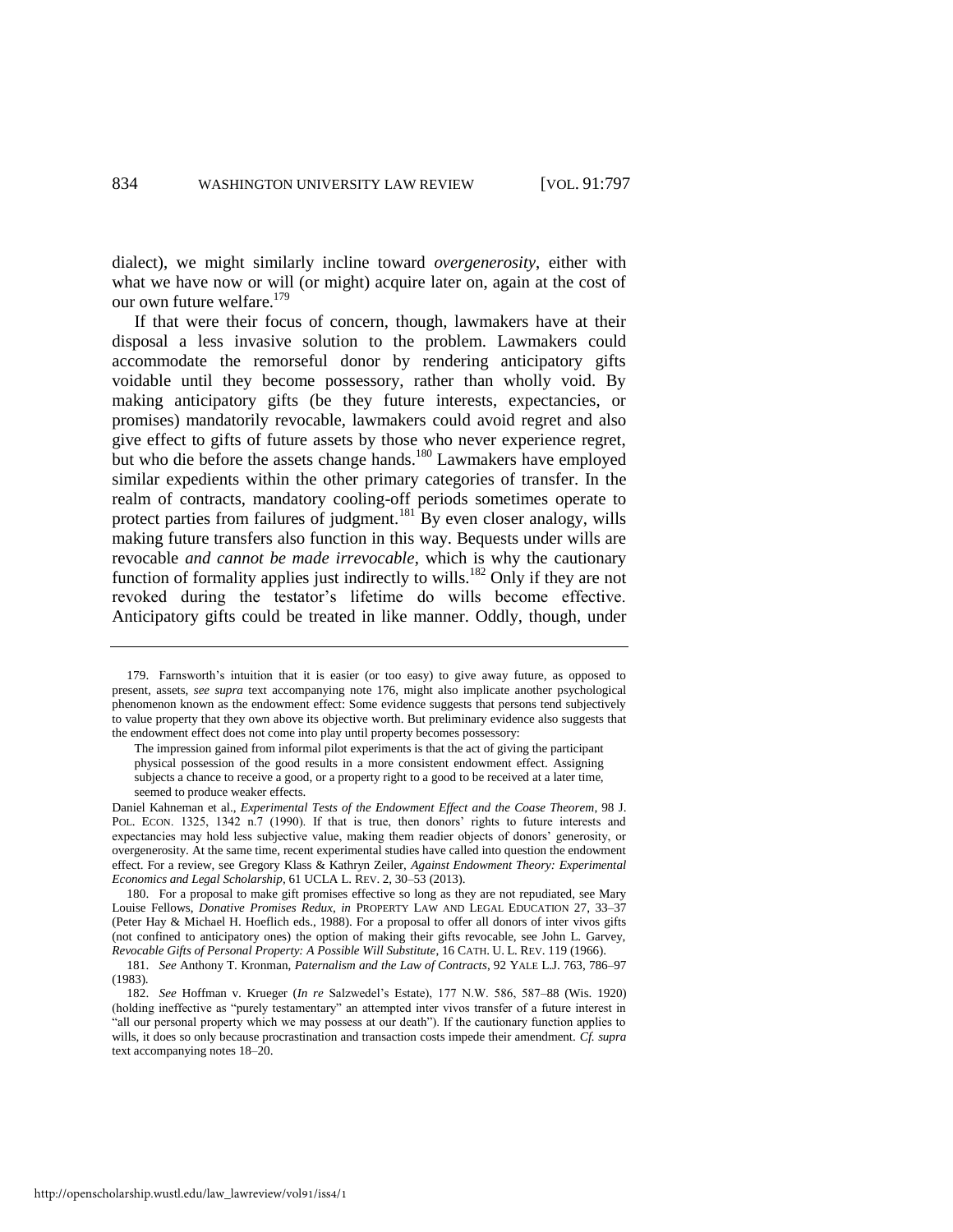dialect), we might similarly incline toward *overgenerosity*, either with what we have now or will (or might) acquire later on, again at the cost of our own future welfare.[179]

If that were their focus of concern, though, lawmakers have at their disposal a less invasive solution to the problem. Lawmakers could accommodate the remorseful donor by rendering anticipatory gifts voidable until they become possessory, rather than wholly void. By making anticipatory gifts (be they future interests, expectancies, or promises) mandatorily revocable, lawmakers could avoid regret and also give effect to gifts of future assets by those who never experience regret, but who die before the assets change hands.[180] Lawmakers have employed similar expedients within the other primary categories of transfer. In the realm of contracts, mandatory cooling-off periods sometimes operate to protect parties from failures of judgment.[181] By even closer analogy, wills making future transfers also function in this way. Bequests under wills are revocable *and cannot be made irrevocable*, which is why the cautionary function of formality applies just indirectly to wills.[182] Only if they are not revoked during the testator's lifetime do wills become effective. Anticipatory gifts could be treated in like manner. Oddly, though, under

---

179. Farnsworth's intuition that it is easier (or too easy) to give away future, as opposed to present, assets, *see supra* text accompanying note 176, might also implicate another psychological phenomenon known as the endowment effect: Some evidence suggests that persons tend subjectively to value property that they own above its objective worth. But preliminary evidence also suggests that the endowment effect does not come into play until property becomes possessory:

> The impression gained from informal pilot experiments is that the act of giving the participant physical possession of the good results in a more consistent endowment effect. Assigning subjects a chance to receive a good, or a property right to a good to be received at a later time, seemed to produce weaker effects.

Daniel Kahneman et al., *Experimental Tests of the Endowment Effect and the Coase Theorem*, 98 J. POL. ECON. 1325, 1342 n.7 (1990). If that is true, then donors' rights to future interests and expectancies may hold less subjective value, making them readier objects of donors' generosity, or overgenerosity. At the same time, recent experimental studies have called into question the endowment effect. For a review, see Gregory Klass & Kathryn Zeiler, *Against Endowment Theory: Experimental Economics and Legal Scholarship*, 61 UCLA L. REV. 2, 30–53 (2013).

180. For a proposal to make gift promises effective so long as they are not repudiated, see Mary Louise Fellows, *Donative Promises Redux*, *in* PROPERTY LAW AND LEGAL EDUCATION 27, 33–37 (Peter Hay & Michael H. Hoeflich eds., 1988). For a proposal to offer all donors of inter vivos gifts (not confined to anticipatory ones) the option of making their gifts revocable, see John L. Garvey, *Revocable Gifts of Personal Property: A Possible Will Substitute*, 16 CATH. U. L. REV. 119 (1966).

181. *See* Anthony T. Kronman, *Paternalism and the Law of Contracts*, 92 YALE L.J. 763, 786–97 (1983).

182. *See* Hoffman v. Krueger (*In re* Salzwedel's Estate), 177 N.W. 586, 587–88 (Wis. 1920) (holding ineffective as "purely testamentary" an attempted inter vivos transfer of a future interest in "all our personal property which we may possess at our death"). If the cautionary function applies to wills, it does so only because procrastination and transaction costs impede their amendment. *Cf. supra* text accompanying notes 18–20.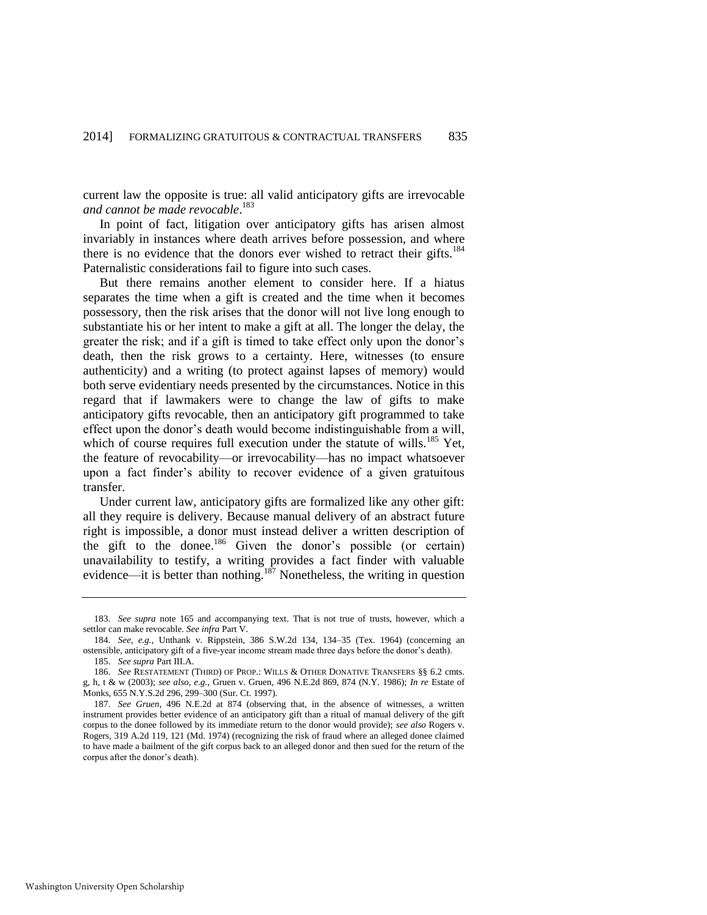current law the opposite is true: all valid anticipatory gifts are irrevocable *and cannot be made revocable*.[183]

In point of fact, litigation over anticipatory gifts has arisen almost invariably in instances where death arrives before possession, and where there is no evidence that the donors ever wished to retract their gifts.[184] Paternalistic considerations fail to figure into such cases.

But there remains another element to consider here. If a hiatus separates the time when a gift is created and the time when it becomes possessory, then the risk arises that the donor will not live long enough to substantiate his or her intent to make a gift at all. The longer the delay, the greater the risk; and if a gift is timed to take effect only upon the donor's death, then the risk grows to a certainty. Here, witnesses (to ensure authenticity) and a writing (to protect against lapses of memory) would both serve evidentiary needs presented by the circumstances. Notice in this regard that if lawmakers were to change the law of gifts to make anticipatory gifts revocable, then an anticipatory gift programmed to take effect upon the donor's death would become indistinguishable from a will, which of course requires full execution under the statute of wills.[185] Yet, the feature of revocability—or irrevocability—has no impact whatsoever upon a fact finder's ability to recover evidence of a given gratuitous transfer.

Under current law, anticipatory gifts are formalized like any other gift: all they require is delivery. Because manual delivery of an abstract future right is impossible, a donor must instead deliver a written description of the gift to the donee.[186] Given the donor's possible (or certain) unavailability to testify, a writing provides a fact finder with valuable evidence—it is better than nothing.[187] Nonetheless, the writing in question

---

183. *See supra* note 165 and accompanying text. That is not true of trusts, however, which a settlor can make revocable. *See infra* Part V.

184. *See, e.g.*, Unthank v. Rippstein, 386 S.W.2d 134, 134–35 (Tex. 1964) (concerning an ostensible, anticipatory gift of a five-year income stream made three days before the donor's death).

185. *See supra* Part III.A.

186. *See* RESTATEMENT (THIRD) OF PROP.: WILLS & OTHER DONATIVE TRANSFERS §§ 6.2 cmts. g, h, t & w (2003); *see also, e.g.*, Gruen v. Gruen, 496 N.E.2d 869, 874 (N.Y. 1986); *In re* Estate of Monks, 655 N.Y.S.2d 296, 299–300 (Sur. Ct. 1997).

187. *See Gruen*, 496 N.E.2d at 874 (observing that, in the absence of witnesses, a written instrument provides better evidence of an anticipatory gift than a ritual of manual delivery of the gift corpus to the donee followed by its immediate return to the donor would provide); *see also* Rogers v. Rogers, 319 A.2d 119, 121 (Md. 1974) (recognizing the risk of fraud where an alleged donee claimed to have made a bailment of the gift corpus back to an alleged donor and then sued for the return of the corpus after the donor's death).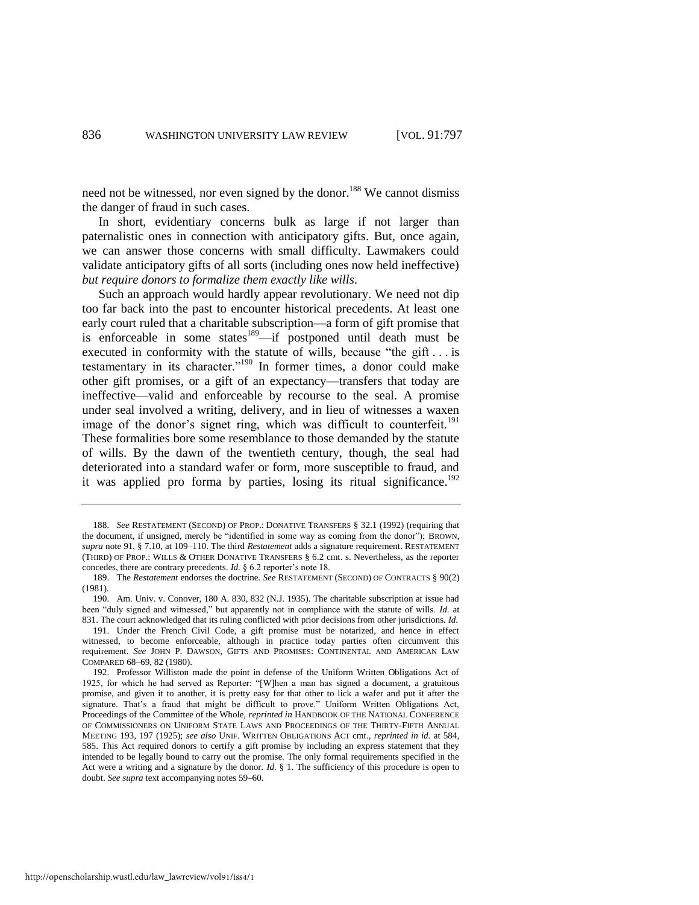need not be witnessed, nor even signed by the donor.[188] We cannot dismiss the danger of fraud in such cases.

In short, evidentiary concerns bulk as large if not larger than paternalistic ones in connection with anticipatory gifts. But, once again, we can answer those concerns with small difficulty. Lawmakers could validate anticipatory gifts of all sorts (including ones now held ineffective) *but require donors to formalize them exactly like wills*.

Such an approach would hardly appear revolutionary. We need not dip too far back into the past to encounter historical precedents. At least one early court ruled that a charitable subscription—a form of gift promise that is enforceable in some states[189]—if postponed until death must be executed in conformity with the statute of wills, because "the gift . . . is testamentary in its character."[190] In former times, a donor could make other gift promises, or a gift of an expectancy—transfers that today are ineffective—valid and enforceable by recourse to the seal. A promise under seal involved a writing, delivery, and in lieu of witnesses a waxen image of the donor's signet ring, which was difficult to counterfeit.[191] These formalities bore some resemblance to those demanded by the statute of wills. By the dawn of the twentieth century, though, the seal had deteriorated into a standard wafer or form, more susceptible to fraud, and it was applied pro forma by parties, losing its ritual significance.[192]

---

188. *See* RESTATEMENT (SECOND) OF PROP.: DONATIVE TRANSFERS § 32.1 (1992) (requiring that the document, if unsigned, merely be "identified in some way as coming from the donor"); BROWN, *supra* note 91, § 7.10, at 109–110. The third *Restatement* adds a signature requirement. RESTATEMENT (THIRD) OF PROP.: WILLS & OTHER DONATIVE TRANSFERS § 6.2 cmt. s. Nevertheless, as the reporter concedes, there are contrary precedents. *Id.* § 6.2 reporter's note 18.

189. The *Restatement* endorses the doctrine. *See* RESTATEMENT (SECOND) OF CONTRACTS § 90(2) (1981).

190. Am. Univ. v. Conover, 180 A. 830, 832 (N.J. 1935). The charitable subscription at issue had been "duly signed and witnessed," but apparently not in compliance with the statute of wills. *Id.* at 831. The court acknowledged that its ruling conflicted with prior decisions from other jurisdictions. *Id.*

191. Under the French Civil Code, a gift promise must be notarized, and hence in effect witnessed, to become enforceable, although in practice today parties often circumvent this requirement. *See* JOHN P. DAWSON, GIFTS AND PROMISES: CONTINENTAL AND AMERICAN LAW COMPARED 68–69, 82 (1980).

192. Professor Williston made the point in defense of the Uniform Written Obligations Act of 1925, for which he had served as Reporter: "[W]hen a man has signed a document, a gratuitous promise, and given it to another, it is pretty easy for that other to lick a wafer and put it after the signature. That's a fraud that might be difficult to prove." Uniform Written Obligations Act, Proceedings of the Committee of the Whole, *reprinted in* HANDBOOK OF THE NATIONAL CONFERENCE OF COMMISSIONERS ON UNIFORM STATE LAWS AND PROCEEDINGS OF THE THIRTY-FIFTH ANNUAL MEETING 193, 197 (1925); *see also* UNIF. WRITTEN OBLIGATIONS ACT cmt., *reprinted in id.* at 584, 585. This Act required donors to certify a gift promise by including an express statement that they intended to be legally bound to carry out the promise. The only formal requirements specified in the Act were a writing and a signature by the donor. *Id.* § 1. The sufficiency of this procedure is open to doubt. *See supra* text accompanying notes 59–60.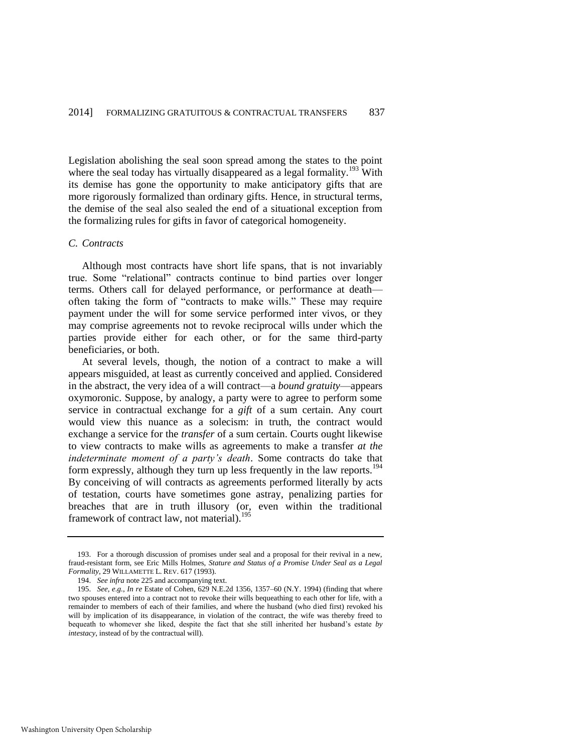Legislation abolishing the seal soon spread among the states to the point where the seal today has virtually disappeared as a legal formality.[193] With its demise has gone the opportunity to make anticipatory gifts that are more rigorously formalized than ordinary gifts. Hence, in structural terms, the demise of the seal also sealed the end of a situational exception from the formalizing rules for gifts in favor of categorical homogeneity.

### *C. Contracts*

Although most contracts have short life spans, that is not invariably true. Some "relational" contracts continue to bind parties over longer terms. Others call for delayed performance, or performance at death—often taking the form of "contracts to make wills." These may require payment under the will for some service performed inter vivos, or they may comprise agreements not to revoke reciprocal wills under which the parties provide either for each other, or for the same third-party beneficiaries, or both.

At several levels, though, the notion of a contract to make a will appears misguided, at least as currently conceived and applied. Considered in the abstract, the very idea of a will contract—a *bound gratuity*—appears oxymoronic. Suppose, by analogy, a party were to agree to perform some service in contractual exchange for a *gift* of a sum certain. Any court would view this nuance as a solecism: in truth, the contract would exchange a service for the *transfer* of a sum certain. Courts ought likewise to view contracts to make wills as agreements to make a transfer *at the indeterminate moment of a party's death*. Some contracts do take that form expressly, although they turn up less frequently in the law reports.[194] By conceiving of will contracts as agreements performed literally by acts of testation, courts have sometimes gone astray, penalizing parties for breaches that are in truth illusory (or, even within the traditional framework of contract law, not material).[195]

---

193. For a thorough discussion of promises under seal and a proposal for their revival in a new, fraud-resistant form, see Eric Mills Holmes, *Stature and Status of a Promise Under Seal as a Legal Formality*, 29 WILLAMETTE L. REV. 617 (1993).

194. *See infra* note 225 and accompanying text.

195. *See, e.g.*, *In re* Estate of Cohen, 629 N.E.2d 1356, 1357–60 (N.Y. 1994) (finding that where two spouses entered into a contract not to revoke their wills bequeathing to each other for life, with a remainder to members of each of their families, and where the husband (who died first) revoked his will by implication of its disappearance, in violation of the contract, the wife was thereby freed to bequeath to whomever she liked, despite the fact that she still inherited her husband's estate *by intestacy*, instead of by the contractual will).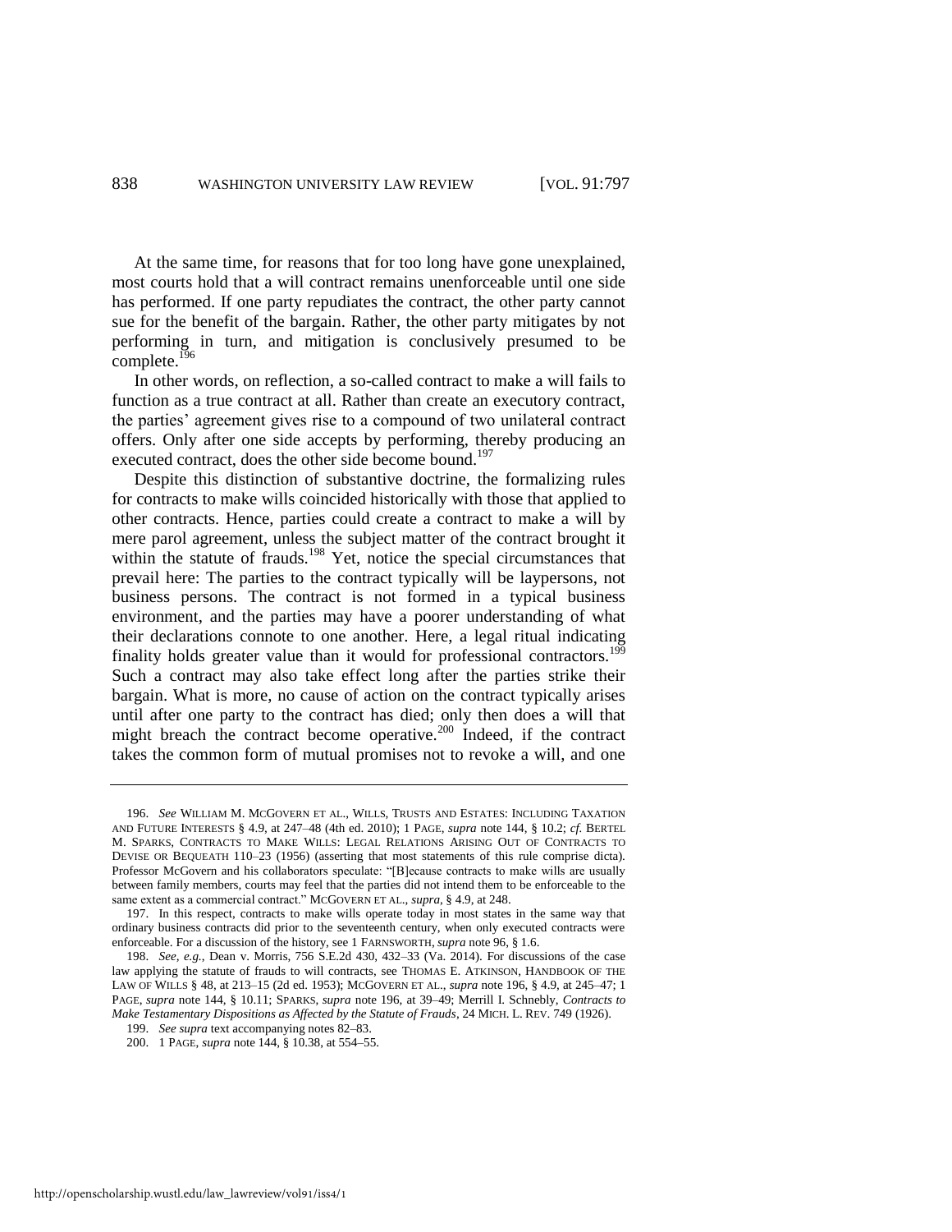At the same time, for reasons that for too long have gone unexplained, most courts hold that a will contract remains unenforceable until one side has performed. If one party repudiates the contract, the other party cannot sue for the benefit of the bargain. Rather, the other party mitigates by not performing in turn, and mitigation is conclusively presumed to be complete.[196]

In other words, on reflection, a so-called contract to make a will fails to function as a true contract at all. Rather than create an executory contract, the parties' agreement gives rise to a compound of two unilateral contract offers. Only after one side accepts by performing, thereby producing an executed contract, does the other side become bound.[197]

Despite this distinction of substantive doctrine, the formalizing rules for contracts to make wills coincided historically with those that applied to other contracts. Hence, parties could create a contract to make a will by mere parol agreement, unless the subject matter of the contract brought it within the statute of frauds.[198] Yet, notice the special circumstances that prevail here: The parties to the contract typically will be laypersons, not business persons. The contract is not formed in a typical business environment, and the parties may have a poorer understanding of what their declarations connote to one another. Here, a legal ritual indicating finality holds greater value than it would for professional contractors.[199] Such a contract may also take effect long after the parties strike their bargain. What is more, no cause of action on the contract typically arises until after one party to the contract has died; only then does a will that might breach the contract become operative.[200] Indeed, if the contract takes the common form of mutual promises not to revoke a will, and one

---

196. *See* WILLIAM M. MCGOVERN ET AL., WILLS, TRUSTS AND ESTATES: INCLUDING TAXATION AND FUTURE INTERESTS § 4.9, at 247–48 (4th ed. 2010); 1 PAGE, *supra* note 144, § 10.2; *cf.* BERTEL M. SPARKS, CONTRACTS TO MAKE WILLS: LEGAL RELATIONS ARISING OUT OF CONTRACTS TO DEVISE OR BEQUEATH 110–23 (1956) (asserting that most statements of this rule comprise dicta). Professor McGovern and his collaborators speculate: "[B]ecause contracts to make wills are usually between family members, courts may feel that the parties did not intend them to be enforceable to the same extent as a commercial contract." MCGOVERN ET AL., *supra*, § 4.9, at 248.

197. In this respect, contracts to make wills operate today in most states in the same way that ordinary business contracts did prior to the seventeenth century, when only executed contracts were enforceable. For a discussion of the history, see 1 FARNSWORTH, *supra* note 96, § 1.6.

198. *See, e.g.*, Dean v. Morris, 756 S.E.2d 430, 432–33 (Va. 2014). For discussions of the case law applying the statute of frauds to will contracts, see THOMAS E. ATKINSON, HANDBOOK OF THE LAW OF WILLS § 48, at 213–15 (2d ed. 1953); MCGOVERN ET AL., *supra* note 196, § 4.9, at 245–47; 1 PAGE, *supra* note 144, § 10.11; SPARKS, *supra* note 196, at 39–49; Merrill I. Schnebly, *Contracts to Make Testamentary Dispositions as Affected by the Statute of Frauds*, 24 MICH. L. REV. 749 (1926).

199. *See supra* text accompanying notes 82–83.

200. 1 PAGE, *supra* note 144, § 10.38, at 554–55.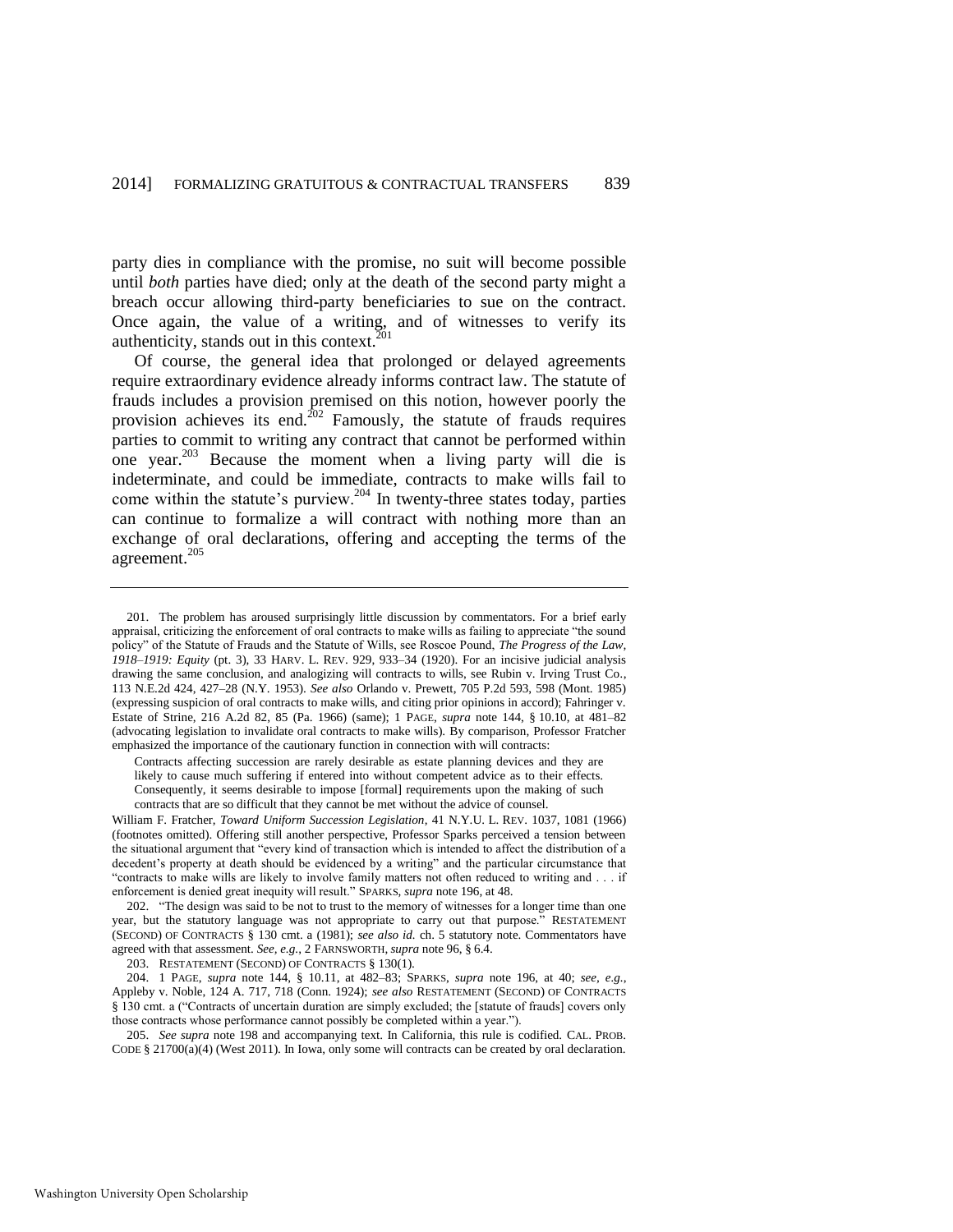party dies in compliance with the promise, no suit will become possible until *both* parties have died; only at the death of the second party might a breach occur allowing third-party beneficiaries to sue on the contract. Once again, the value of a writing, and of witnesses to verify its authenticity, stands out in this context.[201]

Of course, the general idea that prolonged or delayed agreements require extraordinary evidence already informs contract law. The statute of frauds includes a provision premised on this notion, however poorly the provision achieves its end.[202] Famously, the statute of frauds requires parties to commit to writing any contract that cannot be performed within one year.[203] Because the moment when a living party will die is indeterminate, and could be immediate, contracts to make wills fail to come within the statute's purview.[204] In twenty-three states today, parties can continue to formalize a will contract with nothing more than an exchange of oral declarations, offering and accepting the terms of the agreement.[205]

---

201. The problem has aroused surprisingly little discussion by commentators. For a brief early appraisal, criticizing the enforcement of oral contracts to make wills as failing to appreciate "the sound policy" of the Statute of Frauds and the Statute of Wills, see Roscoe Pound, *The Progress of the Law, 1918–1919: Equity* (pt. 3), 33 HARV. L. REV. 929, 933–34 (1920). For an incisive judicial analysis drawing the same conclusion, and analogizing will contracts to wills, see Rubin v. Irving Trust Co., 113 N.E.2d 424, 427–28 (N.Y. 1953). *See also* Orlando v. Prewett, 705 P.2d 593, 598 (Mont. 1985) (expressing suspicion of oral contracts to make wills, and citing prior opinions in accord); Fahringer v. Estate of Strine, 216 A.2d 82, 85 (Pa. 1966) (same); 1 PAGE, *supra* note 144, § 10.10, at 481–82 (advocating legislation to invalidate oral contracts to make wills). By comparison, Professor Fratcher emphasized the importance of the cautionary function in connection with will contracts:

> Contracts affecting succession are rarely desirable as estate planning devices and they are likely to cause much suffering if entered into without competent advice as to their effects. Consequently, it seems desirable to impose [formal] requirements upon the making of such contracts that are so difficult that they cannot be met without the advice of counsel.

William F. Fratcher, *Toward Uniform Succession Legislation*, 41 N.Y.U. L. REV. 1037, 1081 (1966) (footnotes omitted). Offering still another perspective, Professor Sparks perceived a tension between the situational argument that "every kind of transaction which is intended to affect the distribution of a decedent's property at death should be evidenced by a writing" and the particular circumstance that "contracts to make wills are likely to involve family matters not often reduced to writing and . . . if enforcement is denied great inequity will result." SPARKS, *supra* note 196, at 48.

202. "The design was said to be not to trust to the memory of witnesses for a longer time than one year, but the statutory language was not appropriate to carry out that purpose." RESTATEMENT (SECOND) OF CONTRACTS § 130 cmt. a (1981); *see also id.* ch. 5 statutory note. Commentators have agreed with that assessment. *See, e.g.*, 2 FARNSWORTH, *supra* note 96, § 6.4.

203. RESTATEMENT (SECOND) OF CONTRACTS § 130(1).

204. 1 PAGE, *supra* note 144, § 10.11, at 482–83; SPARKS, *supra* note 196, at 40; *see, e.g.*, Appleby v. Noble, 124 A. 717, 718 (Conn. 1924); *see also* RESTATEMENT (SECOND) OF CONTRACTS § 130 cmt. a ("Contracts of uncertain duration are simply excluded; the [statute of frauds] covers only those contracts whose performance cannot possibly be completed within a year.").

205. *See supra* note 198 and accompanying text. In California, this rule is codified. CAL. PROB. CODE § 21700(a)(4) (West 2011). In Iowa, only some will contracts can be created by oral declaration.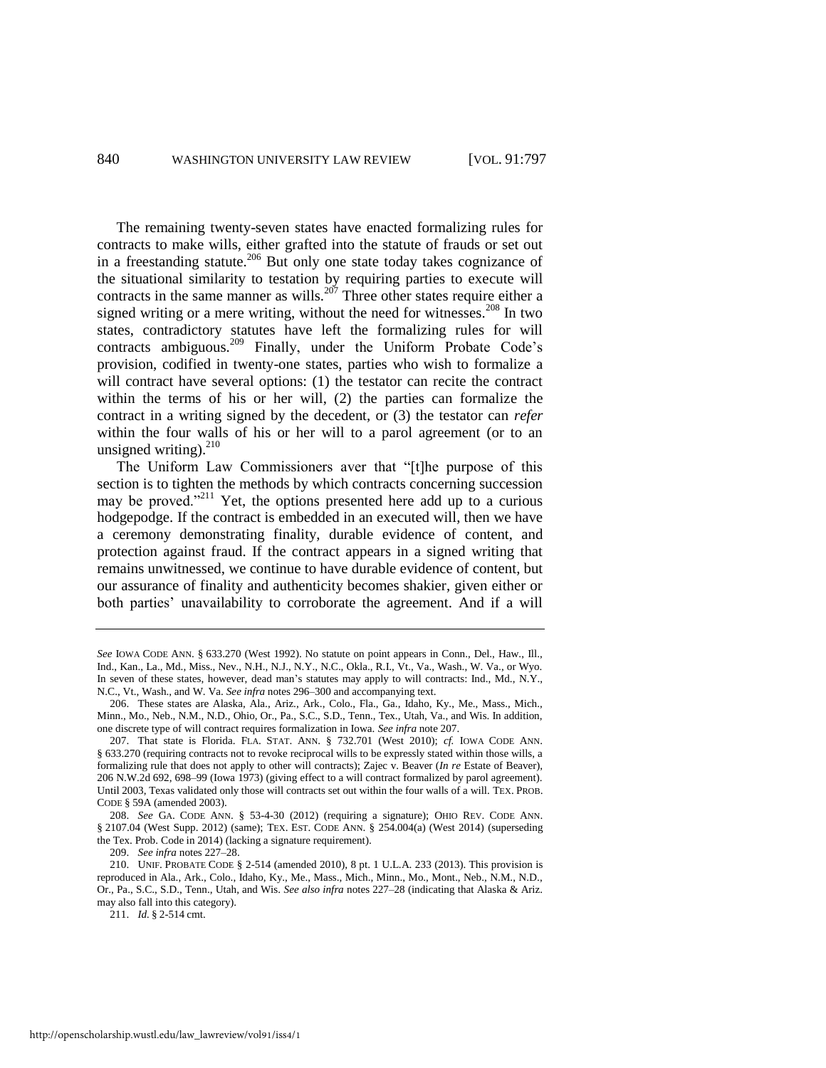The remaining twenty-seven states have enacted formalizing rules for contracts to make wills, either grafted into the statute of frauds or set out in a freestanding statute.[206] But only one state today takes cognizance of the situational similarity to testation by requiring parties to execute will contracts in the same manner as wills.[207] Three other states require either a signed writing or a mere writing, without the need for witnesses.[208] In two states, contradictory statutes have left the formalizing rules for will contracts ambiguous.[209] Finally, under the Uniform Probate Code's provision, codified in twenty-one states, parties who wish to formalize a will contract have several options: (1) the testator can recite the contract within the terms of his or her will, (2) the parties can formalize the contract in a writing signed by the decedent, or (3) the testator can *refer* within the four walls of his or her will to a parol agreement (or to an unsigned writing).[210]

The Uniform Law Commissioners aver that "[t]he purpose of this section is to tighten the methods by which contracts concerning succession may be proved."[211] Yet, the options presented here add up to a curious hodgepodge. If the contract is embedded in an executed will, then we have a ceremony demonstrating finality, durable evidence of content, and protection against fraud. If the contract appears in a signed writing that remains unwitnessed, we continue to have durable evidence of content, but our assurance of finality and authenticity becomes shakier, given either or both parties' unavailability to corroborate the agreement. And if a will

---

*See* IOWA CODE ANN. § 633.270 (West 1992). No statute on point appears in Conn., Del., Haw., Ill., Ind., Kan., La., Md., Miss., Nev., N.H., N.J., N.Y., N.C., Okla., R.I., Vt., Va., Wash., W. Va., or Wyo. In seven of these states, however, dead man's statutes may apply to will contracts: Ind., Md., N.Y., N.C., Vt., Wash., and W. Va. *See infra* notes 296–300 and accompanying text.

206. These states are Alaska, Ala., Ariz., Ark., Colo., Fla., Ga., Idaho, Ky., Me., Mass., Mich., Minn., Mo., Neb., N.M., N.D., Ohio, Or., Pa., S.C., S.D., Tenn., Tex., Utah, Va., and Wis. In addition, one discrete type of will contract requires formalization in Iowa. *See infra* note 207.

207. That state is Florida. FLA. STAT. ANN. § 732.701 (West 2010); *cf.* IOWA CODE ANN. § 633.270 (requiring contracts not to revoke reciprocal wills to be expressly stated within those wills, a formalizing rule that does not apply to other will contracts); Zajec v. Beaver (*In re* Estate of Beaver), 206 N.W.2d 692, 698–99 (Iowa 1973) (giving effect to a will contract formalized by parol agreement). Until 2003, Texas validated only those will contracts set out within the four walls of a will. TEX. PROB. CODE § 59A (amended 2003).

208. *See* GA. CODE ANN. § 53-4-30 (2012) (requiring a signature); OHIO REV. CODE ANN. § 2107.04 (West Supp. 2012) (same); TEX. EST. CODE ANN. § 254.004(a) (West 2014) (superseding the Tex. Prob. Code in 2014) (lacking a signature requirement).

209. *See infra* notes 227–28.

210. UNIF. PROBATE CODE § 2-514 (amended 2010), 8 pt. 1 U.L.A. 233 (2013). This provision is reproduced in Ala., Ark., Colo., Idaho, Ky., Me., Mass., Mich., Minn., Mo., Mont., Neb., N.M., N.D., Or., Pa., S.C., S.D., Tenn., Utah, and Wis. *See also infra* notes 227–28 (indicating that Alaska & Ariz. may also fall into this category).

211. *Id.* § 2-514 cmt.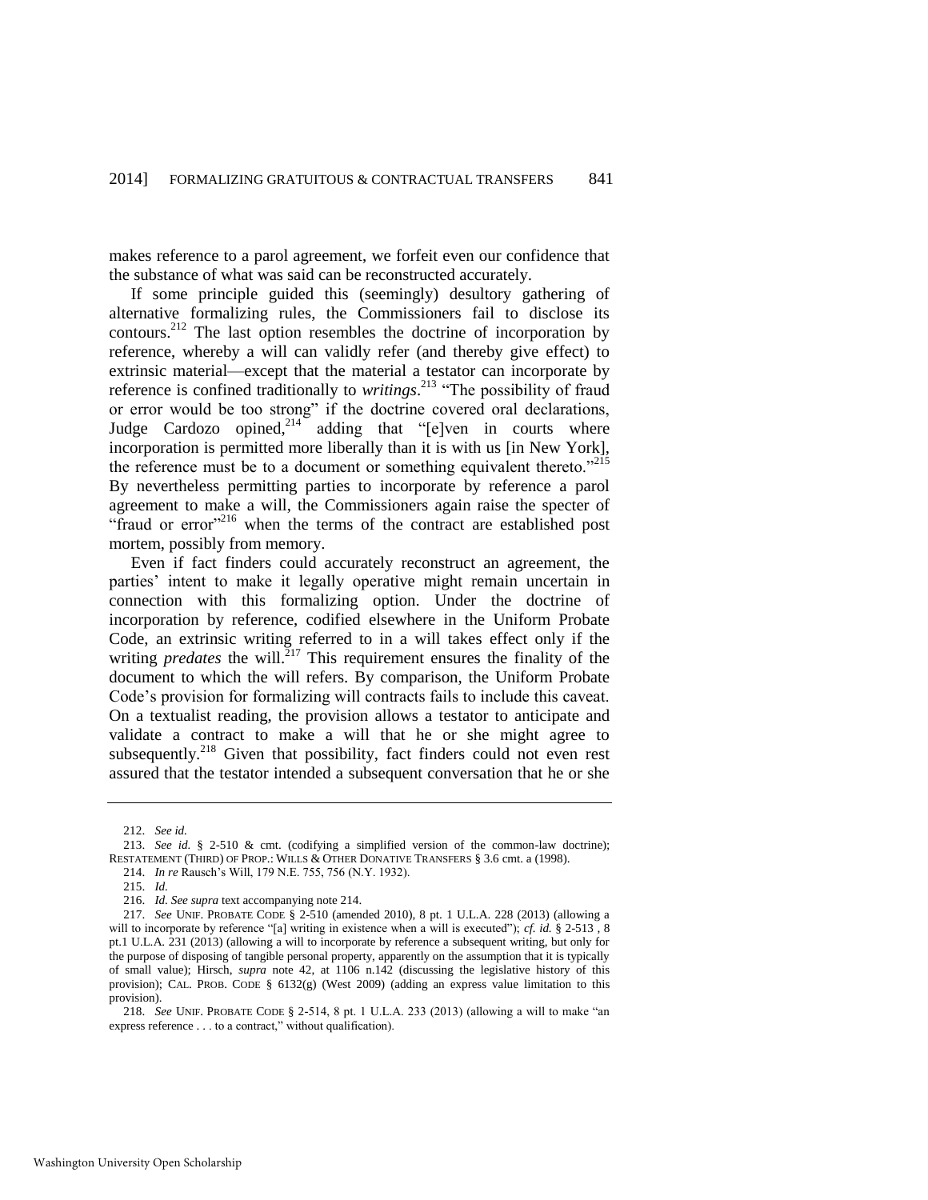makes reference to a parol agreement, we forfeit even our confidence that the substance of what was said can be reconstructed accurately.

If some principle guided this (seemingly) desultory gathering of alternative formalizing rules, the Commissioners fail to disclose its contours.[212] The last option resembles the doctrine of incorporation by reference, whereby a will can validly refer (and thereby give effect) to extrinsic material—except that the material a testator can incorporate by reference is confined traditionally to *writings*.[213] "The possibility of fraud or error would be too strong" if the doctrine covered oral declarations, Judge Cardozo opined,[214] adding that "[e]ven in courts where incorporation is permitted more liberally than it is with us [in New York], the reference must be to a document or something equivalent thereto."[215] By nevertheless permitting parties to incorporate by reference a parol agreement to make a will, the Commissioners again raise the specter of "fraud or error"[216] when the terms of the contract are established post mortem, possibly from memory.

Even if fact finders could accurately reconstruct an agreement, the parties' intent to make it legally operative might remain uncertain in connection with this formalizing option. Under the doctrine of incorporation by reference, codified elsewhere in the Uniform Probate Code, an extrinsic writing referred to in a will takes effect only if the writing *predates* the will.[217] This requirement ensures the finality of the document to which the will refers. By comparison, the Uniform Probate Code's provision for formalizing will contracts fails to include this caveat. On a textualist reading, the provision allows a testator to anticipate and validate a contract to make a will that he or she might agree to subsequently.[218] Given that possibility, fact finders could not even rest assured that the testator intended a subsequent conversation that he or she

---

212. *See id.*

213. *See id.* § 2-510 & cmt. (codifying a simplified version of the common-law doctrine); RESTATEMENT (THIRD) OF PROP.: WILLS & OTHER DONATIVE TRANSFERS § 3.6 cmt. a (1998).

214. *In re* Rausch's Will, 179 N.E. 755, 756 (N.Y. 1932).

215. *Id.*

216. *Id. See supra* text accompanying note 214.

217. *See* UNIF. PROBATE CODE § 2-510 (amended 2010), 8 pt. 1 U.L.A. 228 (2013) (allowing a will to incorporate by reference "[a] writing in existence when a will is executed"); *cf. id.* § 2-513 , 8 pt.1 U.L.A. 231 (2013) (allowing a will to incorporate by reference a subsequent writing, but only for the purpose of disposing of tangible personal property, apparently on the assumption that it is typically of small value); Hirsch, *supra* note 42, at 1106 n.142 (discussing the legislative history of this provision); CAL. PROB. CODE § 6132(g) (West 2009) (adding an express value limitation to this provision).

218. *See* UNIF. PROBATE CODE § 2-514, 8 pt. 1 U.L.A. 233 (2013) (allowing a will to make "an express reference . . . to a contract," without qualification).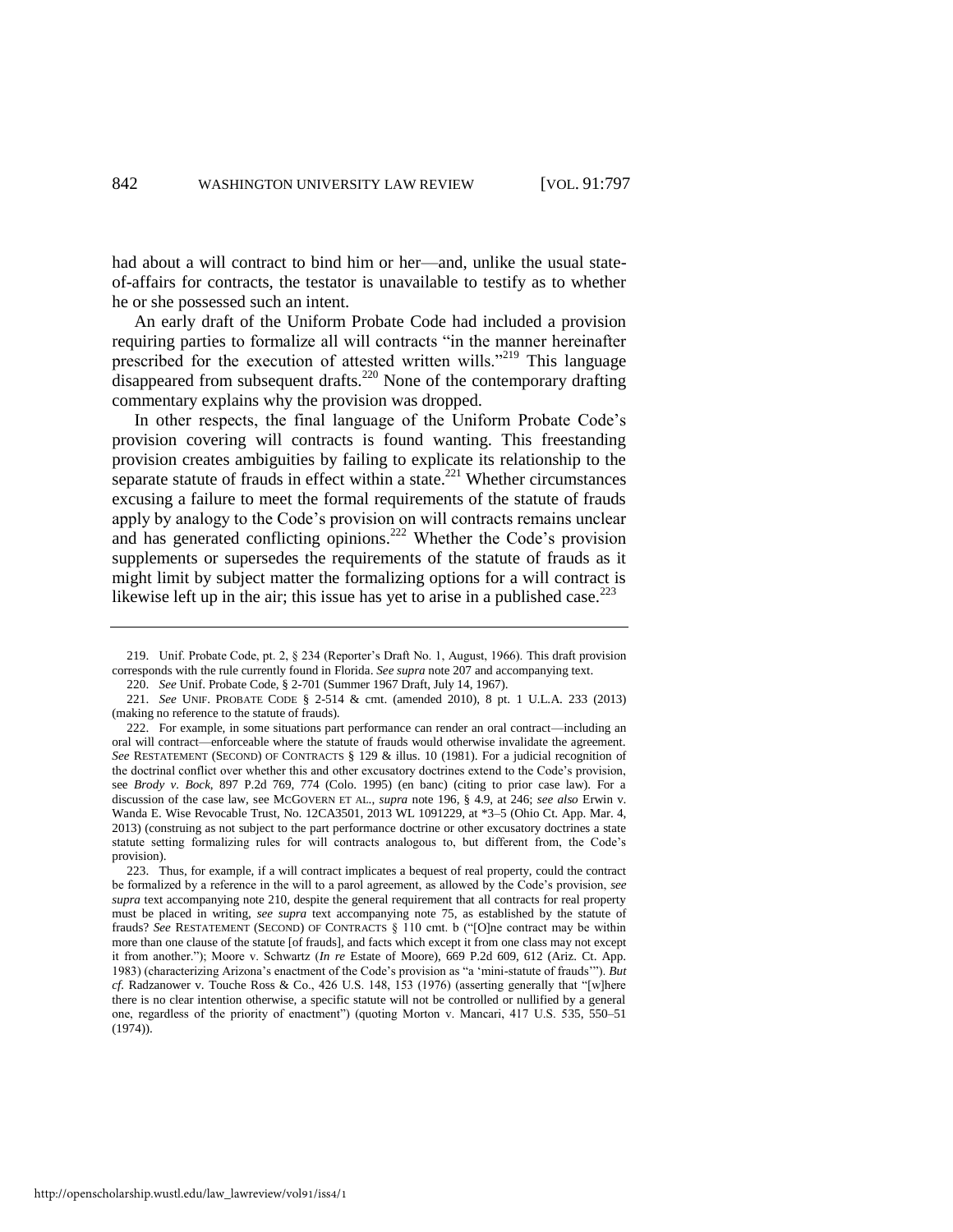had about a will contract to bind him or her—and, unlike the usual state-of-affairs for contracts, the testator is unavailable to testify as to whether he or she possessed such an intent.

An early draft of the Uniform Probate Code had included a provision requiring parties to formalize all will contracts "in the manner hereinafter prescribed for the execution of attested written wills."[219] This language disappeared from subsequent drafts.[220] None of the contemporary drafting commentary explains why the provision was dropped.

In other respects, the final language of the Uniform Probate Code's provision covering will contracts is found wanting. This freestanding provision creates ambiguities by failing to explicate its relationship to the separate statute of frauds in effect within a state.[221] Whether circumstances excusing a failure to meet the formal requirements of the statute of frauds apply by analogy to the Code's provision on will contracts remains unclear and has generated conflicting opinions.[222] Whether the Code's provision supplements or supersedes the requirements of the statute of frauds as it might limit by subject matter the formalizing options for a will contract is likewise left up in the air; this issue has yet to arise in a published case.[223]

---

219. Unif. Probate Code, pt. 2, § 234 (Reporter's Draft No. 1, August, 1966). This draft provision corresponds with the rule currently found in Florida. *See supra* note 207 and accompanying text.

220. *See* Unif. Probate Code, § 2-701 (Summer 1967 Draft, July 14, 1967).

221. *See* UNIF. PROBATE CODE § 2-514 & cmt. (amended 2010), 8 pt. 1 U.L.A. 233 (2013) (making no reference to the statute of frauds).

222. For example, in some situations part performance can render an oral contract—including an oral will contract—enforceable where the statute of frauds would otherwise invalidate the agreement. *See* RESTATEMENT (SECOND) OF CONTRACTS § 129 & illus. 10 (1981). For a judicial recognition of the doctrinal conflict over whether this and other excusatory doctrines extend to the Code's provision, see *Brody v. Bock*, 897 P.2d 769, 774 (Colo. 1995) (en banc) (citing to prior case law). For a discussion of the case law, see MCGOVERN ET AL., *supra* note 196, § 4.9, at 246; *see also* Erwin v. Wanda E. Wise Revocable Trust, No. 12CA3501, 2013 WL 1091229, at *3–5 (Ohio Ct. App. Mar. 4, 2013) (construing as not subject to the part performance doctrine or other excusatory doctrines a state statute setting formalizing rules for will contracts analogous to, but different from, the Code's provision).

223. Thus, for example, if a will contract implicates a bequest of real property, could the contract be formalized by a reference in the will to a parol agreement, as allowed by the Code's provision, *see supra* text accompanying note 210, despite the general requirement that all contracts for real property must be placed in writing, *see supra* text accompanying note 75, as established by the statute of frauds? *See* RESTATEMENT (SECOND) OF CONTRACTS § 110 cmt. b ("[O]ne contract may be within more than one clause of the statute [of frauds], and facts which except it from one class may not except it from another."); Moore v. Schwartz (*In re* Estate of Moore), 669 P.2d 609, 612 (Ariz. Ct. App. 1983) (characterizing Arizona's enactment of the Code's provision as "a 'mini-statute of frauds'"). *But cf.* Radzanower v. Touche Ross & Co., 426 U.S. 148, 153 (1976) (asserting generally that "[w]here there is no clear intention otherwise, a specific statute will not be controlled or nullified by a general one, regardless of the priority of enactment") (quoting Morton v. Mancari, 417 U.S. 535, 550–51 (1974)).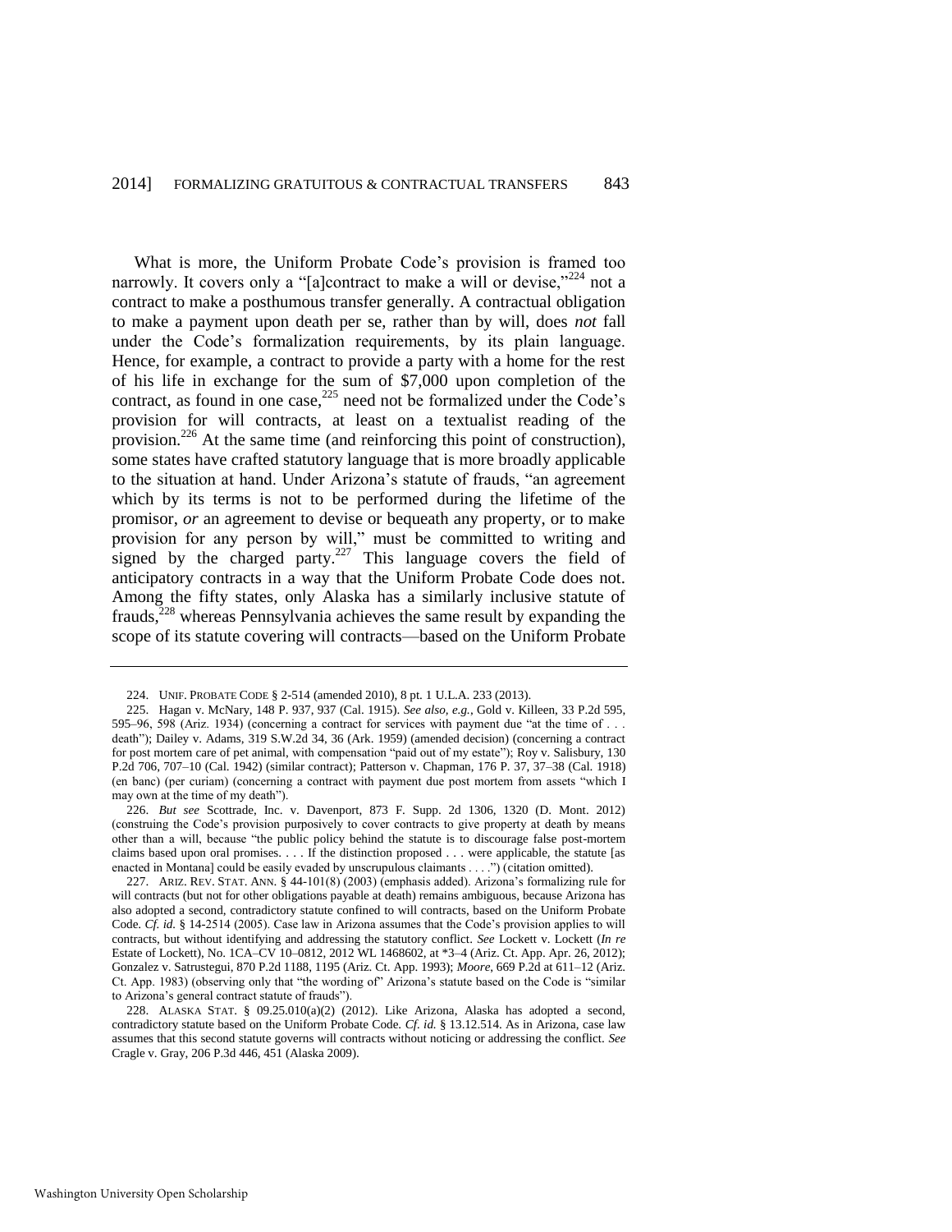What is more, the Uniform Probate Code's provision is framed too narrowly. It covers only a "[a]contract to make a will or devise,"[224] not a contract to make a posthumous transfer generally. A contractual obligation to make a payment upon death per se, rather than by will, does *not* fall under the Code's formalization requirements, by its plain language. Hence, for example, a contract to provide a party with a home for the rest of his life in exchange for the sum of $7,000 upon completion of the contract, as found in one case,[225] need not be formalized under the Code's provision for will contracts, at least on a textualist reading of the provision.[226] At the same time (and reinforcing this point of construction), some states have crafted statutory language that is more broadly applicable to the situation at hand. Under Arizona's statute of frauds, "an agreement which by its terms is not to be performed during the lifetime of the promisor, *or* an agreement to devise or bequeath any property, or to make provision for any person by will," must be committed to writing and signed by the charged party.[227] This language covers the field of anticipatory contracts in a way that the Uniform Probate Code does not. Among the fifty states, only Alaska has a similarly inclusive statute of frauds,[228] whereas Pennsylvania achieves the same result by expanding the scope of its statute covering will contracts—based on the Uniform Probate

---

224. UNIF. PROBATE CODE § 2-514 (amended 2010), 8 pt. 1 U.L.A. 233 (2013).

225. Hagan v. McNary, 148 P. 937, 937 (Cal. 1915). *See also, e.g.*, Gold v. Killeen, 33 P.2d 595, 595–96, 598 (Ariz. 1934) (concerning a contract for services with payment due "at the time of . . . death"); Dailey v. Adams, 319 S.W.2d 34, 36 (Ark. 1959) (amended decision) (concerning a contract for post mortem care of pet animal, with compensation "paid out of my estate"); Roy v. Salisbury, 130 P.2d 706, 707–10 (Cal. 1942) (similar contract); Patterson v. Chapman, 176 P. 37, 37–38 (Cal. 1918) (en banc) (per curiam) (concerning a contract with payment due post mortem from assets "which I may own at the time of my death").

226. *But see* Scottrade, Inc. v. Davenport, 873 F. Supp. 2d 1306, 1320 (D. Mont. 2012) (construing the Code's provision purposively to cover contracts to give property at death by means other than a will, because "the public policy behind the statute is to discourage false post-mortem claims based upon oral promises. . . . If the distinction proposed . . . were applicable, the statute [as enacted in Montana] could be easily evaded by unscrupulous claimants . . . .") (citation omitted).

227. ARIZ. REV. STAT. ANN. § 44-101(8) (2003) (emphasis added). Arizona's formalizing rule for will contracts (but not for other obligations payable at death) remains ambiguous, because Arizona has also adopted a second, contradictory statute confined to will contracts, based on the Uniform Probate Code. *Cf. id.* § 14-2514 (2005). Case law in Arizona assumes that the Code's provision applies to will contracts, but without identifying and addressing the statutory conflict. *See* Lockett v. Lockett (*In re* Estate of Lockett), No. 1CA–CV 10–0812, 2012 WL 1468602, at *3–4 (Ariz. Ct. App. Apr. 26, 2012); Gonzalez v. Satrustegui, 870 P.2d 1188, 1195 (Ariz. Ct. App. 1993); *Moore*, 669 P.2d at 611–12 (Ariz. Ct. App. 1983) (observing only that "the wording of" Arizona's statute based on the Code is "similar to Arizona's general contract statute of frauds").

228. ALASKA STAT. § 09.25.010(a)(2) (2012). Like Arizona, Alaska has adopted a second, contradictory statute based on the Uniform Probate Code. *Cf. id.* § 13.12.514. As in Arizona, case law assumes that this second statute governs will contracts without noticing or addressing the conflict. *See* Cragle v. Gray, 206 P.3d 446, 451 (Alaska 2009).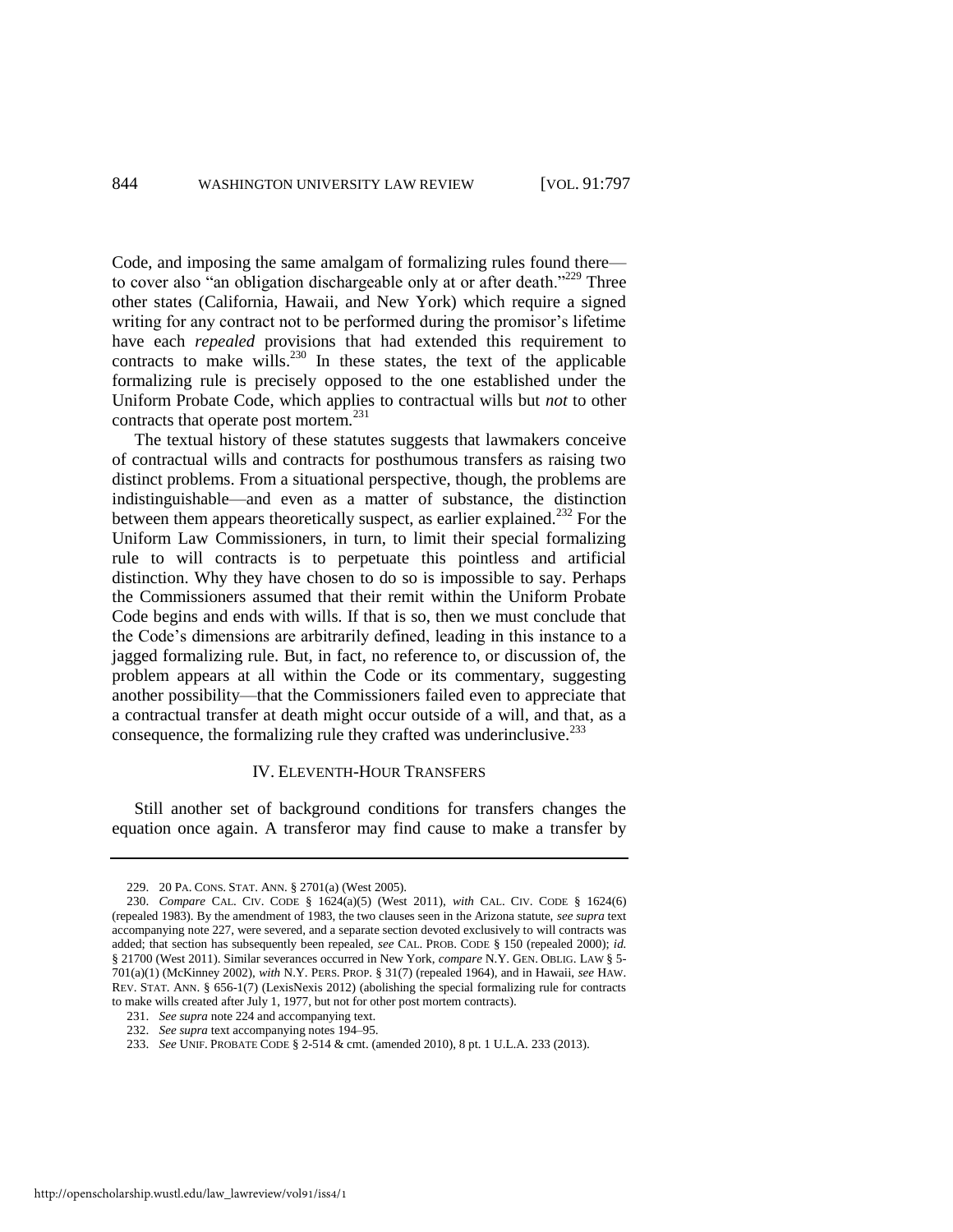Code, and imposing the same amalgam of formalizing rules found there—to cover also "an obligation dischargeable only at or after death."[229] Three other states (California, Hawaii, and New York) which require a signed writing for any contract not to be performed during the promisor's lifetime have each *repealed* provisions that had extended this requirement to contracts to make wills.[230] In these states, the text of the applicable formalizing rule is precisely opposed to the one established under the Uniform Probate Code, which applies to contractual wills but *not* to other contracts that operate post mortem.[231]

The textual history of these statutes suggests that lawmakers conceive of contractual wills and contracts for posthumous transfers as raising two distinct problems. From a situational perspective, though, the problems are indistinguishable—and even as a matter of substance, the distinction between them appears theoretically suspect, as earlier explained.[232] For the Uniform Law Commissioners, in turn, to limit their special formalizing rule to will contracts is to perpetuate this pointless and artificial distinction. Why they have chosen to do so is impossible to say. Perhaps the Commissioners assumed that their remit within the Uniform Probate Code begins and ends with wills. If that is so, then we must conclude that the Code's dimensions are arbitrarily defined, leading in this instance to a jagged formalizing rule. But, in fact, no reference to, or discussion of, the problem appears at all within the Code or its commentary, suggesting another possibility—that the Commissioners failed even to appreciate that a contractual transfer at death might occur outside of a will, and that, as a consequence, the formalizing rule they crafted was underinclusive.[233]

## IV. ELEVENTH-HOUR TRANSFERS

Still another set of background conditions for transfers changes the equation once again. A transferor may find cause to make a transfer by

---

229. 20 PA. CONS. STAT. ANN. § 2701(a) (West 2005).

230. *Compare* CAL. CIV. CODE § 1624(a)(5) (West 2011), *with* CAL. CIV. CODE § 1624(6) (repealed 1983). By the amendment of 1983, the two clauses seen in the Arizona statute, *see supra* text accompanying note 227, were severed, and a separate section devoted exclusively to will contracts was added; that section has subsequently been repealed, *see* CAL. PROB. CODE § 150 (repealed 2000); *id.* § 21700 (West 2011). Similar severances occurred in New York, *compare* N.Y. GEN. OBLIG. LAW § 5-701(a)(1) (McKinney 2002), *with* N.Y. PERS. PROP. § 31(7) (repealed 1964), and in Hawaii, *see* HAW. REV. STAT. ANN. § 656-1(7) (LexisNexis 2012) (abolishing the special formalizing rule for contracts to make wills created after July 1, 1977, but not for other post mortem contracts).

231. *See supra* note 224 and accompanying text.

232. *See supra* text accompanying notes 194–95.

233. *See* UNIF. PROBATE CODE § 2-514 & cmt. (amended 2010), 8 pt. 1 U.L.A. 233 (2013).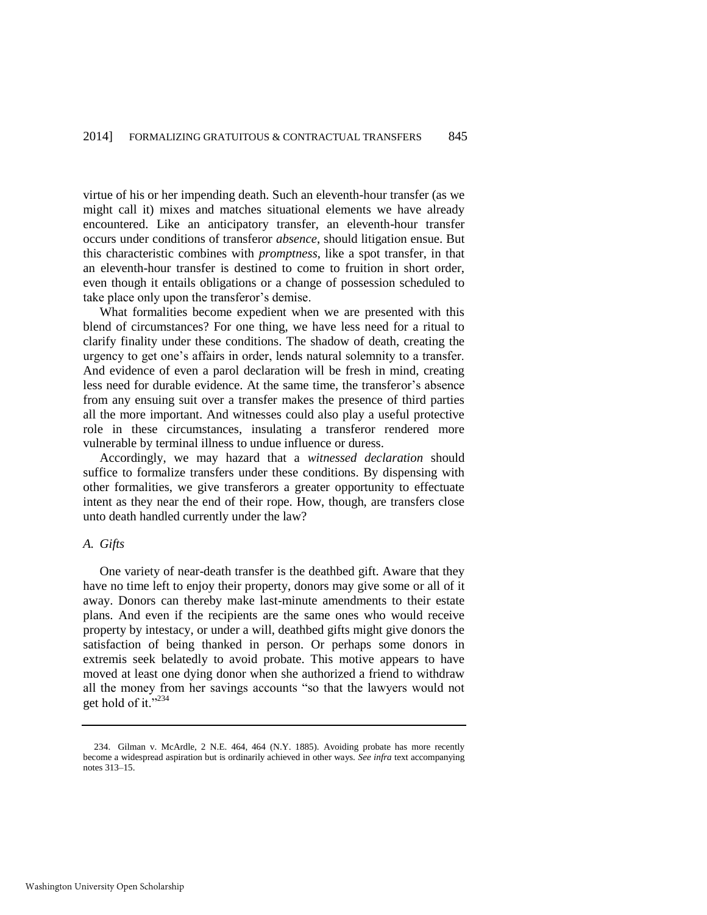virtue of his or her impending death. Such an eleventh-hour transfer (as we might call it) mixes and matches situational elements we have already encountered. Like an anticipatory transfer, an eleventh-hour transfer occurs under conditions of transferor *absence*, should litigation ensue. But this characteristic combines with *promptness*, like a spot transfer, in that an eleventh-hour transfer is destined to come to fruition in short order, even though it entails obligations or a change of possession scheduled to take place only upon the transferor's demise.

What formalities become expedient when we are presented with this blend of circumstances? For one thing, we have less need for a ritual to clarify finality under these conditions. The shadow of death, creating the urgency to get one's affairs in order, lends natural solemnity to a transfer. And evidence of even a parol declaration will be fresh in mind, creating less need for durable evidence. At the same time, the transferor's absence from any ensuing suit over a transfer makes the presence of third parties all the more important. And witnesses could also play a useful protective role in these circumstances, insulating a transferor rendered more vulnerable by terminal illness to undue influence or duress.

Accordingly, we may hazard that a *witnessed declaration* should suffice to formalize transfers under these conditions. By dispensing with other formalities, we give transferors a greater opportunity to effectuate intent as they near the end of their rope. How, though, are transfers close unto death handled currently under the law?

### *A. Gifts*

One variety of near-death transfer is the deathbed gift. Aware that they have no time left to enjoy their property, donors may give some or all of it away. Donors can thereby make last-minute amendments to their estate plans. And even if the recipients are the same ones who would receive property by intestacy, or under a will, deathbed gifts might give donors the satisfaction of being thanked in person. Or perhaps some donors in extremis seek belatedly to avoid probate. This motive appears to have moved at least one dying donor when she authorized a friend to withdraw all the money from her savings accounts "so that the lawyers would not get hold of it."[234]

---

234. Gilman v. McArdle, 2 N.E. 464, 464 (N.Y. 1885). Avoiding probate has more recently become a widespread aspiration but is ordinarily achieved in other ways. *See infra* text accompanying notes 313–15.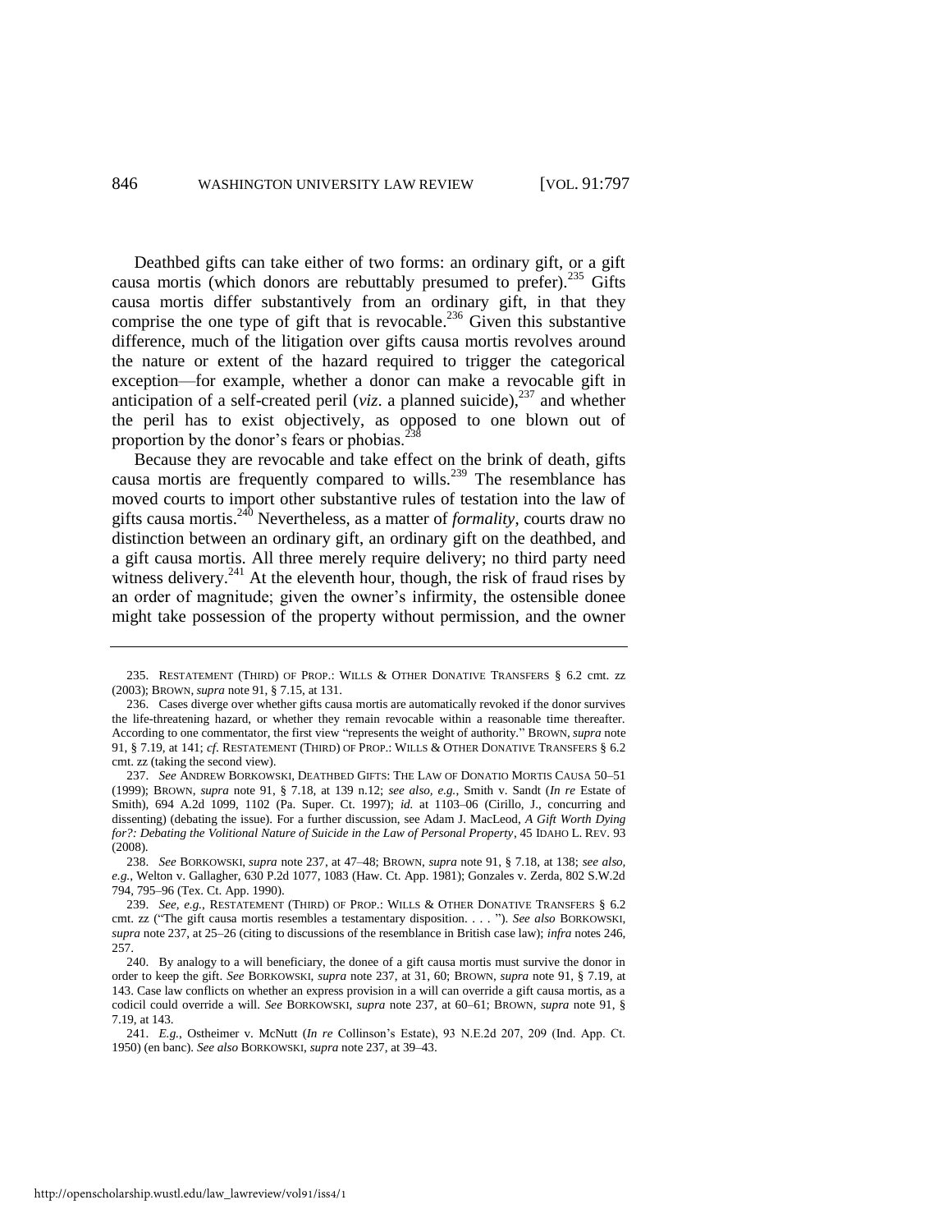Deathbed gifts can take either of two forms: an ordinary gift, or a gift causa mortis (which donors are rebuttably presumed to prefer).[235] Gifts causa mortis differ substantively from an ordinary gift, in that they comprise the one type of gift that is revocable.[236] Given this substantive difference, much of the litigation over gifts causa mortis revolves around the nature or extent of the hazard required to trigger the categorical exception—for example, whether a donor can make a revocable gift in anticipation of a self-created peril (*viz*. a planned suicide),[237] and whether the peril has to exist objectively, as opposed to one blown out of proportion by the donor's fears or phobias.[238]

Because they are revocable and take effect on the brink of death, gifts causa mortis are frequently compared to wills.[239] The resemblance has moved courts to import other substantive rules of testation into the law of gifts causa mortis.[240] Nevertheless, as a matter of *formality*, courts draw no distinction between an ordinary gift, an ordinary gift on the deathbed, and a gift causa mortis. All three merely require delivery; no third party need witness delivery.[241] At the eleventh hour, though, the risk of fraud rises by an order of magnitude; given the owner's infirmity, the ostensible donee might take possession of the property without permission, and the owner

---

235. RESTATEMENT (THIRD) OF PROP.: WILLS & OTHER DONATIVE TRANSFERS § 6.2 cmt. zz (2003); BROWN, *supra* note 91, § 7.15, at 131.

236. Cases diverge over whether gifts causa mortis are automatically revoked if the donor survives the life-threatening hazard, or whether they remain revocable within a reasonable time thereafter. According to one commentator, the first view "represents the weight of authority." BROWN, *supra* note 91, § 7.19, at 141; *cf*. RESTATEMENT (THIRD) OF PROP.: WILLS & OTHER DONATIVE TRANSFERS § 6.2 cmt. zz (taking the second view).

237. *See* ANDREW BORKOWSKI, DEATHBED GIFTS: THE LAW OF DONATIO MORTIS CAUSA 50–51 (1999); BROWN, *supra* note 91, § 7.18, at 139 n.12; *see also, e.g.*, Smith v. Sandt (*In re* Estate of Smith), 694 A.2d 1099, 1102 (Pa. Super. Ct. 1997); *id.* at 1103–06 (Cirillo, J., concurring and dissenting) (debating the issue). For a further discussion, see Adam J. MacLeod, *A Gift Worth Dying for?: Debating the Volitional Nature of Suicide in the Law of Personal Property*, 45 IDAHO L. REV. 93 (2008).

238. *See* BORKOWSKI, *supra* note 237, at 47–48; BROWN, *supra* note 91, § 7.18, at 138; *see also, e.g.*, Welton v. Gallagher, 630 P.2d 1077, 1083 (Haw. Ct. App. 1981); Gonzales v. Zerda, 802 S.W.2d 794, 795–96 (Tex. Ct. App. 1990).

239. *See, e.g.*, RESTATEMENT (THIRD) OF PROP.: WILLS & OTHER DONATIVE TRANSFERS § 6.2 cmt. zz ("The gift causa mortis resembles a testamentary disposition. . . . "). *See also* BORKOWSKI, *supra* note 237, at 25–26 (citing to discussions of the resemblance in British case law); *infra* notes 246, 257.

240. By analogy to a will beneficiary, the donee of a gift causa mortis must survive the donor in order to keep the gift. *See* BORKOWSKI, *supra* note 237, at 31, 60; BROWN, *supra* note 91, § 7.19, at 143. Case law conflicts on whether an express provision in a will can override a gift causa mortis, as a codicil could override a will. *See* BORKOWSKI, *supra* note 237, at 60–61; BROWN, *supra* note 91, § 7.19, at 143.

241. *E.g.*, Ostheimer v. McNutt (*In re* Collinson's Estate), 93 N.E.2d 207, 209 (Ind. App. Ct. 1950) (en banc). *See also* BORKOWSKI, *supra* note 237, at 39–43.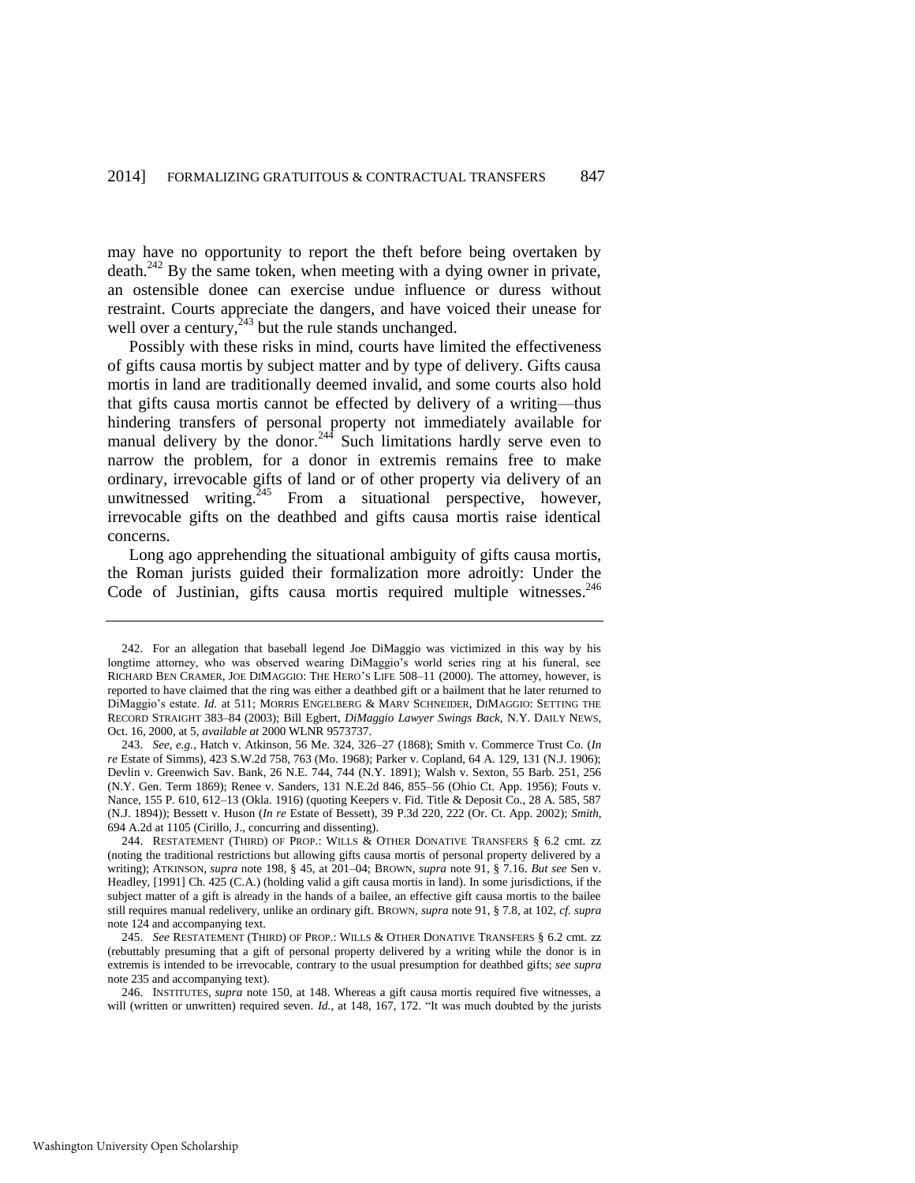may have no opportunity to report the theft before being overtaken by death.[242] By the same token, when meeting with a dying owner in private, an ostensible donee can exercise undue influence or duress without restraint. Courts appreciate the dangers, and have voiced their unease for well over a century,[243] but the rule stands unchanged.

Possibly with these risks in mind, courts have limited the effectiveness of gifts causa mortis by subject matter and by type of delivery. Gifts causa mortis in land are traditionally deemed invalid, and some courts also hold that gifts causa mortis cannot be effected by delivery of a writing—thus hindering transfers of personal property not immediately available for manual delivery by the donor.[244] Such limitations hardly serve even to narrow the problem, for a donor in extremis remains free to make ordinary, irrevocable gifts of land or of other property via delivery of an unwitnessed writing.[245] From a situational perspective, however, irrevocable gifts on the deathbed and gifts causa mortis raise identical concerns.

Long ago apprehending the situational ambiguity of gifts causa mortis, the Roman jurists guided their formalization more adroitly: Under the Code of Justinian, gifts causa mortis required multiple witnesses.[246]

---

242. For an allegation that baseball legend Joe DiMaggio was victimized in this way by his longtime attorney, who was observed wearing DiMaggio's world series ring at his funeral, see RICHARD BEN CRAMER, JOE DIMAGGIO: THE HERO'S LIFE 508–11 (2000). The attorney, however, is reported to have claimed that the ring was either a deathbed gift or a bailment that he later returned to DiMaggio's estate. *Id.* at 511; MORRIS ENGELBERG & MARV SCHNEIDER, DIMAGGIO: SETTING THE RECORD STRAIGHT 383–84 (2003); Bill Egbert, *DiMaggio Lawyer Swings Back*, N.Y. DAILY NEWS, Oct. 16, 2000, at 5, *available at* 2000 WLNR 9573737.

243. *See, e.g.*, Hatch v. Atkinson, 56 Me. 324, 326–27 (1868); Smith v. Commerce Trust Co. (*In re* Estate of Simms), 423 S.W.2d 758, 763 (Mo. 1968); Parker v. Copland, 64 A. 129, 131 (N.J. 1906); Devlin v. Greenwich Sav. Bank, 26 N.E. 744, 744 (N.Y. 1891); Walsh v. Sexton, 55 Barb. 251, 256 (N.Y. Gen. Term 1869); Renee v. Sanders, 131 N.E.2d 846, 855–56 (Ohio Ct. App. 1956); Fouts v. Nance, 155 P. 610, 612–13 (Okla. 1916) (quoting Keepers v. Fid. Title & Deposit Co., 28 A. 585, 587 (N.J. 1894)); Bessett v. Huson (*In re* Estate of Bessett), 39 P.3d 220, 222 (Or. Ct. App. 2002); *Smith*, 694 A.2d at 1105 (Cirillo, J., concurring and dissenting).

244. RESTATEMENT (THIRD) OF PROP.: WILLS & OTHER DONATIVE TRANSFERS § 6.2 cmt. zz (noting the traditional restrictions but allowing gifts causa mortis of personal property delivered by a writing); ATKINSON, *supra* note 198, § 45, at 201–04; BROWN, *supra* note 91, § 7.16. *But see* Sen v. Headley, [1991] Ch. 425 (C.A.) (holding valid a gift causa mortis in land). In some jurisdictions, if the subject matter of a gift is already in the hands of a bailee, an effective gift causa mortis to the bailee still requires manual redelivery, unlike an ordinary gift. BROWN, *supra* note 91, § 7.8, at 102, *cf. supra* note 124 and accompanying text.

245. *See* RESTATEMENT (THIRD) OF PROP.: WILLS & OTHER DONATIVE TRANSFERS § 6.2 cmt. zz (rebuttably presuming that a gift of personal property delivered by a writing while the donor is in extremis is intended to be irrevocable, contrary to the usual presumption for deathbed gifts; *see supra* note 235 and accompanying text).

246. INSTITUTES, *supra* note 150, at 148. Whereas a gift causa mortis required five witnesses, a will (written or unwritten) required seven. *Id.*, at 148, 167, 172. "It was much doubted by the jurists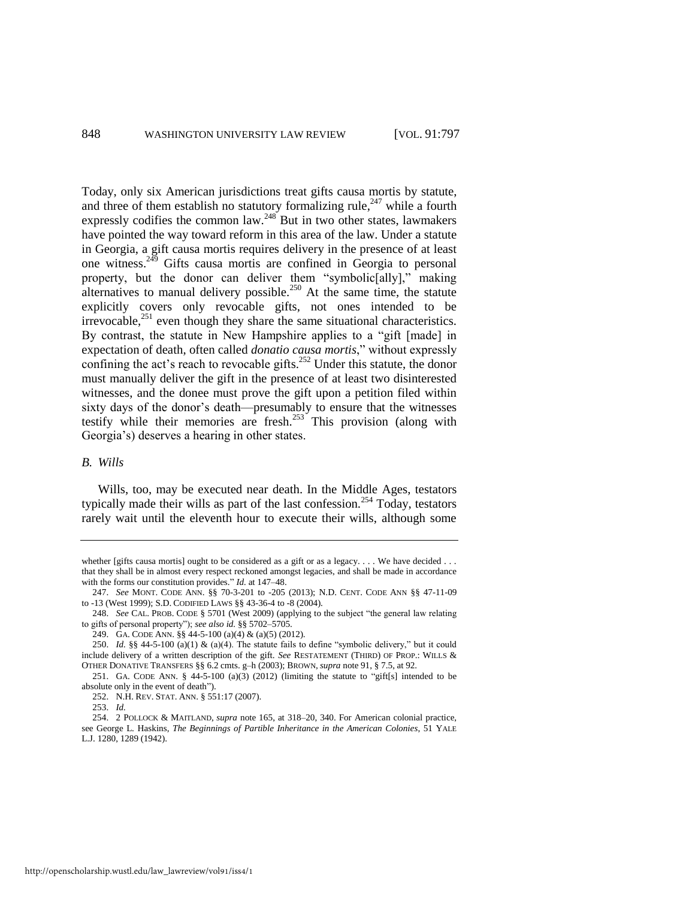Today, only six American jurisdictions treat gifts causa mortis by statute, and three of them establish no statutory formalizing rule,[247] while a fourth expressly codifies the common law.[248] But in two other states, lawmakers have pointed the way toward reform in this area of the law. Under a statute in Georgia, a gift causa mortis requires delivery in the presence of at least one witness.[249] Gifts causa mortis are confined in Georgia to personal property, but the donor can deliver them "symbolic[ally]," making alternatives to manual delivery possible.[250] At the same time, the statute explicitly covers only revocable gifts, not ones intended to be irrevocable,[251] even though they share the same situational characteristics. By contrast, the statute in New Hampshire applies to a "gift [made] in expectation of death, often called *donatio causa mortis*," without expressly confining the act's reach to revocable gifts.[252] Under this statute, the donor must manually deliver the gift in the presence of at least two disinterested witnesses, and the donee must prove the gift upon a petition filed within sixty days of the donor's death—presumably to ensure that the witnesses testify while their memories are fresh.[253] This provision (along with Georgia's) deserves a hearing in other states.

### *B. Wills*

Wills, too, may be executed near death. In the Middle Ages, testators typically made their wills as part of the last confession.[254] Today, testators rarely wait until the eleventh hour to execute their wills, although some

---

whether [gifts causa mortis] ought to be considered as a gift or as a legacy. . . . We have decided . . . that they shall be in almost every respect reckoned amongst legacies, and shall be made in accordance with the forms our constitution provides." *Id.* at 147–48.

247. *See* MONT. CODE ANN. §§ 70-3-201 to -205 (2013); N.D. CENT. CODE ANN §§ 47-11-09 to -13 (West 1999); S.D. CODIFIED LAWS §§ 43-36-4 to -8 (2004).

248. *See* CAL. PROB. CODE § 5701 (West 2009) (applying to the subject "the general law relating to gifts of personal property"); *see also id.* §§ 5702–5705.

249. GA. CODE ANN. §§ 44-5-100 (a)(4) & (a)(5) (2012).

250. *Id.* §§ 44-5-100 (a)(1) & (a)(4). The statute fails to define "symbolic delivery," but it could include delivery of a written description of the gift. *See* RESTATEMENT (THIRD) OF PROP.: WILLS & OTHER DONATIVE TRANSFERS §§ 6.2 cmts. g–h (2003); BROWN, *supra* note 91, § 7.5, at 92.

251. GA. CODE ANN. § 44-5-100 (a)(3) (2012) (limiting the statute to "gift[s] intended to be absolute only in the event of death").

252. N.H. REV. STAT. ANN. § 551:17 (2007).

253. *Id.*

254. 2 POLLOCK & MAITLAND, *supra* note 165, at 318–20, 340. For American colonial practice, see George L. Haskins, *The Beginnings of Partible Inheritance in the American Colonies*, 51 YALE L.J. 1280, 1289 (1942).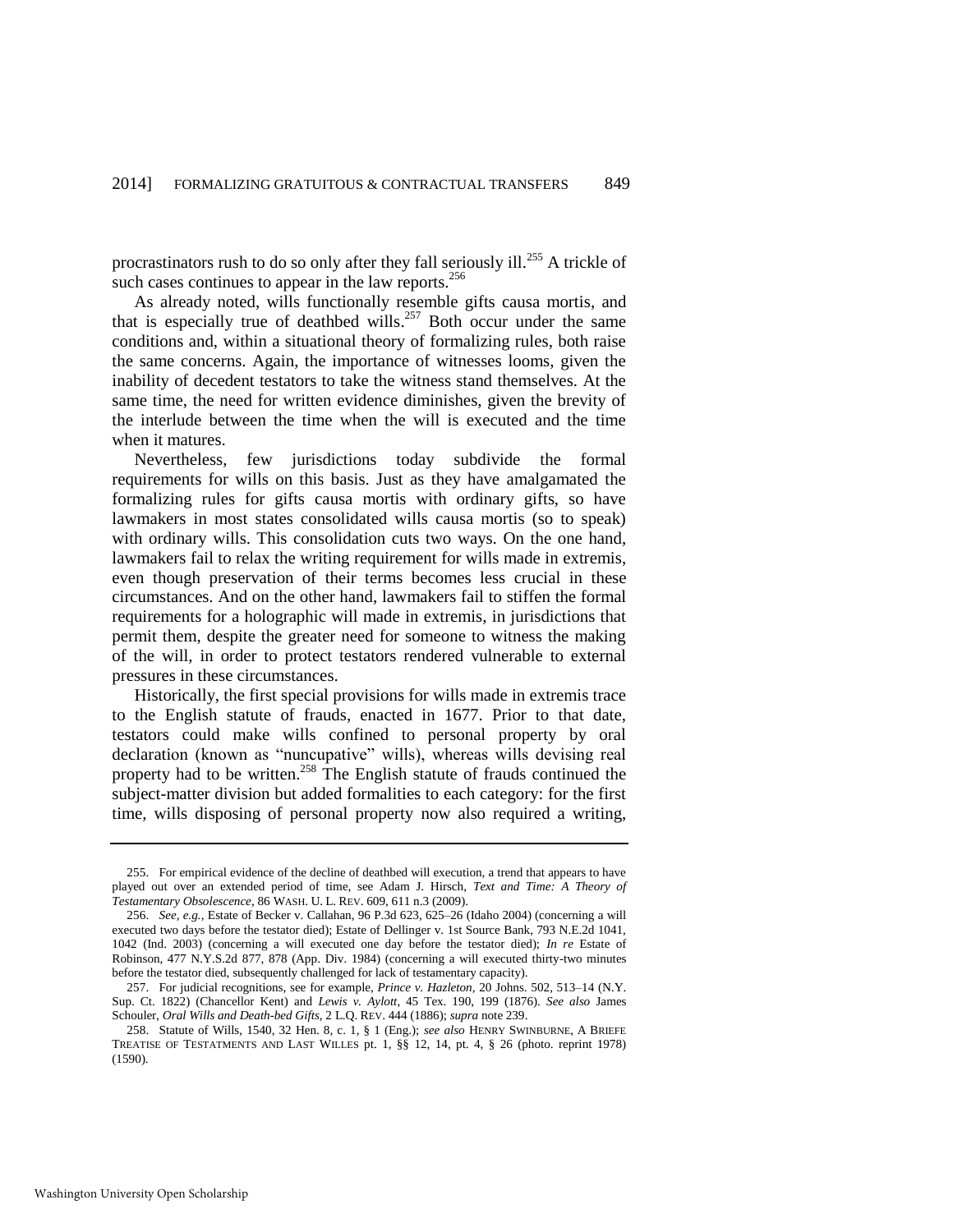procrastinators rush to do so only after they fall seriously ill.[255] A trickle of such cases continues to appear in the law reports.[256]

As already noted, wills functionally resemble gifts causa mortis, and that is especially true of deathbed wills.[257] Both occur under the same conditions and, within a situational theory of formalizing rules, both raise the same concerns. Again, the importance of witnesses looms, given the inability of decedent testators to take the witness stand themselves. At the same time, the need for written evidence diminishes, given the brevity of the interlude between the time when the will is executed and the time when it matures.

Nevertheless, few jurisdictions today subdivide the formal requirements for wills on this basis. Just as they have amalgamated the formalizing rules for gifts causa mortis with ordinary gifts, so have lawmakers in most states consolidated wills causa mortis (so to speak) with ordinary wills. This consolidation cuts two ways. On the one hand, lawmakers fail to relax the writing requirement for wills made in extremis, even though preservation of their terms becomes less crucial in these circumstances. And on the other hand, lawmakers fail to stiffen the formal requirements for a holographic will made in extremis, in jurisdictions that permit them, despite the greater need for someone to witness the making of the will, in order to protect testators rendered vulnerable to external pressures in these circumstances.

Historically, the first special provisions for wills made in extremis trace to the English statute of frauds, enacted in 1677. Prior to that date, testators could make wills confined to personal property by oral declaration (known as "nuncupative" wills), whereas wills devising real property had to be written.[258] The English statute of frauds continued the subject-matter division but added formalities to each category: for the first time, wills disposing of personal property now also required a writing,

---

255. For empirical evidence of the decline of deathbed will execution, a trend that appears to have played out over an extended period of time, see Adam J. Hirsch, *Text and Time: A Theory of Testamentary Obsolescence*, 86 WASH. U. L. REV. 609, 611 n.3 (2009).

256. *See, e.g.*, Estate of Becker v. Callahan, 96 P.3d 623, 625–26 (Idaho 2004) (concerning a will executed two days before the testator died); Estate of Dellinger v. 1st Source Bank, 793 N.E.2d 1041, 1042 (Ind. 2003) (concerning a will executed one day before the testator died); *In re* Estate of Robinson, 477 N.Y.S.2d 877, 878 (App. Div. 1984) (concerning a will executed thirty-two minutes before the testator died, subsequently challenged for lack of testamentary capacity).

257. For judicial recognitions, see for example, *Prince v. Hazleton*, 20 Johns. 502, 513–14 (N.Y. Sup. Ct. 1822) (Chancellor Kent) and *Lewis v. Aylott*, 45 Tex. 190, 199 (1876). *See also* James Schouler, *Oral Wills and Death-bed Gifts*, 2 L.Q. REV. 444 (1886); *supra* note 239.

258. Statute of Wills, 1540, 32 Hen. 8, c. 1, § 1 (Eng.); *see also* HENRY SWINBURNE, A BRIEFE TREATISE OF TESTAMENTS AND LAST WILLES pt. 1, §§ 12, 14, pt. 4, § 26 (photo. reprint 1978) (1590).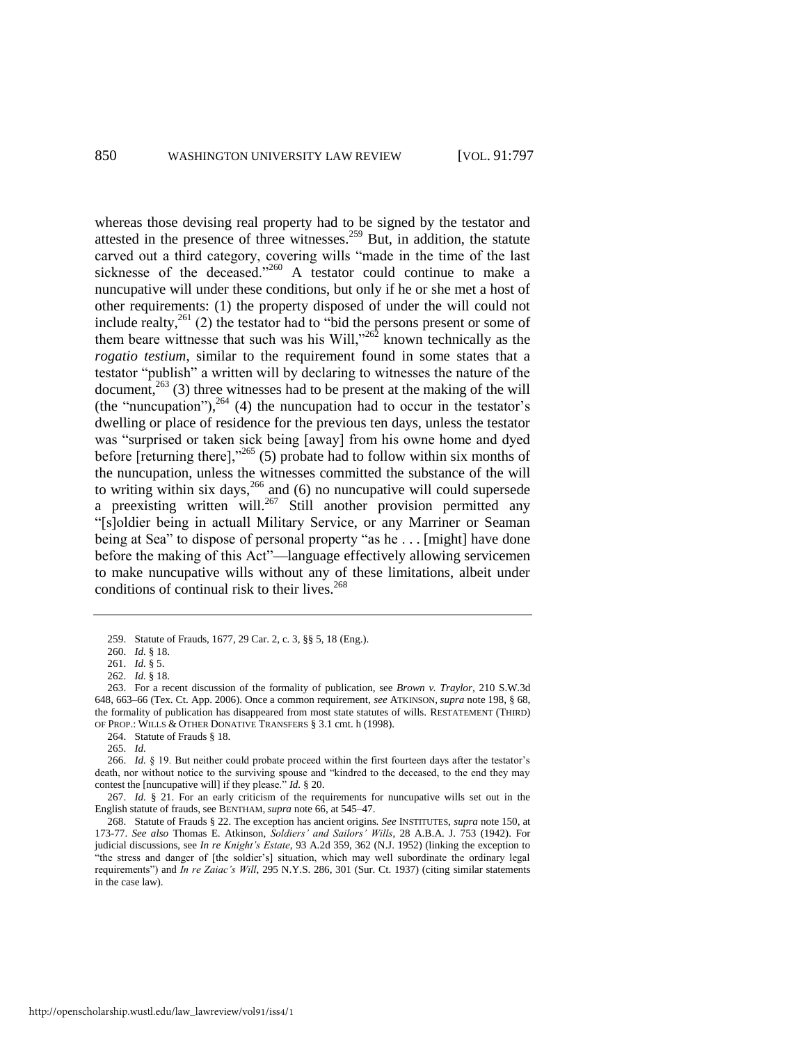whereas those devising real property had to be signed by the testator and attested in the presence of three witnesses.[259] But, in addition, the statute carved out a third category, covering wills "made in the time of the last sicknesse of the deceased."[260] A testator could continue to make a nuncupative will under these conditions, but only if he or she met a host of other requirements: (1) the property disposed of under the will could not include realty,[261] (2) the testator had to "bid the persons present or some of them beare wittnesse that such was his Will,"[262] known technically as the *rogatio testium*, similar to the requirement found in some states that a testator "publish" a written will by declaring to witnesses the nature of the document,[263] (3) three witnesses had to be present at the making of the will (the "nuncupation"),[264] (4) the nuncupation had to occur in the testator's dwelling or place of residence for the previous ten days, unless the testator was "surprised or taken sick being [away] from his owne home and dyed before [returning there],"[265] (5) probate had to follow within six months of the nuncupation, unless the witnesses committed the substance of the will to writing within six days,[266] and (6) no nuncupative will could supersede a preexisting written will.[267] Still another provision permitted any "[s]oldier being in actuall Military Service, or any Marriner or Seaman being at Sea" to dispose of personal property "as he . . . [might] have done before the making of this Act"—language effectively allowing servicemen to make nuncupative wills without any of these limitations, albeit under conditions of continual risk to their lives.[268]

---

259. Statute of Frauds, 1677, 29 Car. 2, c. 3, §§ 5, 18 (Eng.).

260. *Id.* § 18.

261. *Id.* § 5.

262. *Id.* § 18.

263. For a recent discussion of the formality of publication, see *Brown v. Traylor*, 210 S.W.3d 648, 663–66 (Tex. Ct. App. 2006). Once a common requirement, *see* ATKINSON, *supra* note 198, § 68, the formality of publication has disappeared from most state statutes of wills. RESTATEMENT (THIRD) OF PROP.: WILLS & OTHER DONATIVE TRANSFERS § 3.1 cmt. h (1998).

264. Statute of Frauds § 18.

265. *Id.*

266. *Id.* § 19. But neither could probate proceed within the first fourteen days after the testator's death, nor without notice to the surviving spouse and "kindred to the deceased, to the end they may contest the [nuncupative will] if they please." *Id.* § 20.

267. *Id.* § 21. For an early criticism of the requirements for nuncupative wills set out in the English statute of frauds, see BENTHAM, *supra* note 66, at 545–47.

268. Statute of Frauds § 22. The exception has ancient origins. *See* INSTITUTES, *supra* note 150, at 173-77. *See also* Thomas E. Atkinson, *Soldiers' and Sailors' Wills*, 28 A.B.A. J. 753 (1942). For judicial discussions, see *In re Knight's Estate*, 93 A.2d 359, 362 (N.J. 1952) (linking the exception to "the stress and danger of [the soldier's] situation, which may well subordinate the ordinary legal requirements") and *In re Zaiac's Will*, 295 N.Y.S. 286, 301 (Sur. Ct. 1937) (citing similar statements in the case law).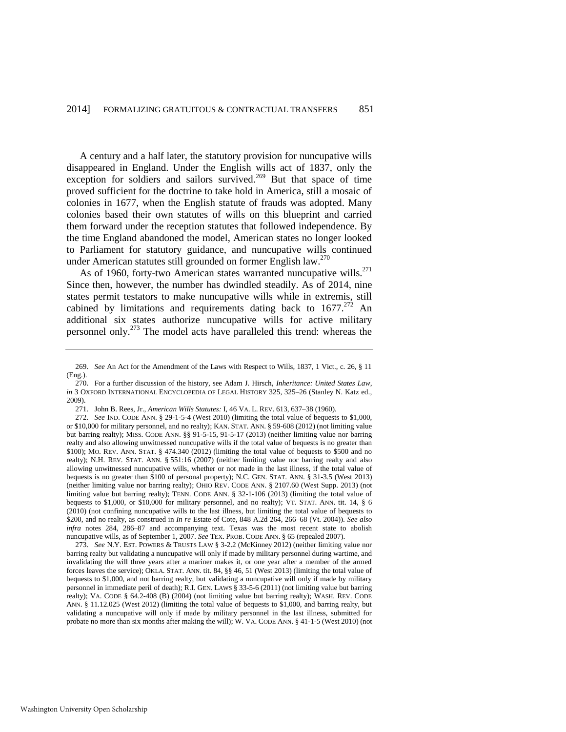A century and a half later, the statutory provision for noncupative wills disappeared in England. Under the English wills act of 1837, only the exception for soldiers and sailors survived.[269] But that space of time proved sufficient for the doctrine to take hold in America, still a mosaic of colonies in 1677, when the English statute of frauds was adopted. Many colonies based their own statutes of wills on this blueprint and carried them forward under the reception statutes that followed independence. By the time England abandoned the model, American states no longer looked to Parliament for statutory guidance, and noncupative wills continued under American statutes still grounded on former English law.[270]

As of 1960, forty-two American states warranted noncupative wills.[271] Since then, however, the number has dwindled steadily. As of 2014, nine states permit testators to make noncupative wills while in extremis, still cabined by limitations and requirements dating back to 1677.[272] An additional six states authorize noncupative wills for active military personnel only.[273] The model acts have paralleled this trend: whereas the

---

269. *See* An Act for the Amendment of the Laws with Respect to Wills, 1837, 1 Vict., c. 26, § 11 (Eng.).

270. For a further discussion of the history, see Adam J. Hirsch, *Inheritance: United States Law*, *in* 3 OXFORD INTERNATIONAL ENCYCLOPEDIA OF LEGAL HISTORY 325, 325–26 (Stanley N. Katz ed., 2009).

271. John B. Rees, Jr., *American Wills Statutes:* I, 46 VA. L. REV. 613, 637–38 (1960).

272. *See* IND. CODE ANN. § 29-1-5-4 (West 2010) (limiting the total value of bequests to $1,000, or $10,000 for military personnel, and no realty); KAN. STAT. ANN. § 59-608 (2012) (not limiting value but barring realty); MISS. CODE ANN. §§ 91-5-15, 91-5-17 (2013) (neither limiting value nor barring realty and also allowing unwitnessed noncupative wills if the total value of bequests is no greater than $100); MO. REV. ANN. STAT. § 474.340 (2012) (limiting the total value of bequests to $500 and no realty); N.H. REV. STAT. ANN. § 551:16 (2007) (neither limiting value nor barring realty and also allowing unwitnessed noncupative wills, whether or not made in the last illness, if the total value of bequests is no greater than $100 of personal property); N.C. GEN. STAT. ANN. § 31-3.5 (West 2013) (neither limiting value nor barring realty); OHIO REV. CODE ANN. § 2107.60 (West Supp. 2013) (not limiting value but barring realty); TENN. CODE ANN. § 32-1-106 (2013) (limiting the total value of bequests to $1,000, or $10,000 for military personnel, and no realty); VT. STAT. ANN. tit. 14, § 6 (2010) (not confining noncupative wills to the last illness, but limiting the total value of bequests to $200, and no realty, as construed in *In re* Estate of Cote, 848 A.2d 264, 266–68 (Vt. 2004)). *See also infra* notes 284, 286–87 and accompanying text. Texas was the most recent state to abolish noncupative wills, as of September 1, 2007. *See* TEX. PROB. CODE ANN. § 65 (repealed 2007).

273. *See* N.Y. EST. POWERS & TRUSTS LAW § 3-2.2 (McKinney 2012) (neither limiting value nor barring realty but validating a noncupative will only if made by military personnel during wartime, and invalidating the will three years after a mariner makes it, or one year after a member of the armed forces leaves the service); OKLA. STAT. ANN. tit. 84, §§ 46, 51 (West 2013) (limiting the total value of bequests to $1,000, and not barring realty, but validating a noncupative will only if made by military personnel in immediate peril of death); R.I. GEN. LAWS § 33-5-6 (2011) (not limiting value but barring realty); VA. CODE § 64.2-408 (B) (2004) (not limiting value but barring realty); WASH. REV. CODE ANN. § 11.12.025 (West 2012) (limiting the total value of bequests to $1,000, and barring realty, but validating a noncupative will only if made by military personnel in the last illness, submitted for probate no more than six months after making the will); W. VA. CODE ANN. § 41-1-5 (West 2010) (not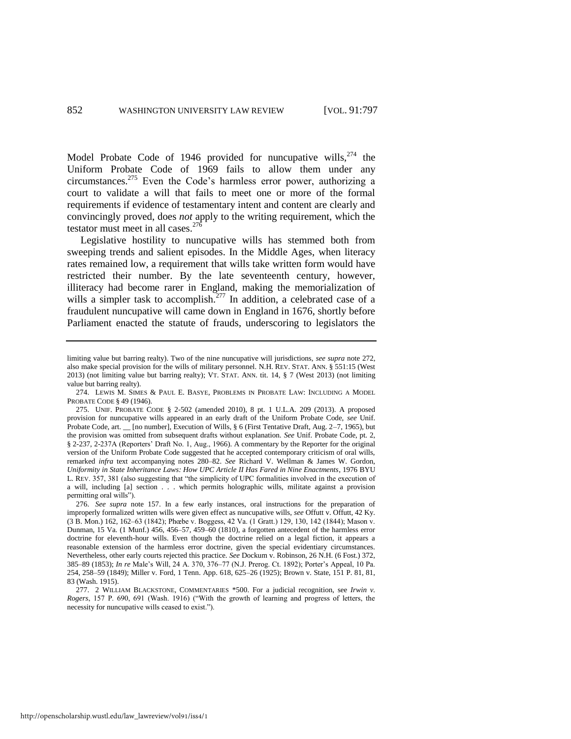Model Probate Code of 1946 provided for nuncupative wills,[274] the Uniform Probate Code of 1969 fails to allow them under any circumstances.[275] Even the Code's harmless error power, authorizing a court to validate a will that fails to meet one or more of the formal requirements if evidence of testamentary intent and content are clearly and convincingly proved, does *not* apply to the writing requirement, which the testator must meet in all cases.[276]

Legislative hostility to nuncupative wills has stemmed both from sweeping trends and salient episodes. In the Middle Ages, when literacy rates remained low, a requirement that wills take written form would have restricted their number. By the late seventeenth century, however, illiteracy had become rarer in England, making the memorialization of wills a simpler task to accomplish.[277] In addition, a celebrated case of a fraudulent nuncupative will came down in England in 1676, shortly before Parliament enacted the statute of frauds, underscoring to legislators the

---

limiting value but barring realty). Two of the nine nuncupative will jurisdictions, *see supra* note 272, also make special provision for the wills of military personnel. N.H. REV. STAT. ANN. § 551:15 (West 2013) (not limiting value but barring realty); VT. STAT. ANN. tit. 14, § 7 (West 2013) (not limiting value but barring realty).

274. LEWIS M. SIMES & PAUL E. BASYE, PROBLEMS IN PROBATE LAW: INCLUDING A MODEL PROBATE CODE § 49 (1946).

275. UNIF. PROBATE CODE § 2-502 (amended 2010), 8 pt. 1 U.L.A. 209 (2013). A proposed provision for nuncupative wills appeared in an early draft of the Uniform Probate Code, *see* Unif. Probate Code, art. __ [no number], Execution of Wills, § 6 (First Tentative Draft, Aug. 2–7, 1965), but the provision was omitted from subsequent drafts without explanation. *See* Unif. Probate Code, pt. 2, § 2-237, 2-237A (Reporters' Draft No. 1, Aug., 1966). A commentary by the Reporter for the original version of the Uniform Probate Code suggested that he accepted contemporary criticism of oral wills, remarked *infra* text accompanying notes 280–82. *See* Richard V. Wellman & James W. Gordon, *Uniformity in State Inheritance Laws: How UPC Article II Has Fared in Nine Enactments*, 1976 BYU L. REV. 357, 381 (also suggesting that "the simplicity of UPC formalities involved in the execution of a will, including [a] section . . . which permits holographic wills, militate against a provision permitting oral wills").

276. *See supra* note 157. In a few early instances, oral instructions for the preparation of improperly formalized written wills were given effect as nuncupative wills, *see* Offutt v. Offutt, 42 Ky. (3 B. Mon.) 162, 162–63 (1842); Phœbe v. Boggess, 42 Va. (1 Gratt.) 129, 130, 142 (1844); Mason v. Dunman, 15 Va. (1 Munf.) 456, 456–57, 459–60 (1810), a forgotten antecedent of the harmless error doctrine for eleventh-hour wills. Even though the doctrine relied on a legal fiction, it appears a reasonable extension of the harmless error doctrine, given the special evidentiary circumstances. Nevertheless, other early courts rejected this practice. *See* Dockum v. Robinson, 26 N.H. (6 Fost.) 372, 385–89 (1853); *In re* Male's Will, 24 A. 370, 376–77 (N.J. Prerog. Ct. 1892); Porter's Appeal, 10 Pa. 254, 258–59 (1849); Miller v. Ford, 1 Tenn. App. 618, 625–26 (1925); Brown v. State, 151 P. 81, 81, 83 (Wash. 1915).

277. 2 WILLIAM BLACKSTONE, COMMENTARIES *500. For a judicial recognition, see *Irwin v. Rogers*, 157 P. 690, 691 (Wash. 1916) ("With the growth of learning and progress of letters, the necessity for nuncupative wills ceased to exist.").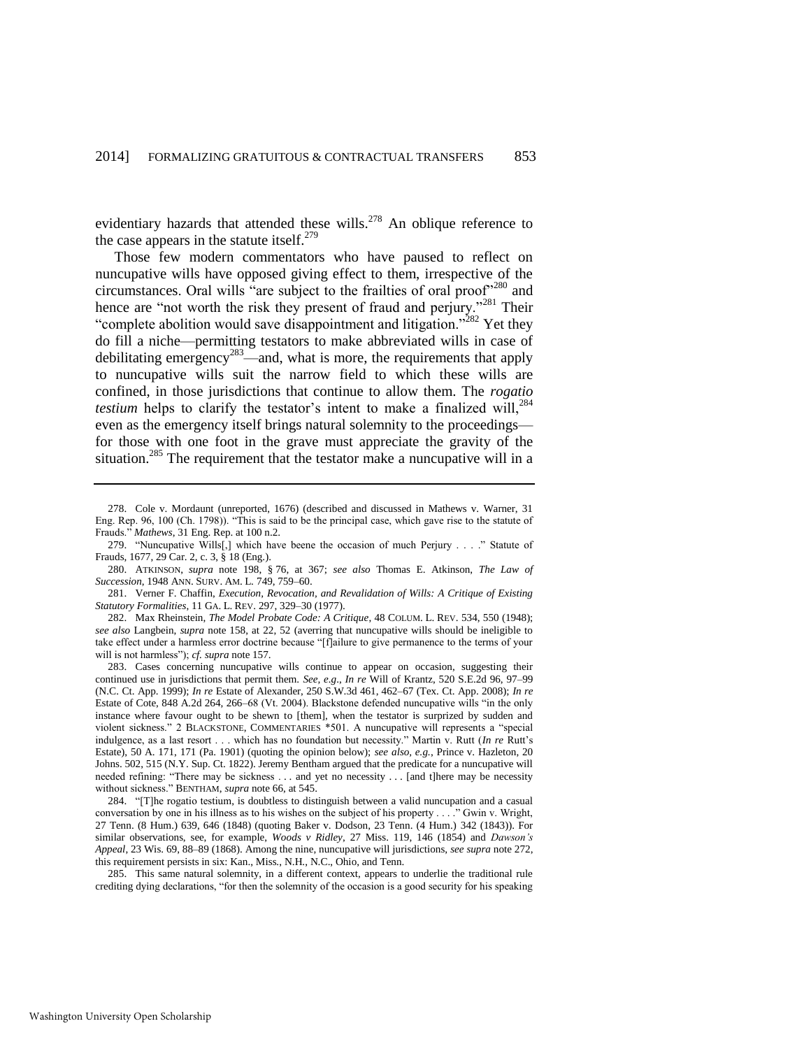evidentiary hazards that attended these wills.[278] An oblique reference to the case appears in the statute itself.[279]

Those few modern commentators who have paused to reflect on nuncupative wills have opposed giving effect to them, irrespective of the circumstances. Oral wills "are subject to the frailties of oral proof"[280] and hence are "not worth the risk they present of fraud and perjury."[281] Their "complete abolition would save disappointment and litigation."[282] Yet they do fill a niche—permitting testators to make abbreviated wills in case of debilitating emergency[283]—and, what is more, the requirements that apply to nuncupative wills suit the narrow field to which these wills are confined, in those jurisdictions that continue to allow them. The ***rogatio testium*** helps to clarify the testator's intent to make a finalized will,[284] even as the emergency itself brings natural solemnity to the proceedings—for those with one foot in the grave must appreciate the gravity of the situation.[285] The requirement that the testator make a nuncupative will in a

---

278. Cole v. Mordaunt (unreported, 1676) (described and discussed in Mathews v. Warner, 31 Eng. Rep. 96, 100 (Ch. 1798)). "This is said to be the principal case, which gave rise to the statute of Frauds." *Mathews*, 31 Eng. Rep. at 100 n.2.

279. "Nuncupative Wills[,] which have beene the occasion of much Perjury . . . ." Statute of Frauds, 1677, 29 Car. 2, c. 3, § 18 (Eng.).

280. ATKINSON, *supra* note 198, § 76, at 367; *see also* Thomas E. Atkinson, *The Law of Succession*, 1948 ANN. SURV. AM. L. 749, 759–60.

281. Verner F. Chaffin, *Execution, Revocation, and Revalidation of Wills: A Critique of Existing Statutory Formalities*, 11 GA. L. REV. 297, 329–30 (1977).

282. Max Rheinstein, *The Model Probate Code: A Critique*, 48 COLUM. L. REV. 534, 550 (1948); *see also* Langbein, *supra* note 158, at 22, 52 (averring that nuncupative wills should be ineligible to take effect under a harmless error doctrine because "[f]ailure to give permanence to the terms of your will is not harmless"); *cf. supra* note 157.

283. Cases concerning nuncupative wills continue to appear on occasion, suggesting their continued use in jurisdictions that permit them. *See, e.g.*, *In re* Will of Krantz, 520 S.E.2d 96, 97–99 (N.C. Ct. App. 1999); *In re* Estate of Alexander, 250 S.W.3d 461, 462–67 (Tex. Ct. App. 2008); *In re* Estate of Cote, 848 A.2d 264, 266–68 (Vt. 2004). Blackstone defended nuncupative wills "in the only instance where favour ought to be shewn to [them], when the testator is surprized by sudden and violent sickness." 2 BLACKSTONE, COMMENTARIES *501. A nuncupative will represents a "special indulgence, as a last resort . . . which has no foundation but necessity." Martin v. Rutt (*In re* Rutt's Estate), 50 A. 171, 171 (Pa. 1901) (quoting the opinion below); *see also, e.g.*, Prince v. Hazleton, 20 Johns. 502, 515 (N.Y. Sup. Ct. 1822). Jeremy Bentham argued that the predicate for a nuncupative will needed refining: "There may be sickness . . . and yet no necessity . . . [and t]here may be necessity without sickness." BENTHAM, *supra* note 66, at 545.

284. "[T]he rogatio testium, is doubtless to distinguish between a valid nuncupation and a casual conversation by one in his illness as to his wishes on the subject of his property . . . ." Gwin v. Wright, 27 Tenn. (8 Hum.) 639, 646 (1848) (quoting Baker v. Dodson, 23 Tenn. (4 Hum.) 342 (1843)). For similar observations, see, for example, *Woods v Ridley*, 27 Miss. 119, 146 (1854) and *Dawson's Appeal*, 23 Wis. 69, 88–89 (1868). Among the nine, nuncupative will jurisdictions, *see supra* note 272, this requirement persists in six: Kan., Miss., N.H., N.C., Ohio, and Tenn.

285. This same natural solemnity, in a different context, appears to underlie the traditional rule crediting dying declarations, "for then the solemnity of the occasion is a good security for his speaking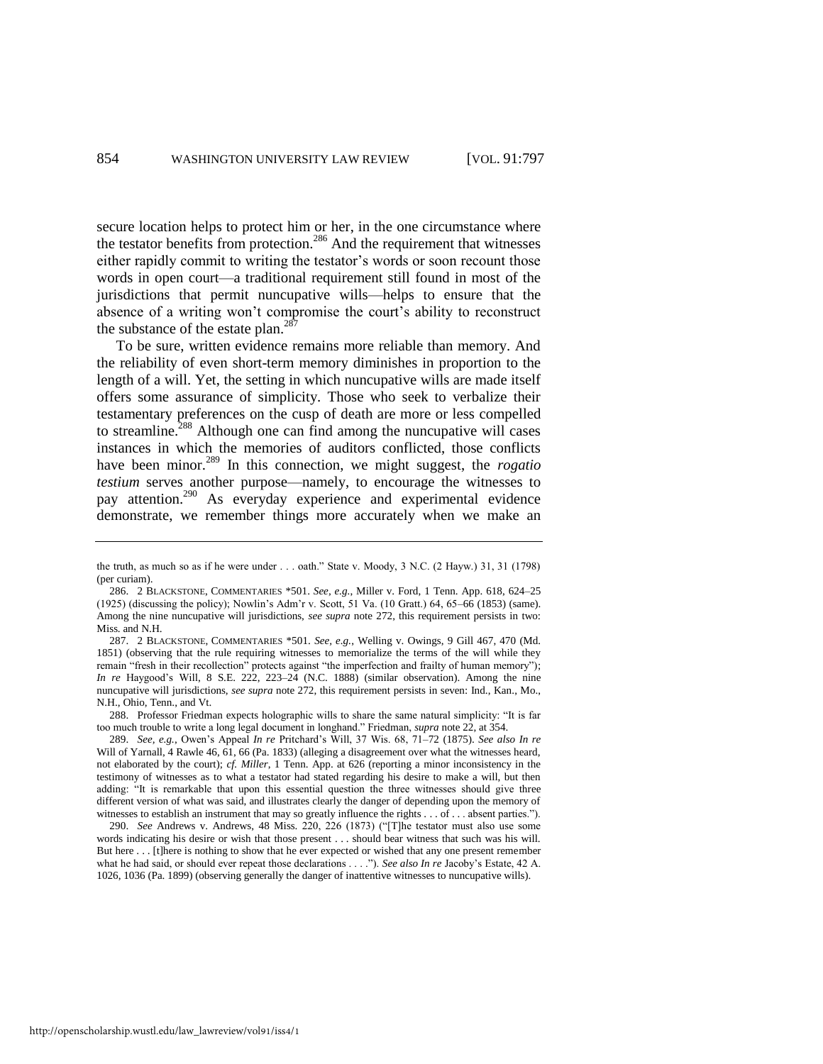secure location helps to protect him or her, in the one circumstance where the testator benefits from protection.[286] And the requirement that witnesses either rapidly commit to writing the testator's words or soon recount those words in open court—a traditional requirement still found in most of the jurisdictions that permit nuncupative wills—helps to ensure that the absence of a writing won't compromise the court's ability to reconstruct the substance of the estate plan.[287]

To be sure, written evidence remains more reliable than memory. And the reliability of even short-term memory diminishes in proportion to the length of a will. Yet, the setting in which nuncupative wills are made itself offers some assurance of simplicity. Those who seek to verbalize their testamentary preferences on the cusp of death are more or less compelled to streamline.[288] Although one can find among the nuncupative will cases instances in which the memories of auditors conflicted, those conflicts have been minor.[289] In this connection, we might suggest, the *rogatio testium* serves another purpose—namely, to encourage the witnesses to pay attention.[290] As everyday experience and experimental evidence demonstrate, we remember things more accurately when we make an

---

the truth, as much so as if he were under . . . oath." State v. Moody, 3 N.C. (2 Hayw.) 31, 31 (1798) (per curiam).

286. 2 BLACKSTONE, COMMENTARIES \*501. *See, e.g.*, Miller v. Ford, 1 Tenn. App. 618, 624–25 (1925) (discussing the policy); Nowlin's Adm'r v. Scott, 51 Va. (10 Gratt.) 64, 65–66 (1853) (same). Among the nine nuncupative will jurisdictions, *see supra* note 272, this requirement persists in two: Miss. and N.H.

287. 2 BLACKSTONE, COMMENTARIES \*501. *See, e.g.*, Welling v. Owings, 9 Gill 467, 470 (Md. 1851) (observing that the rule requiring witnesses to memorialize the terms of the will while they remain "fresh in their recollection" protects against "the imperfection and frailty of human memory"); *In re* Haygood's Will, 8 S.E. 222, 223–24 (N.C. 1888) (similar observation). Among the nine nuncupative will jurisdictions, *see supra* note 272, this requirement persists in seven: Ind., Kan., Mo., N.H., Ohio, Tenn., and Vt.

288. Professor Friedman expects holographic wills to share the same natural simplicity: "It is far too much trouble to write a long legal document in longhand." Friedman, *supra* note 22, at 354.

289. *See, e.g.*, Owen's Appeal *In re* Pritchard's Will, 37 Wis. 68, 71–72 (1875). *See also In re* Will of Yarnall, 4 Rawle 46, 61, 66 (Pa. 1833) (alleging a disagreement over what the witnesses heard, not elaborated by the court); *cf. Miller*, 1 Tenn. App. at 626 (reporting a minor inconsistency in the testimony of witnesses as to what a testator had stated regarding his desire to make a will, but then adding: "It is remarkable that upon this essential question the three witnesses should give three different version of what was said, and illustrates clearly the danger of depending upon the memory of witnesses to establish an instrument that may so greatly influence the rights . . . of . . . absent parties.").

290. *See* Andrews v. Andrews, 48 Miss. 220, 226 (1873) ("[T]he testator must also use some words indicating his desire or wish that those present . . . should bear witness that such was his will. But here . . . [t]here is nothing to show that he ever expected or wished that any one present remember what he had said, or should ever repeat those declarations . . . ."). *See also In re* Jacoby's Estate, 42 A. 1026, 1036 (Pa. 1899) (observing generally the danger of inattentive witnesses to nuncupative wills).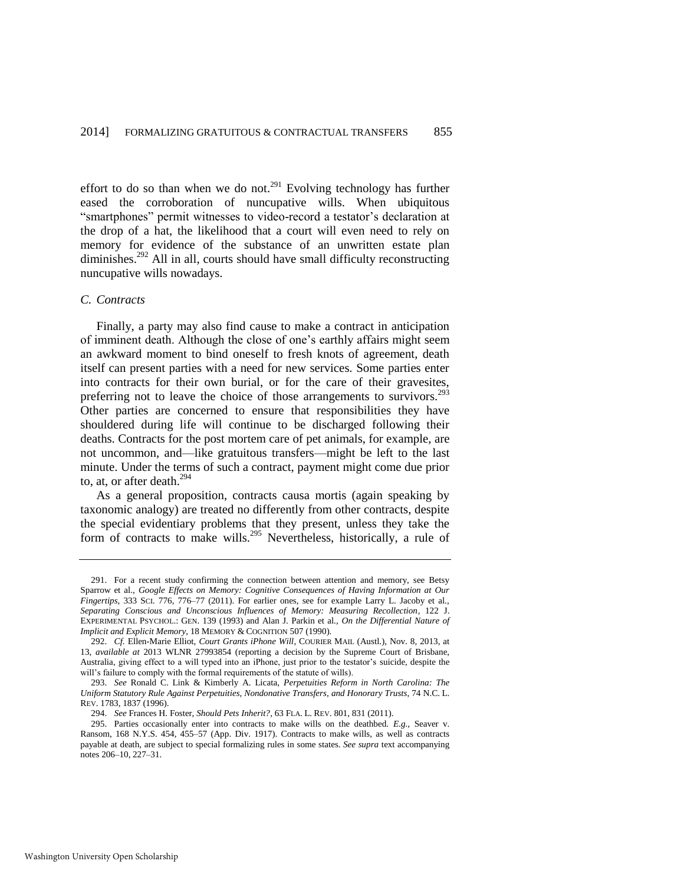effort to do so than when we do not.[291] Evolving technology has further eased the corroboration of nuncupative wills. When ubiquitous "smartphones" permit witnesses to video-record a testator's declaration at the drop of a hat, the likelihood that a court will even need to rely on memory for evidence of the substance of an unwritten estate plan diminishes.[292] All in all, courts should have small difficulty reconstructing nuncupative wills nowadays.

### *C. Contracts*

Finally, a party may also find cause to make a contract in anticipation of imminent death. Although the close of one's earthly affairs might seem an awkward moment to bind oneself to fresh knots of agreement, death itself can present parties with a need for new services. Some parties enter into contracts for their own burial, or for the care of their gravesites, preferring not to leave the choice of those arrangements to survivors.[293] Other parties are concerned to ensure that responsibilities they have shouldered during life will continue to be discharged following their deaths. Contracts for the post mortem care of pet animals, for example, are not uncommon, and—like gratuitous transfers—might be left to the last minute. Under the terms of such a contract, payment might come due prior to, at, or after death.[294]

As a general proposition, contracts causa mortis (again speaking by taxonomic analogy) are treated no differently from other contracts, despite the special evidentiary problems that they present, unless they take the form of contracts to make wills.[295] Nevertheless, historically, a rule of

---

291. For a recent study confirming the connection between attention and memory, see Betsy Sparrow et al., *Google Effects on Memory: Cognitive Consequences of Having Information at Our Fingertips*, 333 SCI. 776, 776–77 (2011). For earlier ones, see for example Larry L. Jacoby et al., *Separating Conscious and Unconscious Influences of Memory: Measuring Recollection*, 122 J. EXPERIMENTAL PSYCHOL.: GEN. 139 (1993) and Alan J. Parkin et al., *On the Differential Nature of Implicit and Explicit Memory*, 18 MEMORY & COGNITION 507 (1990).

292. *Cf.* Ellen-Marie Elliot, *Court Grants iPhone Will*, COURIER MAIL (Austl.), Nov. 8, 2013, at 13, *available at* 2013 WLNR 27993854 (reporting a decision by the Supreme Court of Brisbane, Australia, giving effect to a will typed into an iPhone, just prior to the testator's suicide, despite the will's failure to comply with the formal requirements of the statute of wills).

293. *See* Ronald C. Link & Kimberly A. Licata, *Perpetuities Reform in North Carolina: The Uniform Statutory Rule Against Perpetuities, Nondonative Transfers, and Honorary Trusts*, 74 N.C. L. REV. 1783, 1837 (1996).

294. *See* Frances H. Foster, *Should Pets Inherit?*, 63 FLA. L. REV. 801, 831 (2011).

295. Parties occasionally enter into contracts to make wills on the deathbed. *E.g.*, Seaver v. Ransom, 168 N.Y.S. 454, 455–57 (App. Div. 1917). Contracts to make wills, as well as contracts payable at death, are subject to special formalizing rules in some states. *See supra* text accompanying notes 206–10, 227–31.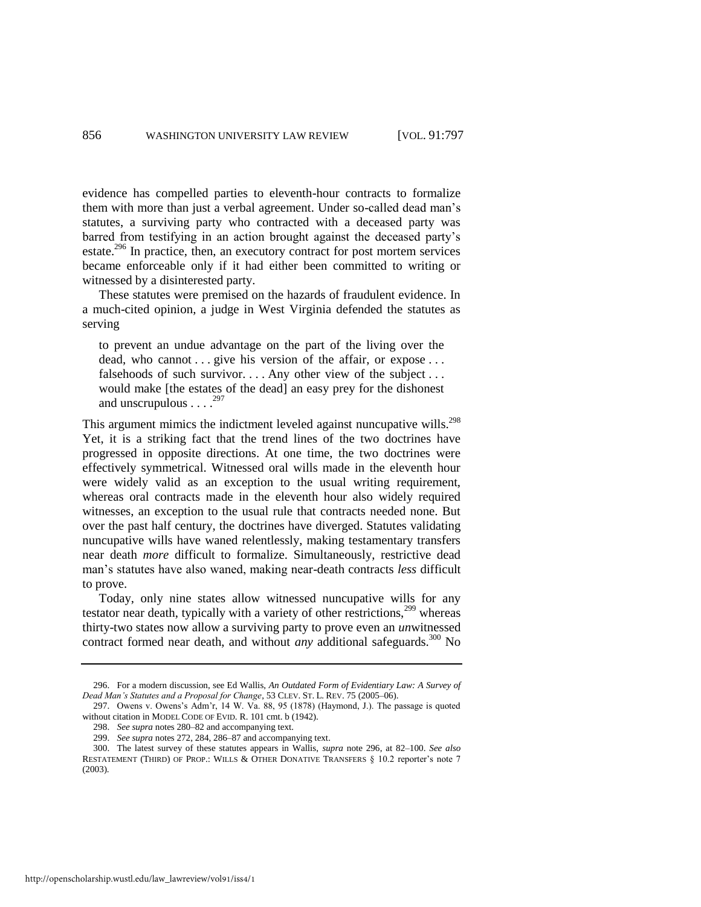evidence has compelled parties to eleventh-hour contracts to formalize them with more than just a verbal agreement. Under so-called dead man's statutes, a surviving party who contracted with a deceased party was barred from testifying in an action brought against the deceased party's estate.[296] In practice, then, an executory contract for post mortem services became enforceable only if it had either been committed to writing or witnessed by a disinterested party.

These statutes were premised on the hazards of fraudulent evidence. In a much-cited opinion, a judge in West Virginia defended the statutes as serving

> to prevent an undue advantage on the part of the living over the dead, who cannot . . . give his version of the affair, or expose . . . falsehoods of such survivor. . . . Any other view of the subject . . . would make [the estates of the dead] an easy prey for the dishonest and unscrupulous . . . .[297]

This argument mimics the indictment leveled against nuncupative wills.[298] Yet, it is a striking fact that the trend lines of the two doctrines have progressed in opposite directions. At one time, the two doctrines were effectively symmetrical. Witnessed oral wills made in the eleventh hour were widely valid as an exception to the usual writing requirement, whereas oral contracts made in the eleventh hour also widely required witnesses, an exception to the usual rule that contracts needed none. But over the past half century, the doctrines have diverged. Statutes validating nuncupative wills have waned relentlessly, making testamentary transfers near death *more* difficult to formalize. Simultaneously, restrictive dead man's statutes have also waned, making near-death contracts *less* difficult to prove.

Today, only nine states allow witnessed nuncupative wills for any testator near death, typically with a variety of other restrictions,[299] whereas thirty-two states now allow a surviving party to prove even an *un*witnessed contract formed near death, and without *any* additional safeguards.[300] No

---

296. For a modern discussion, see Ed Wallis, *An Outdated Form of Evidentiary Law: A Survey of Dead Man's Statutes and a Proposal for Change*, 53 CLEV. ST. L. REV. 75 (2005–06).

297. Owens v. Owens's Adm'r, 14 W. Va. 88, 95 (1878) (Haymond, J.). The passage is quoted without citation in MODEL CODE OF EVID. R. 101 cmt. b (1942).

298. *See supra* notes 280–82 and accompanying text.

299. *See supra* notes 272, 284, 286–87 and accompanying text.

300. The latest survey of these statutes appears in Wallis, *supra* note 296, at 82–100. *See also* RESTATEMENT (THIRD) OF PROP.: WILLS & OTHER DONATIVE TRANSFERS § 10.2 reporter's note 7 (2003).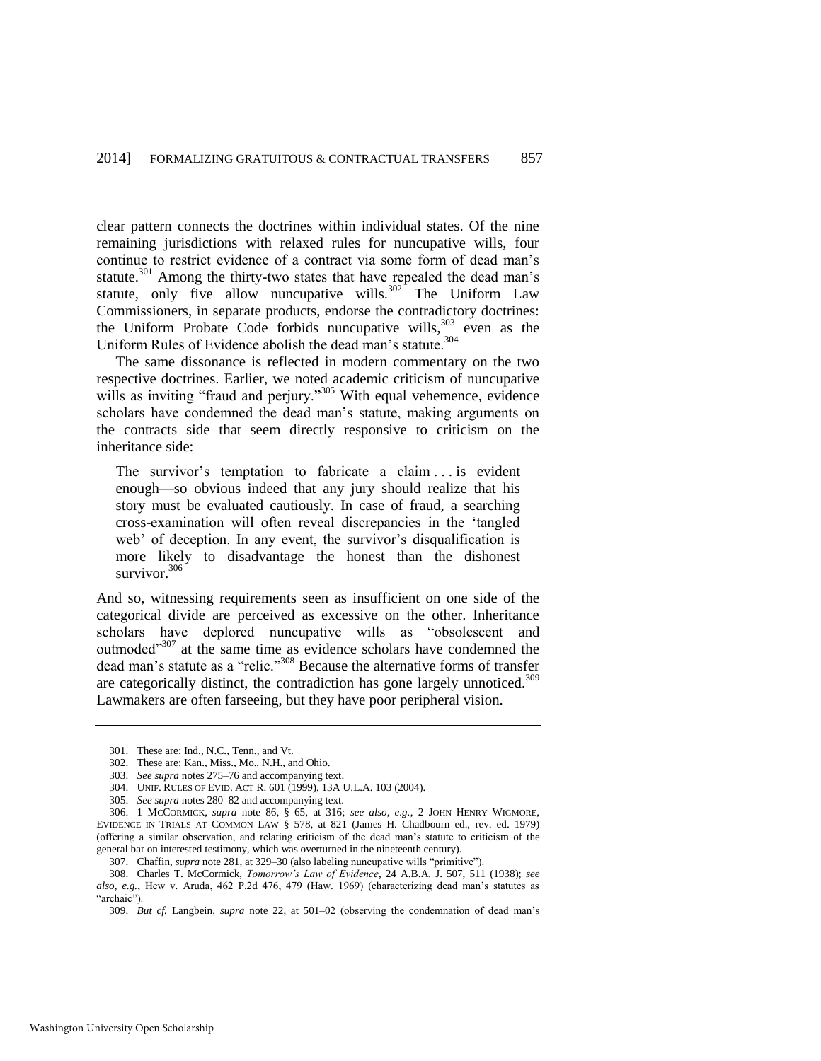clear pattern connects the doctrines within individual states. Of the nine remaining jurisdictions with relaxed rules for nuncupative wills, four continue to restrict evidence of a contract via some form of dead man's statute.[301] Among the thirty-two states that have repealed the dead man's statute, only five allow nuncupative wills.[302] The Uniform Law Commissioners, in separate products, endorse the contradictory doctrines: the Uniform Probate Code forbids nuncupative wills,[303] even as the Uniform Rules of Evidence abolish the dead man's statute.[304]

The same dissonance is reflected in modern commentary on the two respective doctrines. Earlier, we noted academic criticism of nuncupative wills as inviting "fraud and perjury."[305] With equal vehemence, evidence scholars have condemned the dead man's statute, making arguments on the contracts side that seem directly responsive to criticism on the inheritance side:

> The survivor's temptation to fabricate a claim . . . is evident enough—so obvious indeed that any jury should realize that his story must be evaluated cautiously. In case of fraud, a searching cross-examination will often reveal discrepancies in the 'tangled web' of deception. In any event, the survivor's disqualification is more likely to disadvantage the honest than the dishonest survivor.[306]

And so, witnessing requirements seen as insufficient on one side of the categorical divide are perceived as excessive on the other. Inheritance scholars have deplored nuncupative wills as "obsolescent and outmoded"[307] at the same time as evidence scholars have condemned the dead man's statute as a "relic."[308] Because the alternative forms of transfer are categorically distinct, the contradiction has gone largely unnoticed.[309] Lawmakers are often farseeing, but they have poor peripheral vision.

---

301. These are: Ind., N.C., Tenn., and Vt.

302. These are: Kan., Miss., Mo., N.H., and Ohio.

303. *See supra* notes 275–76 and accompanying text.

304. UNIF. RULES OF EVID. ACT R. 601 (1999), 13A U.L.A. 103 (2004).

305. *See supra* notes 280–82 and accompanying text.

306. 1 MCCORMICK, *supra* note 86, § 65, at 316; *see also, e.g.*, 2 JOHN HENRY WIGMORE, EVIDENCE IN TRIALS AT COMMON LAW § 578, at 821 (James H. Chadbourn ed., rev. ed. 1979) (offering a similar observation, and relating criticism of the dead man's statute to criticism of the general bar on interested testimony, which was overturned in the nineteenth century).

307. Chaffin, *supra* note 281, at 329–30 (also labeling nuncupative wills "primitive").

308. Charles T. McCormick, *Tomorrow's Law of Evidence*, 24 A.B.A. J. 507, 511 (1938); *see also, e.g.*, Hew v. Aruda, 462 P.2d 476, 479 (Haw. 1969) (characterizing dead man's statutes as "archaic").

309. *But cf.* Langbein, *supra* note 22, at 501–02 (observing the condemnation of dead man's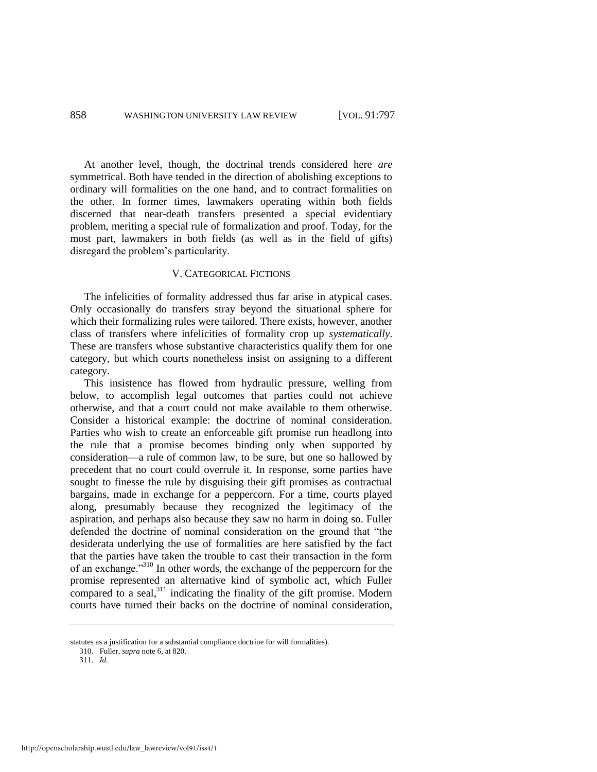At another level, though, the doctrinal trends considered here *are* symmetrical. Both have tended in the direction of abolishing exceptions to ordinary will formalities on the one hand, and to contract formalities on the other. In former times, lawmakers operating within both fields discerned that near-death transfers presented a special evidentiary problem, meriting a special rule of formalization and proof. Today, for the most part, lawmakers in both fields (as well as in the field of gifts) disregard the problem's particularity.

## V. CATEGORICAL FICTIONS

The infelicities of formality addressed thus far arise in atypical cases. Only occasionally do transfers stray beyond the situational sphere for which their formalizing rules were tailored. There exists, however, another class of transfers where infelicities of formality crop up *systematically*. These are transfers whose substantive characteristics qualify them for one category, but which courts nonetheless insist on assigning to a different category.

This insistence has flowed from hydraulic pressure, welling from below, to accomplish legal outcomes that parties could not achieve otherwise, and that a court could not make available to them otherwise. Consider a historical example: the doctrine of nominal consideration. Parties who wish to create an enforceable gift promise run headlong into the rule that a promise becomes binding only when supported by consideration—a rule of common law, to be sure, but one so hallowed by precedent that no court could overrule it. In response, some parties have sought to finesse the rule by disguising their gift promises as contractual bargains, made in exchange for a peppercorn. For a time, courts played along, presumably because they recognized the legitimacy of the aspiration, and perhaps also because they saw no harm in doing so. Fuller defended the doctrine of nominal consideration on the ground that "the desiderata underlying the use of formalities are here satisfied by the fact that the parties have taken the trouble to cast their transaction in the form of an exchange."[310] In other words, the exchange of the peppercorn for the promise represented an alternative kind of symbolic act, which Fuller compared to a seal,[311] indicating the finality of the gift promise. Modern courts have turned their backs on the doctrine of nominal consideration,

---

statutes as a justification for a substantial compliance doctrine for will formalities).

310. Fuller, *supra* note 6, at 820.

311. *Id.*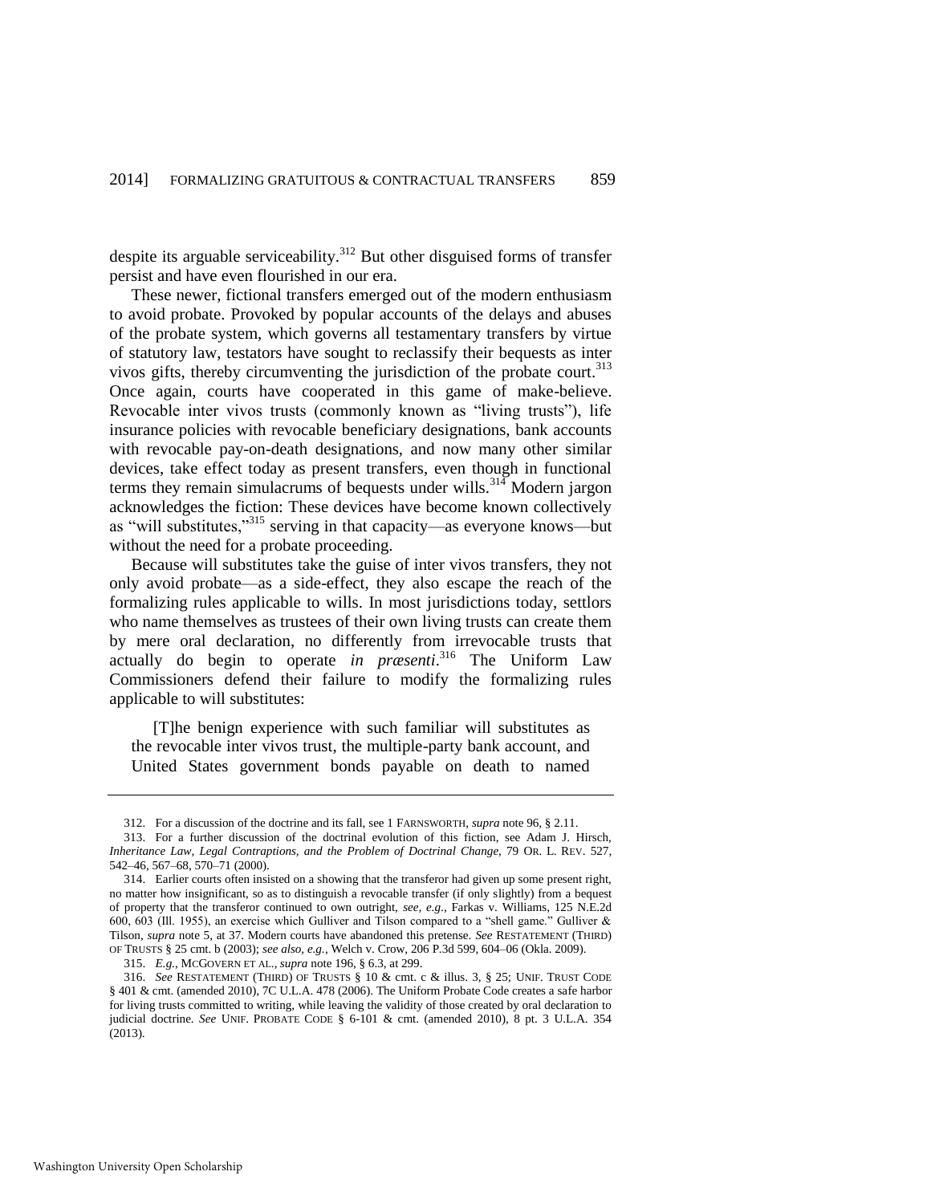despite its arguable serviceability.[312] But other disguised forms of transfer persist and have even flourished in our era.

These newer, fictional transfers emerged out of the modern enthusiasm to avoid probate. Provoked by popular accounts of the delays and abuses of the probate system, which governs all testamentary transfers by virtue of statutory law, testators have sought to reclassify their bequests as inter vivos gifts, thereby circumventing the jurisdiction of the probate court.[313] Once again, courts have cooperated in this game of make-believe. Revocable inter vivos trusts (commonly known as "living trusts"), life insurance policies with revocable beneficiary designations, bank accounts with revocable pay-on-death designations, and now many other similar devices, take effect today as present transfers, even though in functional terms they remain simulacrums of bequests under wills.[314] Modern jargon acknowledges the fiction: These devices have become known collectively as "will substitutes,"[315] serving in that capacity—as everyone knows—but without the need for a probate proceeding.

Because will substitutes take the guise of inter vivos transfers, they not only avoid probate—as a side-effect, they also escape the reach of the formalizing rules applicable to wills. In most jurisdictions today, settlors who name themselves as trustees of their own living trusts can create them by mere oral declaration, no differently from irrevocable trusts that actually do begin to operate *in præsenti*.[316] The Uniform Law Commissioners defend their failure to modify the formalizing rules applicable to will substitutes:

> [T]he benign experience with such familiar will substitutes as the revocable inter vivos trust, the multiple-party bank account, and United States government bonds payable on death to named

---

312. For a discussion of the doctrine and its fall, see 1 FARNSWORTH, *supra* note 96, § 2.11.

313. For a further discussion of the doctrinal evolution of this fiction, see Adam J. Hirsch, *Inheritance Law, Legal Contraptions, and the Problem of Doctrinal Change*, 79 OR. L. REV. 527, 542–46, 567–68, 570–71 (2000).

314. Earlier courts often insisted on a showing that the transferor had given up some present right, no matter how insignificant, so as to distinguish a revocable transfer (if only slightly) from a bequest of property that the transferor continued to own outright, *see, e.g.*, Farkas v. Williams, 125 N.E.2d 600, 603 (Ill. 1955), an exercise which Gulliver and Tilson compared to a "shell game." Gulliver & Tilson, *supra* note 5, at 37. Modern courts have abandoned this pretense. *See* RESTATEMENT (THIRD) OF TRUSTS § 25 cmt. b (2003); *see also, e.g.*, Welch v. Crow, 206 P.3d 599, 604–06 (Okla. 2009).

315. *E.g.*, MCGOVERN ET AL., *supra* note 196, § 6.3, at 299.

316. *See* RESTATEMENT (THIRD) OF TRUSTS § 10 & cmt. c & illus. 3, § 25; UNIF. TRUST CODE § 401 & cmt. (amended 2010), 7C U.L.A. 478 (2006). The Uniform Probate Code creates a safe harbor for living trusts committed to writing, while leaving the validity of those created by oral declaration to judicial doctrine. *See* UNIF. PROBATE CODE § 6-101 & cmt. (amended 2010), 8 pt. 3 U.L.A. 354 (2013).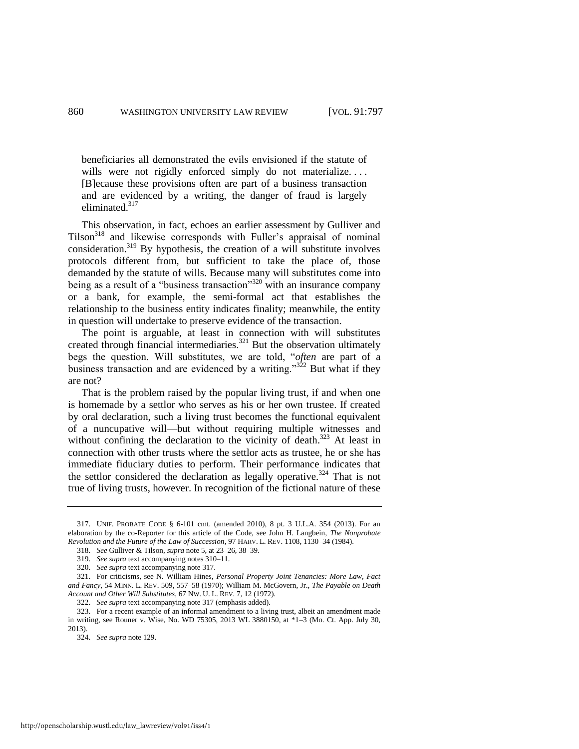> beneficiaries all demonstrated the evils envisioned if the statute of wills were not rigidly enforced simply do not materialize. . . . [B]ecause these provisions often are part of a business transaction and are evidenced by a writing, the danger of fraud is largely eliminated.[317]

This observation, in fact, echoes an earlier assessment by Gulliver and Tilson[318] and likewise corresponds with Fuller's appraisal of nominal consideration.[319] By hypothesis, the creation of a will substitute involves protocols different from, but sufficient to take the place of, those demanded by the statute of wills. Because many will substitutes come into being as a result of a "business transaction"[320] with an insurance company or a bank, for example, the semi-formal act that establishes the relationship to the business entity indicates finality; meanwhile, the entity in question will undertake to preserve evidence of the transaction.

The point is arguable, at least in connection with will substitutes created through financial intermediaries.[321] But the observation ultimately begs the question. Will substitutes, we are told, "*often* are part of a business transaction and are evidenced by a writing."[322] But what if they are not?

That is the problem raised by the popular living trust, if and when one is homemade by a settlor who serves as his or her own trustee. If created by oral declaration, such a living trust becomes the functional equivalent of a nuncupative will—but without requiring multiple witnesses and without confining the declaration to the vicinity of death.[323] At least in connection with other trusts where the settlor acts as trustee, he or she has immediate fiduciary duties to perform. Their performance indicates that the settlor considered the declaration as legally operative.[324] That is not true of living trusts, however. In recognition of the fictional nature of these

---

317. UNIF. PROBATE CODE § 6-101 cmt. (amended 2010), 8 pt. 3 U.L.A. 354 (2013). For an elaboration by the co-Reporter for this article of the Code, see John H. Langbein, *The Nonprobate Revolution and the Future of the Law of Succession*, 97 HARV. L. REV. 1108, 1130–34 (1984).

318. *See* Gulliver & Tilson, *supra* note 5, at 23–26, 38–39.

319. *See supra* text accompanying notes 310–11.

320. *See supra* text accompanying note 317.

321. For criticisms, see N. William Hines, *Personal Property Joint Tenancies: More Law, Fact and Fancy*, 54 MINN. L. REV. 509, 557–58 (1970); William M. McGovern, Jr., *The Payable on Death Account and Other Will Substitutes*, 67 NW. U. L. REV. 7, 12 (1972).

322. *See supra* text accompanying note 317 (emphasis added).

323. For a recent example of an informal amendment to a living trust, albeit an amendment made in writing, see Rouner v. Wise, No. WD 75305, 2013 WL 3880150, at *1–3 (Mo. Ct. App. July 30, 2013).

324. *See supra* note 129.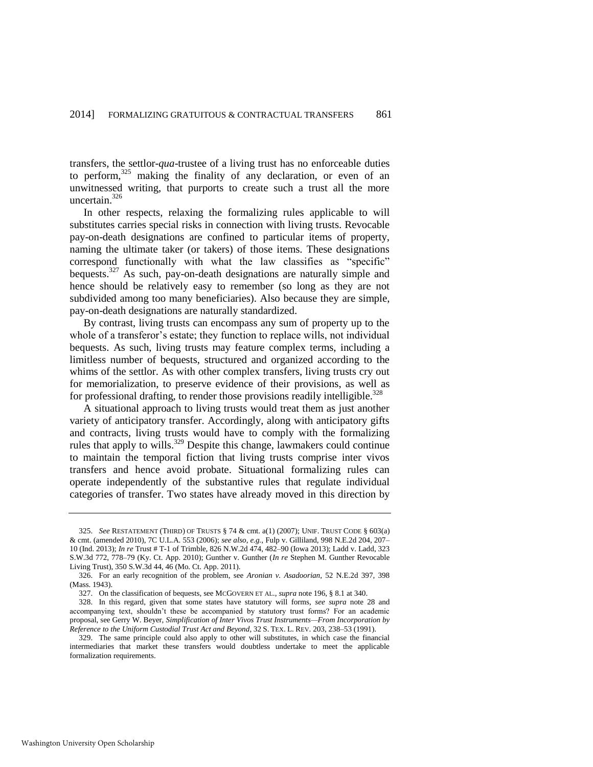transfers, the settlor-*qua*-trustee of a living trust has no enforceable duties to perform,[325] making the finality of any declaration, or even of an unwitnessed writing, that purports to create such a trust all the more uncertain.[326]

In other respects, relaxing the formalizing rules applicable to will substitutes carries special risks in connection with living trusts. Revocable pay-on-death designations are confined to particular items of property, naming the ultimate taker (or takers) of those items. These designations correspond functionally with what the law classifies as "specific" bequests.[327] As such, pay-on-death designations are naturally simple and hence should be relatively easy to remember (so long as they are not subdivided among too many beneficiaries). Also because they are simple, pay-on-death designations are naturally standardized.

By contrast, living trusts can encompass any sum of property up to the whole of a transferor's estate; they function to replace wills, not individual bequests. As such, living trusts may feature complex terms, including a limitless number of bequests, structured and organized according to the whims of the settlor. As with other complex transfers, living trusts cry out for memorialization, to preserve evidence of their provisions, as well as for professional drafting, to render those provisions readily intelligible.[328]

A situational approach to living trusts would treat them as just another variety of anticipatory transfer. Accordingly, along with anticipatory gifts and contracts, living trusts would have to comply with the formalizing rules that apply to wills.[329] Despite this change, lawmakers could continue to maintain the temporal fiction that living trusts comprise inter vivos transfers and hence avoid probate. Situational formalizing rules can operate independently of the substantive rules that regulate individual categories of transfer. Two states have already moved in this direction by

---

325. *See* RESTATEMENT (THIRD) OF TRUSTS § 74 & cmt. a(1) (2007); UNIF. TRUST CODE § 603(a) & cmt. (amended 2010), 7C U.L.A. 553 (2006); *see also, e.g.*, Fulp v. Gilliland, 998 N.E.2d 204, 207–10 (Ind. 2013); *In re* Trust # T-1 of Trimble, 826 N.W.2d 474, 482–90 (Iowa 2013); Ladd v. Ladd, 323 S.W.3d 772, 778–79 (Ky. Ct. App. 2010); Gunther v. Gunther (*In re* Stephen M. Gunther Revocable Living Trust), 350 S.W.3d 44, 46 (Mo. Ct. App. 2011).

326. For an early recognition of the problem, see *Aronian v. Asadoorian*, 52 N.E.2d 397, 398 (Mass. 1943).

327. On the classification of bequests, see MCGOVERN ET AL., *supra* note 196, § 8.1 at 340.

328. In this regard, given that some states have statutory will forms, *see supra* note 28 and accompanying text, shouldn't these be accompanied by statutory trust forms? For an academic proposal, see Gerry W. Beyer, *Simplification of Inter Vivos Trust Instruments—From Incorporation by Reference to the Uniform Custodial Trust Act and Beyond*, 32 S. TEX. L. REV. 203, 238–53 (1991).

329. The same principle could also apply to other will substitutes, in which case the financial intermediaries that market these transfers would doubtless undertake to meet the applicable formalization requirements.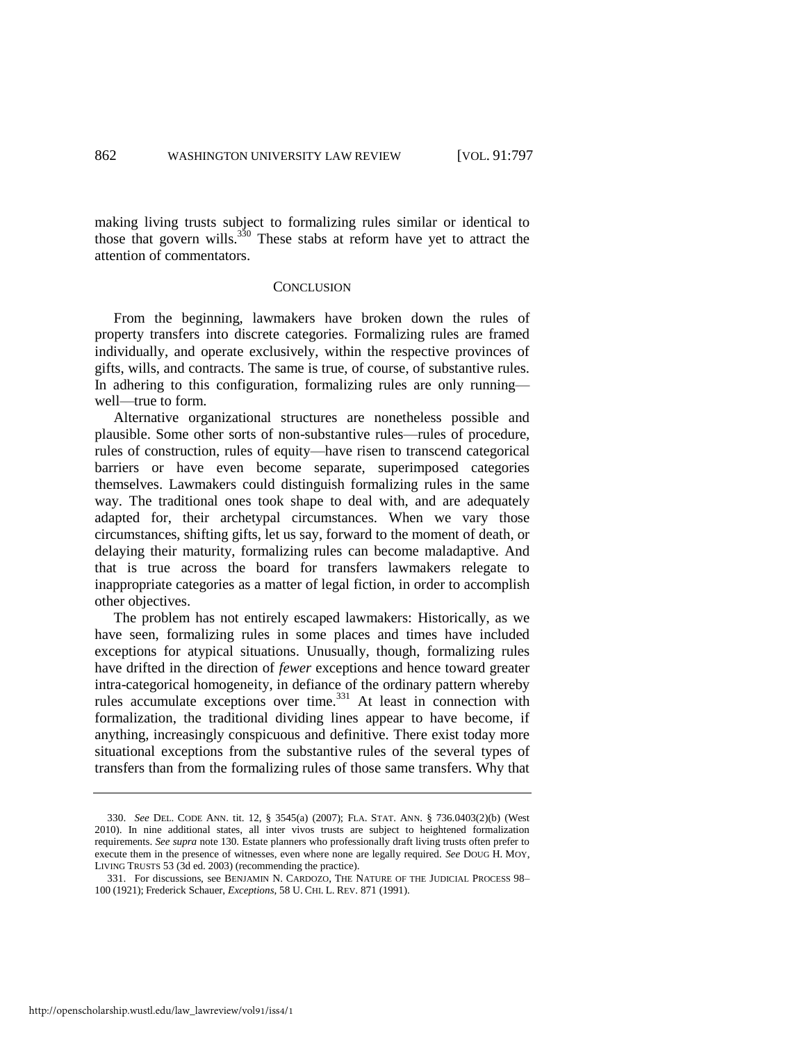making living trusts subject to formalizing rules similar or identical to those that govern wills.[330] These stabs at reform have yet to attract the attention of commentators.

## CONCLUSION

From the beginning, lawmakers have broken down the rules of property transfers into discrete categories. Formalizing rules are framed individually, and operate exclusively, within the respective provinces of gifts, wills, and contracts. The same is true, of course, of substantive rules. In adhering to this configuration, formalizing rules are only running—well—true to form.

Alternative organizational structures are nonetheless possible and plausible. Some other sorts of non-substantive rules—rules of procedure, rules of construction, rules of equity—have risen to transcend categorical barriers or have even become separate, superimposed categories themselves. Lawmakers could distinguish formalizing rules in the same way. The traditional ones took shape to deal with, and are adequately adapted for, their archetypal circumstances. When we vary those circumstances, shifting gifts, let us say, forward to the moment of death, or delaying their maturity, formalizing rules can become maladaptive. And that is true across the board for transfers lawmakers relegate to inappropriate categories as a matter of legal fiction, in order to accomplish other objectives.

The problem has not entirely escaped lawmakers: Historically, as we have seen, formalizing rules in some places and times have included exceptions for atypical situations. Unusually, though, formalizing rules have drifted in the direction of *fewer* exceptions and hence toward greater intra-categorical homogeneity, in defiance of the ordinary pattern whereby rules accumulate exceptions over time.[331] At least in connection with formalization, the traditional dividing lines appear to have become, if anything, increasingly conspicuous and definitive. There exist today more situational exceptions from the substantive rules of the several types of transfers than from the formalizing rules of those same transfers. Why that

---

330. *See* DEL. CODE ANN. tit. 12, § 3545(a) (2007); FLA. STAT. ANN. § 736.0403(2)(b) (West 2010). In nine additional states, all inter vivos trusts are subject to heightened formalization requirements. *See supra* note 130. Estate planners who professionally draft living trusts often prefer to execute them in the presence of witnesses, even where none are legally required. *See* DOUG H. MOY, LIVING TRUSTS 53 (3d ed. 2003) (recommending the practice).

331. For discussions, see BENJAMIN N. CARDOZO, THE NATURE OF THE JUDICIAL PROCESS 98–100 (1921); Frederick Schauer, *Exceptions*, 58 U. CHI. L. REV. 871 (1991).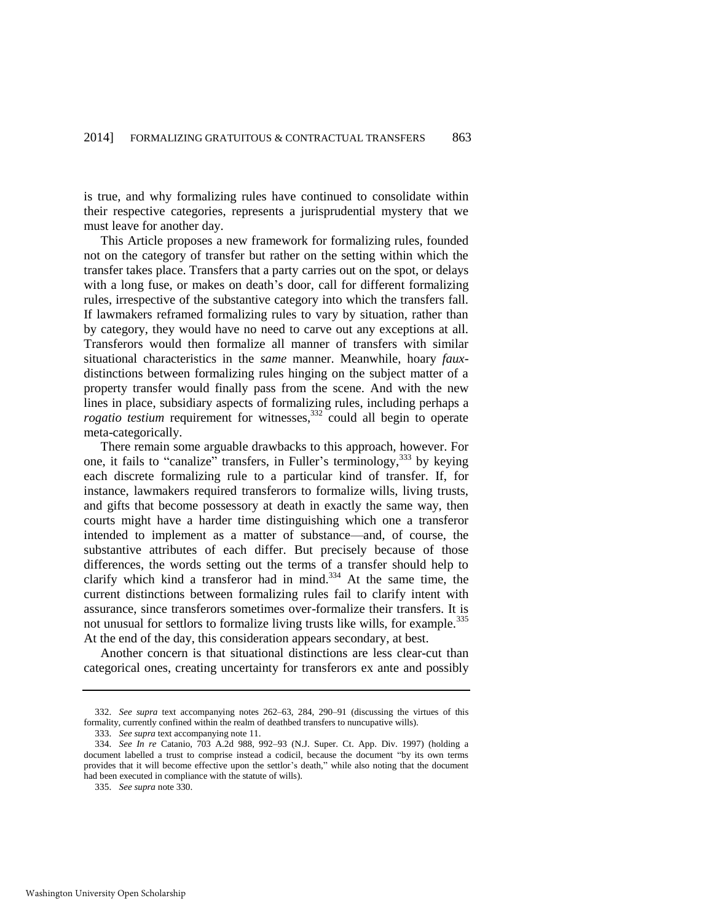is true, and why formalizing rules have continued to consolidate within their respective categories, represents a jurisprudential mystery that we must leave for another day.

This Article proposes a new framework for formalizing rules, founded not on the category of transfer but rather on the setting within which the transfer takes place. Transfers that a party carries out on the spot, or delays with a long fuse, or makes on death's door, call for different formalizing rules, irrespective of the substantive category into which the transfers fall. If lawmakers reframed formalizing rules to vary by situation, rather than by category, they would have no need to carve out any exceptions at all. Transferors would then formalize all manner of transfers with similar situational characteristics in the *same* manner. Meanwhile, hoary *faux*-distinctions between formalizing rules hinging on the subject matter of a property transfer would finally pass from the scene. And with the new lines in place, subsidiary aspects of formalizing rules, including perhaps a *rogatio testium* requirement for witnesses,[332] could all begin to operate meta-categorically.

There remain some arguable drawbacks to this approach, however. For one, it fails to "canalize" transfers, in Fuller's terminology,[333] by keying each discrete formalizing rule to a particular kind of transfer. If, for instance, lawmakers required transferors to formalize wills, living trusts, and gifts that become possessory at death in exactly the same way, then courts might have a harder time distinguishing which one a transferor intended to implement as a matter of substance—and, of course, the substantive attributes of each differ. But precisely because of those differences, the words setting out the terms of a transfer should help to clarify which kind a transferor had in mind.[334] At the same time, the current distinctions between formalizing rules fail to clarify intent with assurance, since transferors sometimes over-formalize their transfers. It is not unusual for settlors to formalize living trusts like wills, for example.[335] At the end of the day, this consideration appears secondary, at best.

Another concern is that situational distinctions are less clear-cut than categorical ones, creating uncertainty for transferors ex ante and possibly

---

332. *See supra* text accompanying notes 262–63, 284, 290–91 (discussing the virtues of this formality, currently confined within the realm of deathbed transfers to nuncupative wills).

333. *See supra* text accompanying note 11.

334. *See In re* Catanio, 703 A.2d 988, 992–93 (N.J. Super. Ct. App. Div. 1997) (holding a document labelled a trust to comprise instead a codicil, because the document "by its own terms provides that it will become effective upon the settlor's death," while also noting that the document had been executed in compliance with the statute of wills).

335. *See supra* note 330.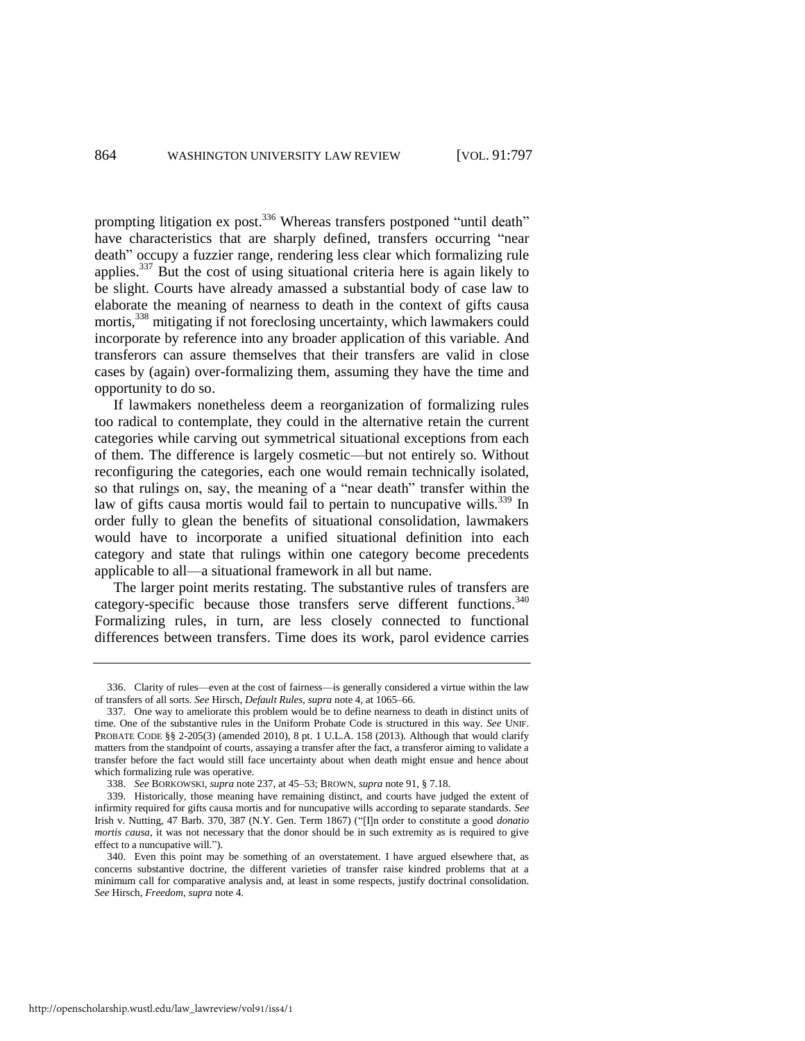prompting litigation ex post.[336] Whereas transfers postponed "until death" have characteristics that are sharply defined, transfers occurring "near death" occupy a fuzzier range, rendering less clear which formalizing rule applies.[337] But the cost of using situational criteria here is again likely to be slight. Courts have already amassed a substantial body of case law to elaborate the meaning of nearness to death in the context of gifts causa mortis,[338] mitigating if not foreclosing uncertainty, which lawmakers could incorporate by reference into any broader application of this variable. And transferors can assure themselves that their transfers are valid in close cases by (again) over-formalizing them, assuming they have the time and opportunity to do so.

If lawmakers nonetheless deem a reorganization of formalizing rules too radical to contemplate, they could in the alternative retain the current categories while carving out symmetrical situational exceptions from each of them. The difference is largely cosmetic—but not entirely so. Without reconfiguring the categories, each one would remain technically isolated, so that rulings on, say, the meaning of a "near death" transfer within the law of gifts causa mortis would fail to pertain to nuncupative wills.[339] In order fully to glean the benefits of situational consolidation, lawmakers would have to incorporate a unified situational definition into each category and state that rulings within one category become precedents applicable to all—a situational framework in all but name.

The larger point merits restating. The substantive rules of transfers are category-specific because those transfers serve different functions.[340] Formalizing rules, in turn, are less closely connected to functional differences between transfers. Time does its work, parol evidence carries

---

336. Clarity of rules—even at the cost of fairness—is generally considered a virtue within the law of transfers of all sorts. *See* Hirsch, *Default Rules*, *supra* note 4, at 1065–66.

337. One way to ameliorate this problem would be to define nearness to death in distinct units of time. One of the substantive rules in the Uniform Probate Code is structured in this way. *See* UNIF. PROBATE CODE §§ 2-205(3) (amended 2010), 8 pt. 1 U.L.A. 158 (2013). Although that would clarify matters from the standpoint of courts, assaying a transfer after the fact, a transferor aiming to validate a transfer before the fact would still face uncertainty about when death might ensue and hence about which formalizing rule was operative.

338. *See* BORKOWSKI, *supra* note 237, at 45–53; BROWN, *supra* note 91, § 7.18.

339. Historically, those meaning have remaining distinct, and courts have judged the extent of infirmity required for gifts causa mortis and for nuncupative wills according to separate standards. *See* Irish v. Nutting, 47 Barb. 370, 387 (N.Y. Gen. Term 1867) ("[I]n order to constitute a good *donatio mortis causa*, it was not necessary that the donor should be in such extremity as is required to give effect to a nuncupative will.").

340. Even this point may be something of an overstatement. I have argued elsewhere that, as concerns substantive doctrine, the different varieties of transfer raise kindred problems that at a minimum call for comparative analysis and, at least in some respects, justify doctrinal consolidation. *See* Hirsch, *Freedom*, *supra* note 4.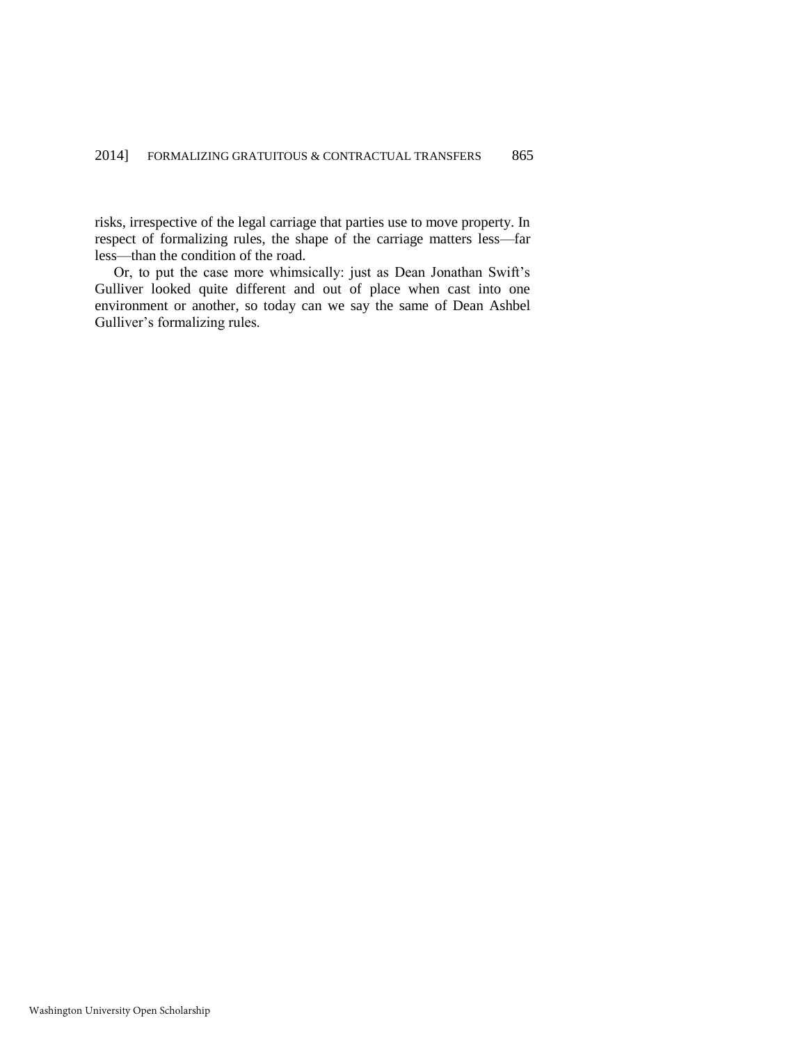risks, irrespective of the legal carriage that parties use to move property. In respect of formalizing rules, the shape of the carriage matters less—far less—than the condition of the road.

Or, to put the case more whimsically: just as Dean Jonathan Swift's Gulliver looked quite different and out of place when cast into one environment or another, so today can we say the same of Dean Ashbel Gulliver's formalizing rules.